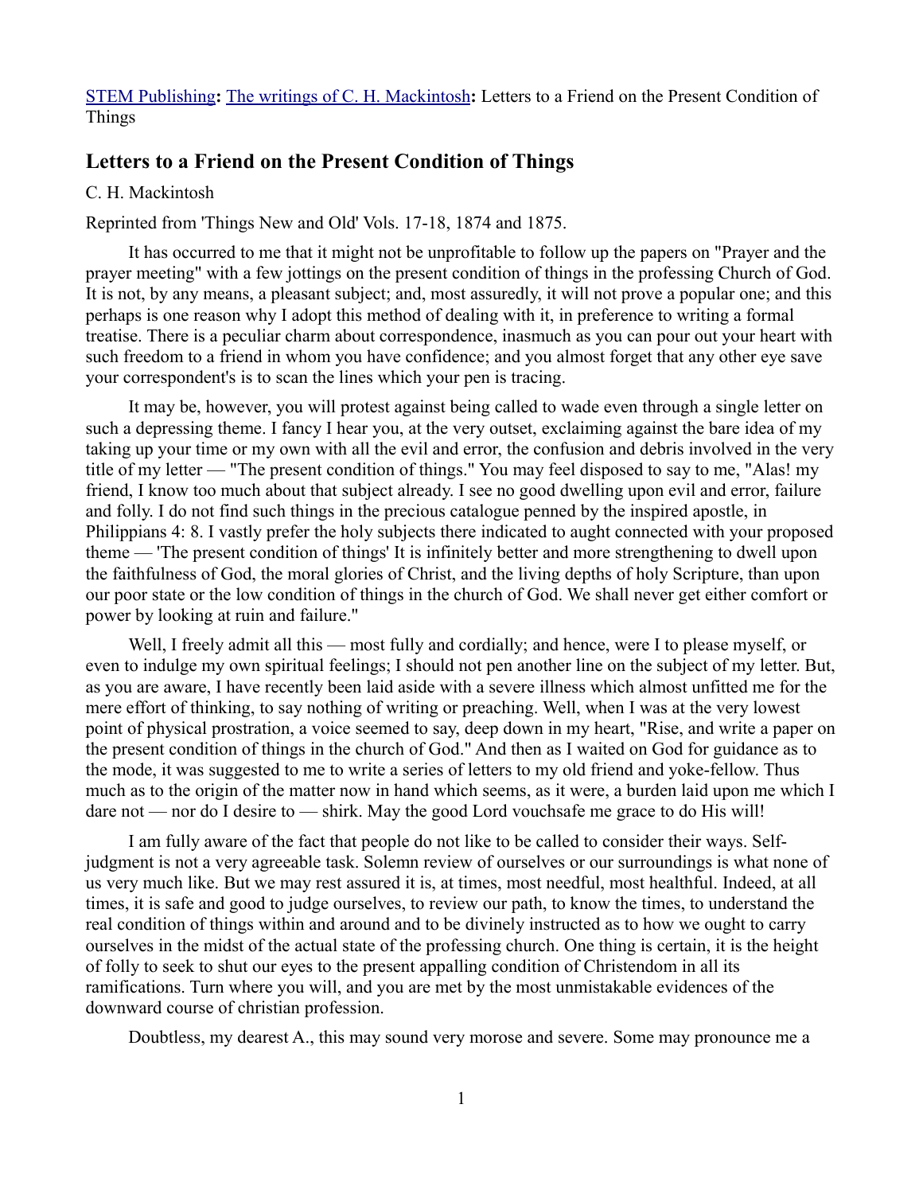STEM Publishing**:** The writings of C. H. Mackintosh**:** Letters to a Friend on the Present Condition of Things

## Letters to a Friend on the Present Condition of Things

C. H. Mackintosh

Reprinted from 'Things New and Old' Vols. 17-18, 1874 and 1875.

It has occurred to me that it might not be unprofitable to follow up the papers on "Prayer and the prayer meeting" with a few jottings on the present condition of things in the professing Church of God. It is not, by any means, a pleasant subject; and, most assuredly, it will not prove a popular one; and this perhaps is one reason why I adopt this method of dealing with it, in preference to writing a formal treatise. There is a peculiar charm about correspondence, inasmuch as you can pour out your heart with such freedom to a friend in whom you have confidence; and you almost forget that any other eye save your correspondent's is to scan the lines which your pen is tracing.

It may be, however, you will protest against being called to wade even through a single letter on such a depressing theme. I fancy I hear you, at the very outset, exclaiming against the bare idea of my taking up your time or my own with all the evil and error, the confusion and debris involved in the very title of my letter — "The present condition of things." You may feel disposed to say to me, "Alas! my friend, I know too much about that subject already. I see no good dwelling upon evil and error, failure and folly. I do not find such things in the precious catalogue penned by the inspired apostle, in Philippians 4: 8. I vastly prefer the holy subjects there indicated to aught connected with your proposed theme — 'The present condition of things' It is infinitely better and more strengthening to dwell upon the faithfulness of God, the moral glories of Christ, and the living depths of holy Scripture, than upon our poor state or the low condition of things in the church of God. We shall never get either comfort or power by looking at ruin and failure."

Well, I freely admit all this — most fully and cordially; and hence, were I to please myself, or even to indulge my own spiritual feelings; I should not pen another line on the subject of my letter. But, as you are aware, I have recently been laid aside with a severe illness which almost unfitted me for the mere effort of thinking, to say nothing of writing or preaching. Well, when I was at the very lowest point of physical prostration, a voice seemed to say, deep down in my heart, "Rise, and write a paper on the present condition of things in the church of God." And then as I waited on God for guidance as to the mode, it was suggested to me to write a series of letters to my old friend and yoke-fellow. Thus much as to the origin of the matter now in hand which seems, as it were, a burden laid upon me which I dare not — nor do I desire to — shirk. May the good Lord vouchsafe me grace to do His will!

I am fully aware of the fact that people do not like to be called to consider their ways. Self-judgment is not a very agreeable task. Solemn review of ourselves or our surroundings is what none of us very much like. But we may rest assured it is, at times, most needful, most healthful. Indeed, at all times, it is safe and good to judge ourselves, to review our path, to know the times, to understand the real condition of things within and around and to be divinely instructed as to how we ought to carry ourselves in the midst of the actual state of the professing church. One thing is certain, it is the height of folly to seek to shut our eyes to the present appalling condition of Christendom in all its ramifications. Turn where you will, and you are met by the most unmistakable evidences of the downward course of christian profession.

Doubtless, my dearest A., this may sound very morose and severe. Some may pronounce me a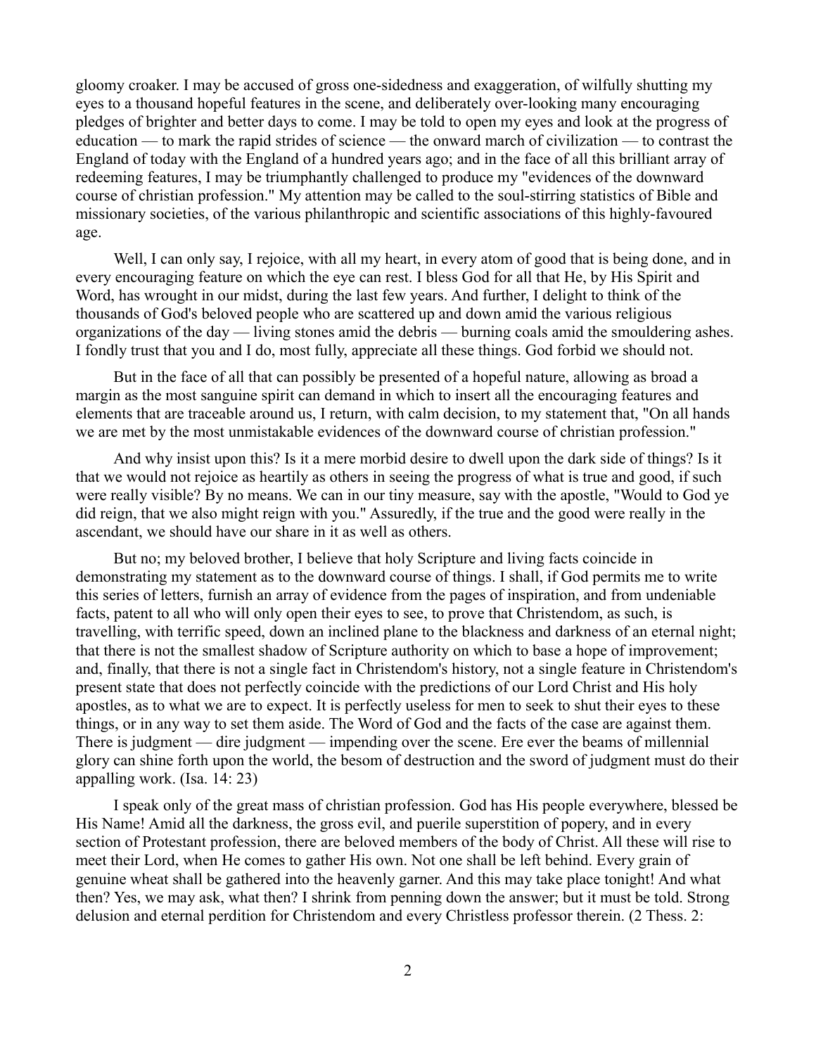gloomy croaker. I may be accused of gross one-sidedness and exaggeration, of wilfully shutting my eyes to a thousand hopeful features in the scene, and deliberately over-looking many encouraging pledges of brighter and better days to come. I may be told to open my eyes and look at the progress of education — to mark the rapid strides of science — the onward march of civilization — to contrast the England of today with the England of a hundred years ago; and in the face of all this brilliant array of redeeming features, I may be triumphantly challenged to produce my "evidences of the downward course of christian profession." My attention may be called to the soul-stirring statistics of Bible and missionary societies, of the various philanthropic and scientific associations of this highly-favoured age.

Well, I can only say, I rejoice, with all my heart, in every atom of good that is being done, and in every encouraging feature on which the eye can rest. I bless God for all that He, by His Spirit and Word, has wrought in our midst, during the last few years. And further, I delight to think of the thousands of God's beloved people who are scattered up and down amid the various religious organizations of the day — living stones amid the debris — burning coals amid the smouldering ashes. I fondly trust that you and I do, most fully, appreciate all these things. God forbid we should not.

But in the face of all that can possibly be presented of a hopeful nature, allowing as broad a margin as the most sanguine spirit can demand in which to insert all the encouraging features and elements that are traceable around us, I return, with calm decision, to my statement that, "On all hands we are met by the most unmistakable evidences of the downward course of christian profession."

And why insist upon this? Is it a mere morbid desire to dwell upon the dark side of things? Is it that we would not rejoice as heartily as others in seeing the progress of what is true and good, if such were really visible? By no means. We can in our tiny measure, say with the apostle, "Would to God ye did reign, that we also might reign with you." Assuredly, if the true and the good were really in the ascendant, we should have our share in it as well as others.

But no; my beloved brother, I believe that holy Scripture and living facts coincide in demonstrating my statement as to the downward course of things. I shall, if God permits me to write this series of letters, furnish an array of evidence from the pages of inspiration, and from undeniable facts, patent to all who will only open their eyes to see, to prove that Christendom, as such, is travelling, with terrific speed, down an inclined plane to the blackness and darkness of an eternal night; that there is not the smallest shadow of Scripture authority on which to base a hope of improvement; and, finally, that there is not a single fact in Christendom's history, not a single feature in Christendom's present state that does not perfectly coincide with the predictions of our Lord Christ and His holy apostles, as to what we are to expect. It is perfectly useless for men to seek to shut their eyes to these things, or in any way to set them aside. The Word of God and the facts of the case are against them. There is judgment — dire judgment — impending over the scene. Ere ever the beams of millennial glory can shine forth upon the world, the besom of destruction and the sword of judgment must do their appalling work. (Isa. 14: 23)

I speak only of the great mass of christian profession. God has His people everywhere, blessed be His Name! Amid all the darkness, the gross evil, and puerile superstition of popery, and in every section of Protestant profession, there are beloved members of the body of Christ. All these will rise to meet their Lord, when He comes to gather His own. Not one shall be left behind. Every grain of genuine wheat shall be gathered into the heavenly garner. And this may take place tonight! And what then? Yes, we may ask, what then? I shrink from penning down the answer; but it must be told. Strong delusion and eternal perdition for Christendom and every Christless professor therein. (2 Thess. 2: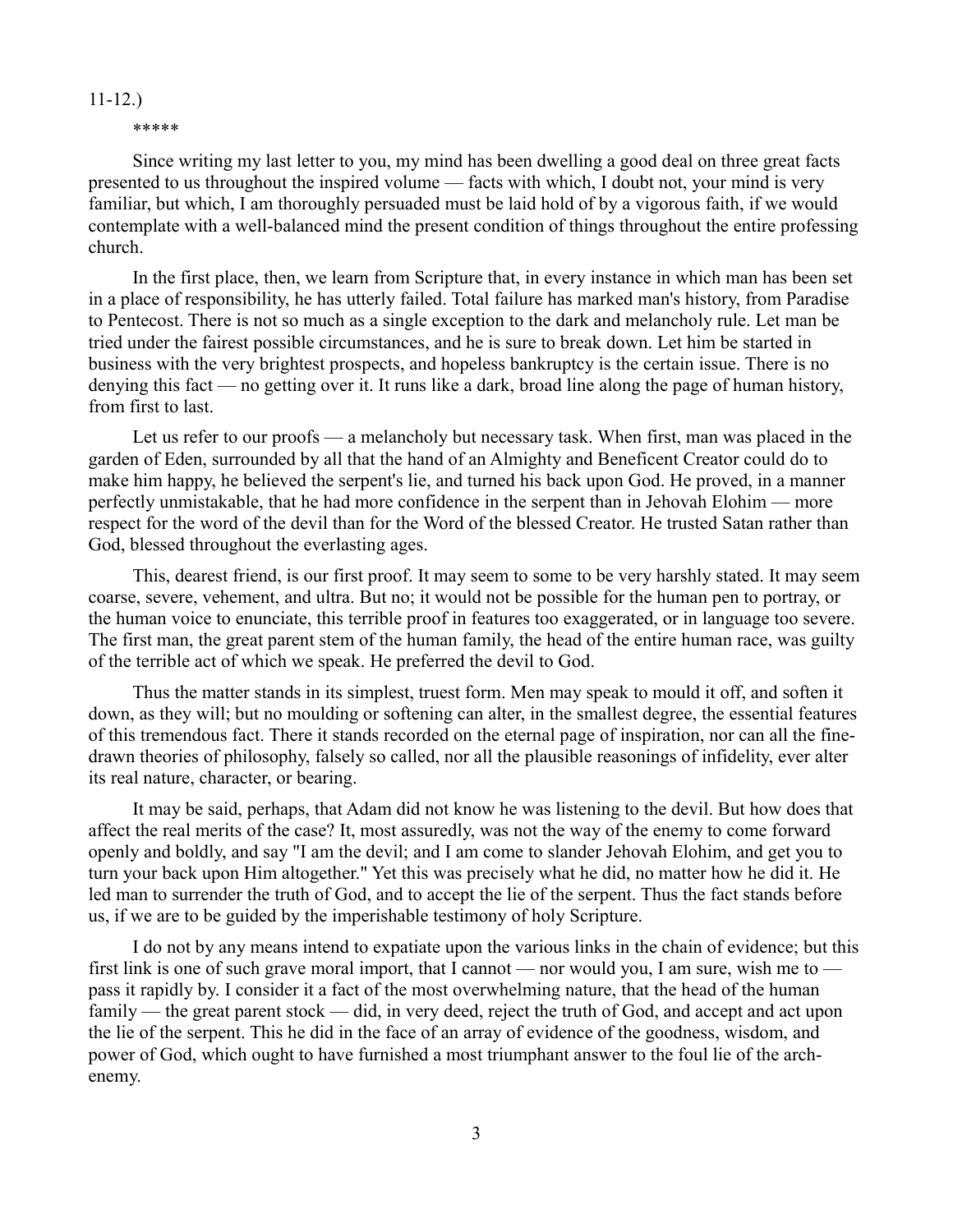11-12.)

*****

Since writing my last letter to you, my mind has been dwelling a good deal on three great facts presented to us throughout the inspired volume — facts with which, I doubt not, your mind is very familiar, but which, I am thoroughly persuaded must be laid hold of by a vigorous faith, if we would contemplate with a well-balanced mind the present condition of things throughout the entire professing church.

In the first place, then, we learn from Scripture that, in every instance in which man has been set in a place of responsibility, he has utterly failed. Total failure has marked man's history, from Paradise to Pentecost. There is not so much as a single exception to the dark and melancholy rule. Let man be tried under the fairest possible circumstances, and he is sure to break down. Let him be started in business with the very brightest prospects, and hopeless bankruptcy is the certain issue. There is no denying this fact — no getting over it. It runs like a dark, broad line along the page of human history, from first to last.

Let us refer to our proofs — a melancholy but necessary task. When first, man was placed in the garden of Eden, surrounded by all that the hand of an Almighty and Beneficent Creator could do to make him happy, he believed the serpent's lie, and turned his back upon God. He proved, in a manner perfectly unmistakable, that he had more confidence in the serpent than in Jehovah Elohim — more respect for the word of the devil than for the Word of the blessed Creator. He trusted Satan rather than God, blessed throughout the everlasting ages.

This, dearest friend, is our first proof. It may seem to some to be very harshly stated. It may seem coarse, severe, vehement, and ultra. But no; it would not be possible for the human pen to portray, or the human voice to enunciate, this terrible proof in features too exaggerated, or in language too severe. The first man, the great parent stem of the human family, the head of the entire human race, was guilty of the terrible act of which we speak. He preferred the devil to God.

Thus the matter stands in its simplest, truest form. Men may speak to mould it off, and soften it down, as they will; but no moulding or softening can alter, in the smallest degree, the essential features of this tremendous fact. There it stands recorded on the eternal page of inspiration, nor can all the fine-drawn theories of philosophy, falsely so called, nor all the plausible reasonings of infidelity, ever alter its real nature, character, or bearing.

It may be said, perhaps, that Adam did not know he was listening to the devil. But how does that affect the real merits of the case? It, most assuredly, was not the way of the enemy to come forward openly and boldly, and say "I am the devil; and I am come to slander Jehovah Elohim, and get you to turn your back upon Him altogether." Yet this was precisely what he did, no matter how he did it. He led man to surrender the truth of God, and to accept the lie of the serpent. Thus the fact stands before us, if we are to be guided by the imperishable testimony of holy Scripture.

I do not by any means intend to expatiate upon the various links in the chain of evidence; but this first link is one of such grave moral import, that I cannot — nor would you, I am sure, wish me to — pass it rapidly by. I consider it a fact of the most overwhelming nature, that the head of the human family — the great parent stock — did, in very deed, reject the truth of God, and accept and act upon the lie of the serpent. This he did in the face of an array of evidence of the goodness, wisdom, and power of God, which ought to have furnished a most triumphant answer to the foul lie of the arch-enemy.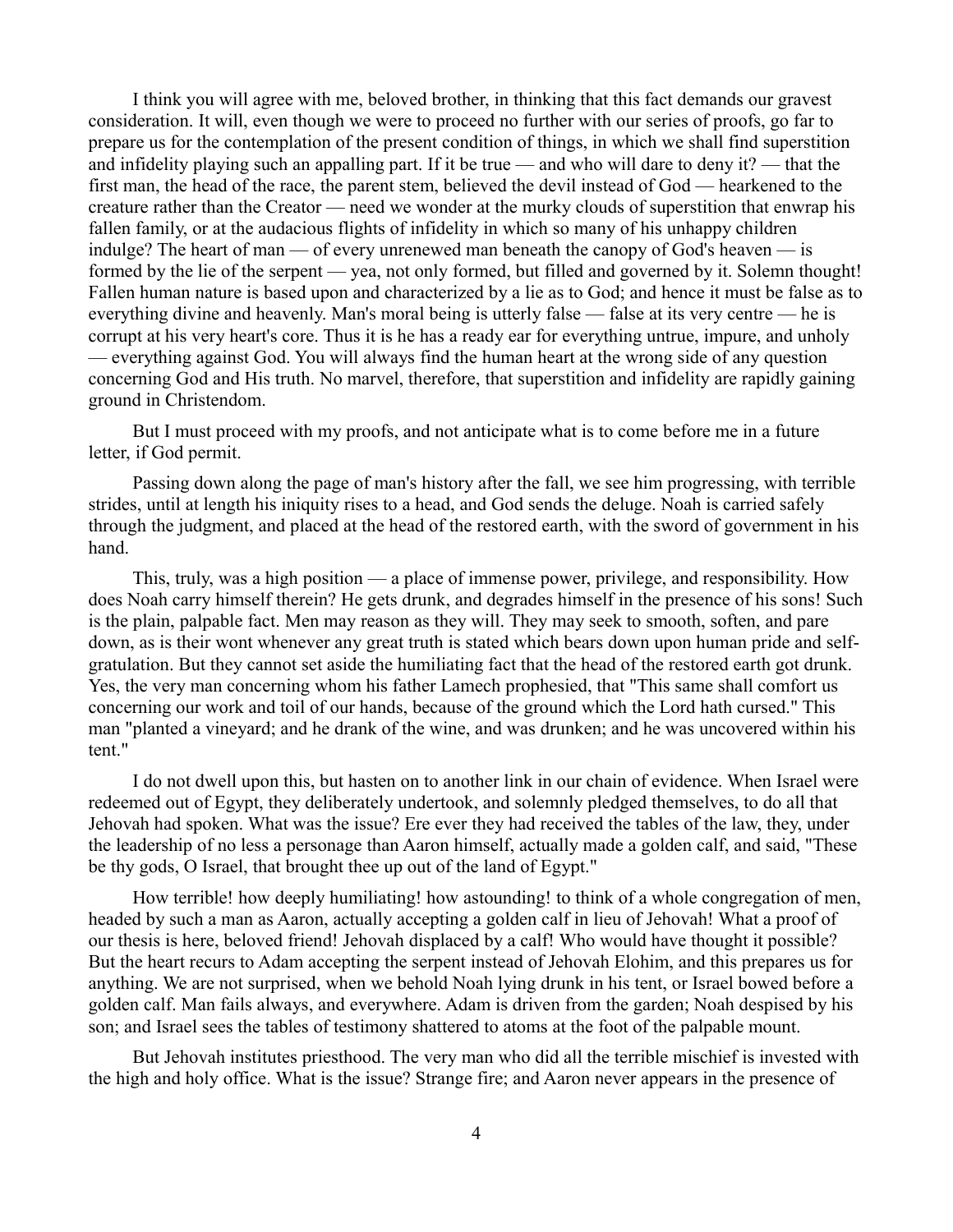I think you will agree with me, beloved brother, in thinking that this fact demands our gravest consideration. It will, even though we were to proceed no further with our series of proofs, go far to prepare us for the contemplation of the present condition of things, in which we shall find superstition and infidelity playing such an appalling part. If it be true — and who will dare to deny it? — that the first man, the head of the race, the parent stem, believed the devil instead of God — hearkened to the creature rather than the Creator — need we wonder at the murky clouds of superstition that enwrap his fallen family, or at the audacious flights of infidelity in which so many of his unhappy children indulge? The heart of man — of every unrenewed man beneath the canopy of God's heaven — is formed by the lie of the serpent — yea, not only formed, but filled and governed by it. Solemn thought! Fallen human nature is based upon and characterized by a lie as to God; and hence it must be false as to everything divine and heavenly. Man's moral being is utterly false — false at its very centre — he is corrupt at his very heart's core. Thus it is he has a ready ear for everything untrue, impure, and unholy — everything against God. You will always find the human heart at the wrong side of any question concerning God and His truth. No marvel, therefore, that superstition and infidelity are rapidly gaining ground in Christendom.

But I must proceed with my proofs, and not anticipate what is to come before me in a future letter, if God permit.

Passing down along the page of man's history after the fall, we see him progressing, with terrible strides, until at length his iniquity rises to a head, and God sends the deluge. Noah is carried safely through the judgment, and placed at the head of the restored earth, with the sword of government in his hand.

This, truly, was a high position — a place of immense power, privilege, and responsibility. How does Noah carry himself therein? He gets drunk, and degrades himself in the presence of his sons! Such is the plain, palpable fact. Men may reason as they will. They may seek to smooth, soften, and pare down, as is their wont whenever any great truth is stated which bears down upon human pride and self-gratulation. But they cannot set aside the humiliating fact that the head of the restored earth got drunk. Yes, the very man concerning whom his father Lamech prophesied, that "This same shall comfort us concerning our work and toil of our hands, because of the ground which the Lord hath cursed." This man "planted a vineyard; and he drank of the wine, and was drunken; and he was uncovered within his tent."

I do not dwell upon this, but hasten on to another link in our chain of evidence. When Israel were redeemed out of Egypt, they deliberately undertook, and solemnly pledged themselves, to do all that Jehovah had spoken. What was the issue? Ere ever they had received the tables of the law, they, under the leadership of no less a personage than Aaron himself, actually made a golden calf, and said, "These be thy gods, O Israel, that brought thee up out of the land of Egypt."

How terrible! how deeply humiliating! how astounding! to think of a whole congregation of men, headed by such a man as Aaron, actually accepting a golden calf in lieu of Jehovah! What a proof of our thesis is here, beloved friend! Jehovah displaced by a calf! Who would have thought it possible? But the heart recurs to Adam accepting the serpent instead of Jehovah Elohim, and this prepares us for anything. We are not surprised, when we behold Noah lying drunk in his tent, or Israel bowed before a golden calf. Man fails always, and everywhere. Adam is driven from the garden; Noah despised by his son; and Israel sees the tables of testimony shattered to atoms at the foot of the palpable mount.

But Jehovah institutes priesthood. The very man who did all the terrible mischief is invested with the high and holy office. What is the issue? Strange fire; and Aaron never appears in the presence of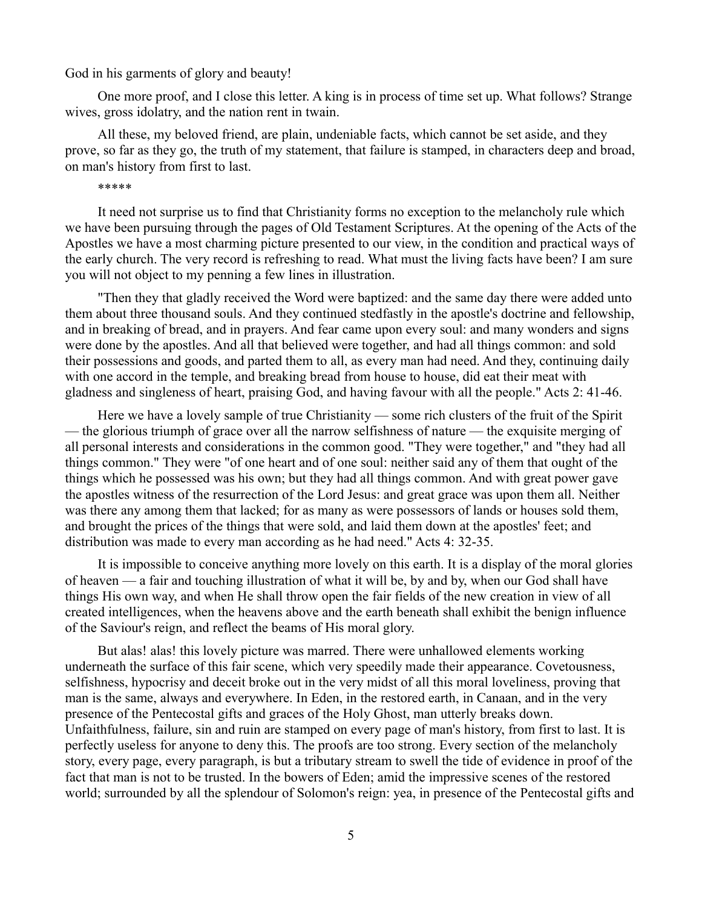God in his garments of glory and beauty!

One more proof, and I close this letter. A king is in process of time set up. What follows? Strange wives, gross idolatry, and the nation rent in twain.

All these, my beloved friend, are plain, undeniable facts, which cannot be set aside, and they prove, so far as they go, the truth of my statement, that failure is stamped, in characters deep and broad, on man's history from first to last.

*****

It need not surprise us to find that Christianity forms no exception to the melancholy rule which we have been pursuing through the pages of Old Testament Scriptures. At the opening of the Acts of the Apostles we have a most charming picture presented to our view, in the condition and practical ways of the early church. The very record is refreshing to read. What must the living facts have been? I am sure you will not object to my penning a few lines in illustration.

"Then they that gladly received the Word were baptized: and the same day there were added unto them about three thousand souls. And they continued stedfastly in the apostle's doctrine and fellowship, and in breaking of bread, and in prayers. And fear came upon every soul: and many wonders and signs were done by the apostles. And all that believed were together, and had all things common: and sold their possessions and goods, and parted them to all, as every man had need. And they, continuing daily with one accord in the temple, and breaking bread from house to house, did eat their meat with gladness and singleness of heart, praising God, and having favour with all the people." Acts 2: 41-46.

Here we have a lovely sample of true Christianity — some rich clusters of the fruit of the Spirit — the glorious triumph of grace over all the narrow selfishness of nature — the exquisite merging of all personal interests and considerations in the common good. "They were together," and "they had all things common." They were "of one heart and of one soul: neither said any of them that ought of the things which he possessed was his own; but they had all things common. And with great power gave the apostles witness of the resurrection of the Lord Jesus: and great grace was upon them all. Neither was there any among them that lacked; for as many as were possessors of lands or houses sold them, and brought the prices of the things that were sold, and laid them down at the apostles' feet; and distribution was made to every man according as he had need." Acts 4: 32-35.

It is impossible to conceive anything more lovely on this earth. It is a display of the moral glories of heaven — a fair and touching illustration of what it will be, by and by, when our God shall have things His own way, and when He shall throw open the fair fields of the new creation in view of all created intelligences, when the heavens above and the earth beneath shall exhibit the benign influence of the Saviour's reign, and reflect the beams of His moral glory.

But alas! alas! this lovely picture was marred. There were unhallowed elements working underneath the surface of this fair scene, which very speedily made their appearance. Covetousness, selfishness, hypocrisy and deceit broke out in the very midst of all this moral loveliness, proving that man is the same, always and everywhere. In Eden, in the restored earth, in Canaan, and in the very presence of the Pentecostal gifts and graces of the Holy Ghost, man utterly breaks down. Unfaithfulness, failure, sin and ruin are stamped on every page of man's history, from first to last. It is perfectly useless for anyone to deny this. The proofs are too strong. Every section of the melancholy story, every page, every paragraph, is but a tributary stream to swell the tide of evidence in proof of the fact that man is not to be trusted. In the bowers of Eden; amid the impressive scenes of the restored world; surrounded by all the splendour of Solomon's reign: yea, in presence of the Pentecostal gifts and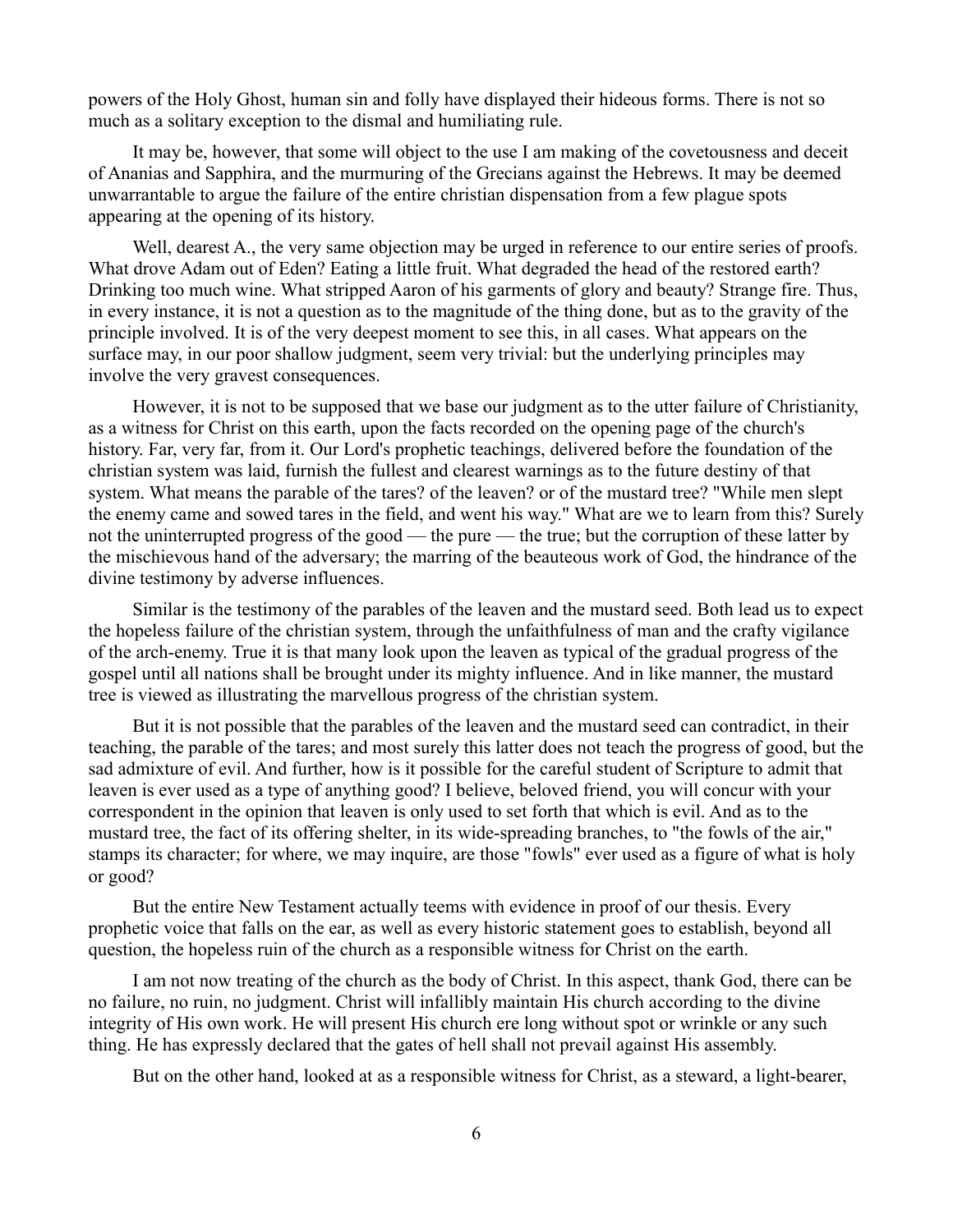powers of the Holy Ghost, human sin and folly have displayed their hideous forms. There is not so much as a solitary exception to the dismal and humiliating rule.

It may be, however, that some will object to the use I am making of the covetousness and deceit of Ananias and Sapphira, and the murmuring of the Grecians against the Hebrews. It may be deemed unwarrantable to argue the failure of the entire christian dispensation from a few plague spots appearing at the opening of its history.

Well, dearest A., the very same objection may be urged in reference to our entire series of proofs. What drove Adam out of Eden? Eating a little fruit. What degraded the head of the restored earth? Drinking too much wine. What stripped Aaron of his garments of glory and beauty? Strange fire. Thus, in every instance, it is not a question as to the magnitude of the thing done, but as to the gravity of the principle involved. It is of the very deepest moment to see this, in all cases. What appears on the surface may, in our poor shallow judgment, seem very trivial: but the underlying principles may involve the very gravest consequences.

However, it is not to be supposed that we base our judgment as to the utter failure of Christianity, as a witness for Christ on this earth, upon the facts recorded on the opening page of the church's history. Far, very far, from it. Our Lord's prophetic teachings, delivered before the foundation of the christian system was laid, furnish the fullest and clearest warnings as to the future destiny of that system. What means the parable of the tares? of the leaven? or of the mustard tree? "While men slept the enemy came and sowed tares in the field, and went his way." What are we to learn from this? Surely not the uninterrupted progress of the good — the pure — the true; but the corruption of these latter by the mischievous hand of the adversary; the marring of the beauteous work of God, the hindrance of the divine testimony by adverse influences.

Similar is the testimony of the parables of the leaven and the mustard seed. Both lead us to expect the hopeless failure of the christian system, through the unfaithfulness of man and the crafty vigilance of the arch-enemy. True it is that many look upon the leaven as typical of the gradual progress of the gospel until all nations shall be brought under its mighty influence. And in like manner, the mustard tree is viewed as illustrating the marvellous progress of the christian system.

But it is not possible that the parables of the leaven and the mustard seed can contradict, in their teaching, the parable of the tares; and most surely this latter does not teach the progress of good, but the sad admixture of evil. And further, how is it possible for the careful student of Scripture to admit that leaven is ever used as a type of anything good? I believe, beloved friend, you will concur with your correspondent in the opinion that leaven is only used to set forth that which is evil. And as to the mustard tree, the fact of its offering shelter, in its wide-spreading branches, to "the fowls of the air," stamps its character; for where, we may inquire, are those "fowls" ever used as a figure of what is holy or good?

But the entire New Testament actually teems with evidence in proof of our thesis. Every prophetic voice that falls on the ear, as well as every historic statement goes to establish, beyond all question, the hopeless ruin of the church as a responsible witness for Christ on the earth.

I am not now treating of the church as the body of Christ. In this aspect, thank God, there can be no failure, no ruin, no judgment. Christ will infallibly maintain His church according to the divine integrity of His own work. He will present His church ere long without spot or wrinkle or any such thing. He has expressly declared that the gates of hell shall not prevail against His assembly.

But on the other hand, looked at as a responsible witness for Christ, as a steward, a light-bearer,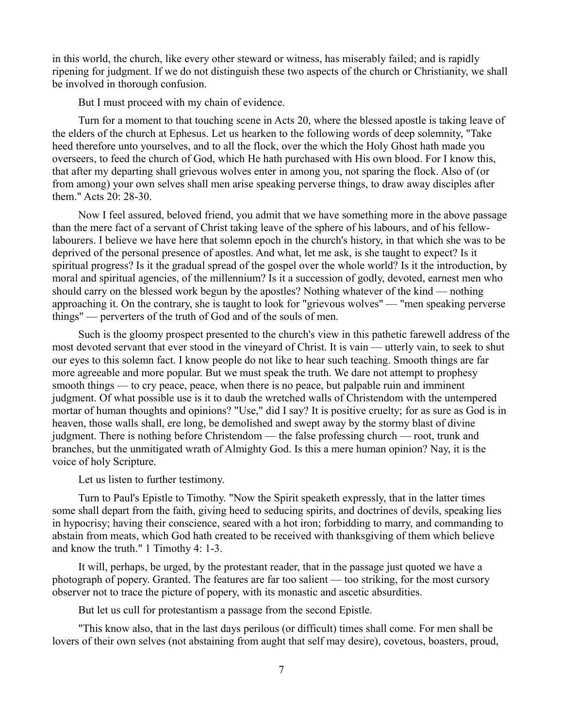in this world, the church, like every other steward or witness, has miserably failed; and is rapidly ripening for judgment. If we do not distinguish these two aspects of the church or Christianity, we shall be involved in thorough confusion.

But I must proceed with my chain of evidence.

Turn for a moment to that touching scene in Acts 20, where the blessed apostle is taking leave of the elders of the church at Ephesus. Let us hearken to the following words of deep solemnity, "Take heed therefore unto yourselves, and to all the flock, over the which the Holy Ghost hath made you overseers, to feed the church of God, which He hath purchased with His own blood. For I know this, that after my departing shall grievous wolves enter in among you, not sparing the flock. Also of (or from among) your own selves shall men arise speaking perverse things, to draw away disciples after them." Acts 20: 28-30.

Now I feel assured, beloved friend, you admit that we have something more in the above passage than the mere fact of a servant of Christ taking leave of the sphere of his labours, and of his fellow-labourers. I believe we have here that solemn epoch in the church's history, in that which she was to be deprived of the personal presence of apostles. And what, let me ask, is she taught to expect? Is it spiritual progress? Is it the gradual spread of the gospel over the whole world? Is it the introduction, by moral and spiritual agencies, of the millennium? Is it a succession of godly, devoted, earnest men who should carry on the blessed work begun by the apostles? Nothing whatever of the kind — nothing approaching it. On the contrary, she is taught to look for "grievous wolves" — "men speaking perverse things" — perverters of the truth of God and of the souls of men.

Such is the gloomy prospect presented to the church's view in this pathetic farewell address of the most devoted servant that ever stood in the vineyard of Christ. It is vain — utterly vain, to seek to shut our eyes to this solemn fact. I know people do not like to hear such teaching. Smooth things are far more agreeable and more popular. But we must speak the truth. We dare not attempt to prophesy smooth things — to cry peace, peace, when there is no peace, but palpable ruin and imminent judgment. Of what possible use is it to daub the wretched walls of Christendom with the untempered mortar of human thoughts and opinions? "Use," did I say? It is positive cruelty; for as sure as God is in heaven, those walls shall, ere long, be demolished and swept away by the stormy blast of divine judgment. There is nothing before Christendom — the false professing church — root, trunk and branches, but the unmitigated wrath of Almighty God. Is this a mere human opinion? Nay, it is the voice of holy Scripture.

Let us listen to further testimony.

Turn to Paul's Epistle to Timothy. "Now the Spirit speaketh expressly, that in the latter times some shall depart from the faith, giving heed to seducing spirits, and doctrines of devils, speaking lies in hypocrisy; having their conscience, seared with a hot iron; forbidding to marry, and commanding to abstain from meats, which God hath created to be received with thanksgiving of them which believe and know the truth." 1 Timothy 4: 1-3.

It will, perhaps, be urged, by the protestant reader, that in the passage just quoted we have a photograph of popery. Granted. The features are far too salient — too striking, for the most cursory observer not to trace the picture of popery, with its monastic and ascetic absurdities.

But let us cull for protestantism a passage from the second Epistle.

"This know also, that in the last days perilous (or difficult) times shall come. For men shall be lovers of their own selves (not abstaining from aught that self may desire), covetous, boasters, proud,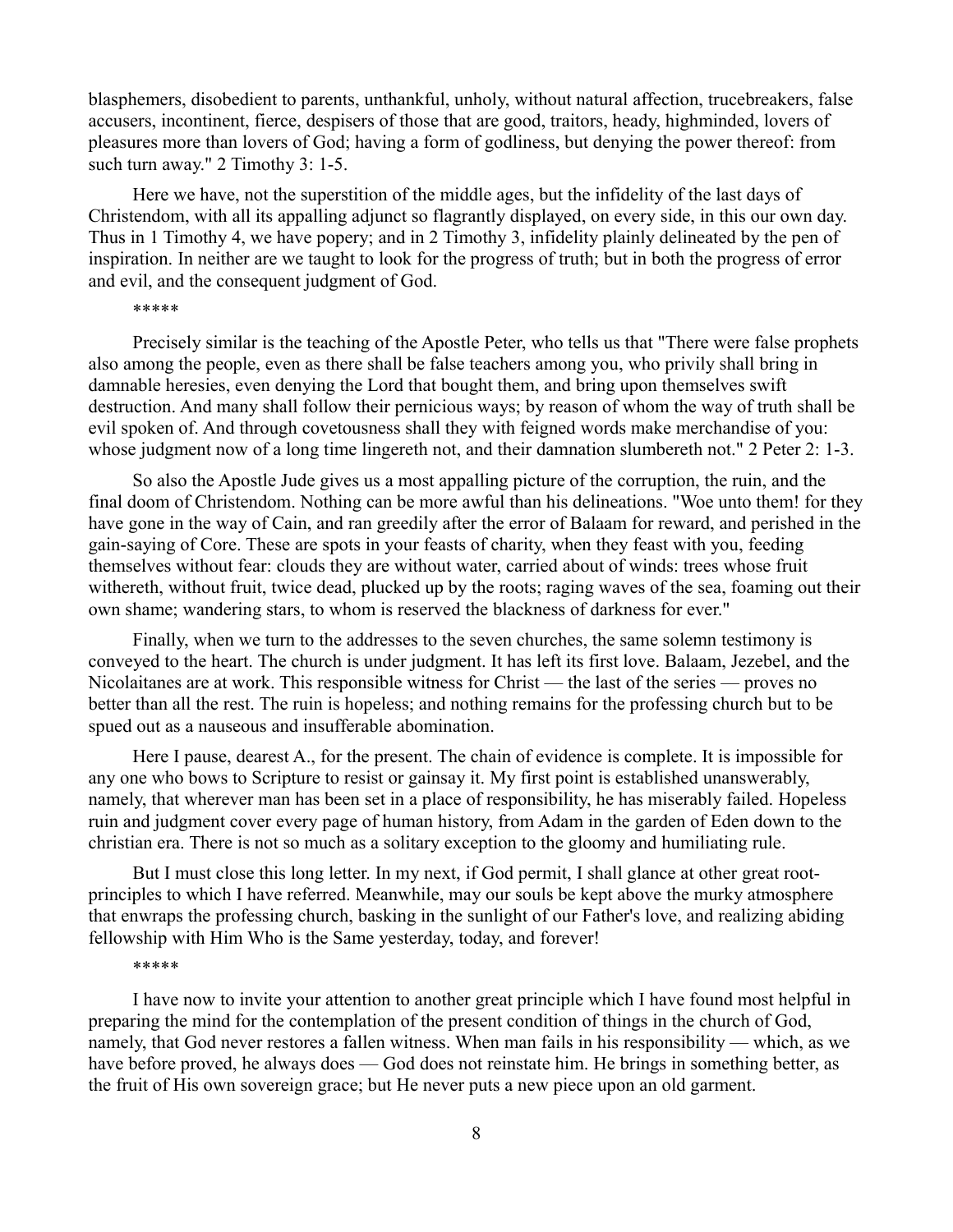blasphemers, disobedient to parents, unthankful, unholy, without natural affection, trucebreakers, false accusers, incontinent, fierce, despisers of those that are good, traitors, heady, highminded, lovers of pleasures more than lovers of God; having a form of godliness, but denying the power thereof: from such turn away." 2 Timothy 3: 1-5.

Here we have, not the superstition of the middle ages, but the infidelity of the last days of Christendom, with all its appalling adjunct so flagrantly displayed, on every side, in this our own day. Thus in 1 Timothy 4, we have popery; and in 2 Timothy 3, infidelity plainly delineated by the pen of inspiration. In neither are we taught to look for the progress of truth; but in both the progress of error and evil, and the consequent judgment of God.

*****

Precisely similar is the teaching of the Apostle Peter, who tells us that "There were false prophets also among the people, even as there shall be false teachers among you, who privily shall bring in damnable heresies, even denying the Lord that bought them, and bring upon themselves swift destruction. And many shall follow their pernicious ways; by reason of whom the way of truth shall be evil spoken of. And through covetousness shall they with feigned words make merchandise of you: whose judgment now of a long time lingereth not, and their damnation slumbereth not." 2 Peter 2: 1-3.

So also the Apostle Jude gives us a most appalling picture of the corruption, the ruin, and the final doom of Christendom. Nothing can be more awful than his delineations. "Woe unto them! for they have gone in the way of Cain, and ran greedily after the error of Balaam for reward, and perished in the gain-saying of Core. These are spots in your feasts of charity, when they feast with you, feeding themselves without fear: clouds they are without water, carried about of winds: trees whose fruit withereth, without fruit, twice dead, plucked up by the roots; raging waves of the sea, foaming out their own shame; wandering stars, to whom is reserved the blackness of darkness for ever."

Finally, when we turn to the addresses to the seven churches, the same solemn testimony is conveyed to the heart. The church is under judgment. It has left its first love. Balaam, Jezebel, and the Nicolaitanes are at work. This responsible witness for Christ — the last of the series — proves no better than all the rest. The ruin is hopeless; and nothing remains for the professing church but to be spued out as a nauseous and insufferable abomination.

Here I pause, dearest A., for the present. The chain of evidence is complete. It is impossible for any one who bows to Scripture to resist or gainsay it. My first point is established unanswerably, namely, that wherever man has been set in a place of responsibility, he has miserably failed. Hopeless ruin and judgment cover every page of human history, from Adam in the garden of Eden down to the christian era. There is not so much as a solitary exception to the gloomy and humiliating rule.

But I must close this long letter. In my next, if God permit, I shall glance at other great root-principles to which I have referred. Meanwhile, may our souls be kept above the murky atmosphere that enwraps the professing church, basking in the sunlight of our Father's love, and realizing abiding fellowship with Him Who is the Same yesterday, today, and forever!

*****

I have now to invite your attention to another great principle which I have found most helpful in preparing the mind for the contemplation of the present condition of things in the church of God, namely, that God never restores a fallen witness. When man fails in his responsibility — which, as we have before proved, he always does — God does not reinstate him. He brings in something better, as the fruit of His own sovereign grace; but He never puts a new piece upon an old garment.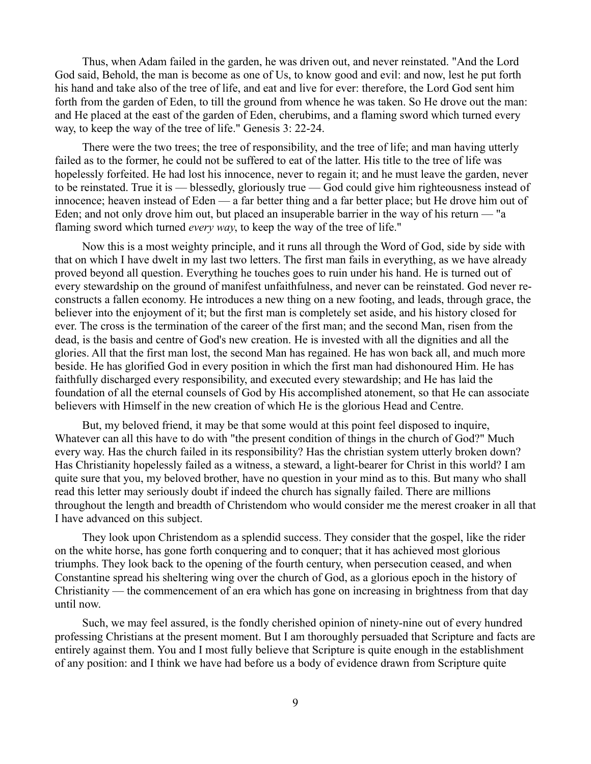Thus, when Adam failed in the garden, he was driven out, and never reinstated. "And the Lord God said, Behold, the man is become as one of Us, to know good and evil: and now, lest he put forth his hand and take also of the tree of life, and eat and live for ever: therefore, the Lord God sent him forth from the garden of Eden, to till the ground from whence he was taken. So He drove out the man: and He placed at the east of the garden of Eden, cherubims, and a flaming sword which turned every way, to keep the way of the tree of life." Genesis 3: 22-24.

There were the two trees; the tree of responsibility, and the tree of life; and man having utterly failed as to the former, he could not be suffered to eat of the latter. His title to the tree of life was hopelessly forfeited. He had lost his innocence, never to regain it; and he must leave the garden, never to be reinstated. True it is — blessedly, gloriously true — God could give him righteousness instead of innocence; heaven instead of Eden — a far better thing and a far better place; but He drove him out of Eden; and not only drove him out, but placed an insuperable barrier in the way of his return — "a flaming sword which turned *every way*, to keep the way of the tree of life."

Now this is a most weighty principle, and it runs all through the Word of God, side by side with that on which I have dwelt in my last two letters. The first man fails in everything, as we have already proved beyond all question. Everything he touches goes to ruin under his hand. He is turned out of every stewardship on the ground of manifest unfaithfulness, and never can be reinstated. God never re-constructs a fallen economy. He introduces a new thing on a new footing, and leads, through grace, the believer into the enjoyment of it; but the first man is completely set aside, and his history closed for ever. The cross is the termination of the career of the first man; and the second Man, risen from the dead, is the basis and centre of God's new creation. He is invested with all the dignities and all the glories. All that the first man lost, the second Man has regained. He has won back all, and much more beside. He has glorified God in every position in which the first man had dishonoured Him. He has faithfully discharged every responsibility, and executed every stewardship; and He has laid the foundation of all the eternal counsels of God by His accomplished atonement, so that He can associate believers with Himself in the new creation of which He is the glorious Head and Centre.

But, my beloved friend, it may be that some would at this point feel disposed to inquire, Whatever can all this have to do with "the present condition of things in the church of God?" Much every way. Has the church failed in its responsibility? Has the christian system utterly broken down? Has Christianity hopelessly failed as a witness, a steward, a light-bearer for Christ in this world? I am quite sure that you, my beloved brother, have no question in your mind as to this. But many who shall read this letter may seriously doubt if indeed the church has signally failed. There are millions throughout the length and breadth of Christendom who would consider me the merest croaker in all that I have advanced on this subject.

They look upon Christendom as a splendid success. They consider that the gospel, like the rider on the white horse, has gone forth conquering and to conquer; that it has achieved most glorious triumphs. They look back to the opening of the fourth century, when persecution ceased, and when Constantine spread his sheltering wing over the church of God, as a glorious epoch in the history of Christianity — the commencement of an era which has gone on increasing in brightness from that day until now.

Such, we may feel assured, is the fondly cherished opinion of ninety-nine out of every hundred professing Christians at the present moment. But I am thoroughly persuaded that Scripture and facts are entirely against them. You and I most fully believe that Scripture is quite enough in the establishment of any position: and I think we have had before us a body of evidence drawn from Scripture quite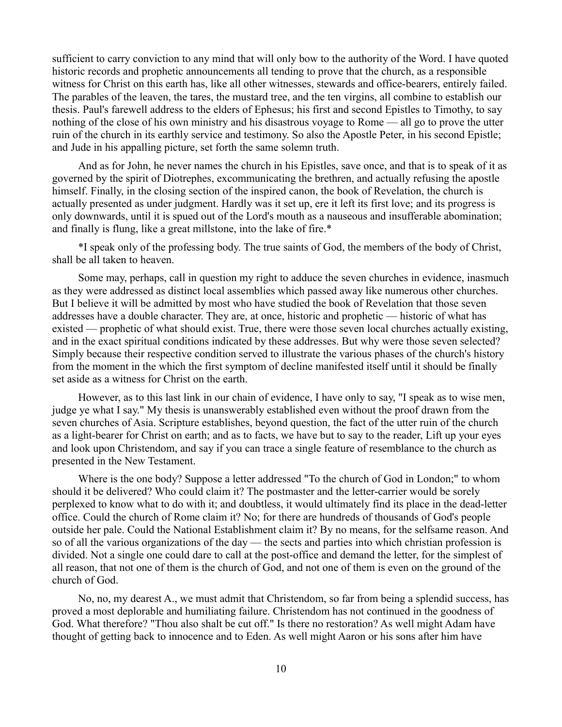sufficient to carry conviction to any mind that will only bow to the authority of the Word. I have quoted historic records and prophetic announcements all tending to prove that the church, as a responsible witness for Christ on this earth has, like all other witnesses, stewards and office-bearers, entirely failed. The parables of the leaven, the tares, the mustard tree, and the ten virgins, all combine to establish our thesis. Paul's farewell address to the elders of Ephesus; his first and second Epistles to Timothy, to say nothing of the close of his own ministry and his disastrous voyage to Rome — all go to prove the utter ruin of the church in its earthly service and testimony. So also the Apostle Peter, in his second Epistle; and Jude in his appalling picture, set forth the same solemn truth.

And as for John, he never names the church in his Epistles, save once, and that is to speak of it as governed by the spirit of Diotrephes, excommunicating the brethren, and actually refusing the apostle himself. Finally, in the closing section of the inspired canon, the book of Revelation, the church is actually presented as under judgment. Hardly was it set up, ere it left its first love; and its progress is only downwards, until it is spued out of the Lord's mouth as a nauseous and insufferable abomination; and finally is flung, like a great millstone, into the lake of fire.*

*I speak only of the professing body. The true saints of God, the members of the body of Christ, shall be all taken to heaven.

Some may, perhaps, call in question my right to adduce the seven churches in evidence, inasmuch as they were addressed as distinct local assemblies which passed away like numerous other churches. But I believe it will be admitted by most who have studied the book of Revelation that those seven addresses have a double character. They are, at once, historic and prophetic — historic of what has existed — prophetic of what should exist. True, there were those seven local churches actually existing, and in the exact spiritual conditions indicated by these addresses. But why were those seven selected? Simply because their respective condition served to illustrate the various phases of the church's history from the moment in the which the first symptom of decline manifested itself until it should be finally set aside as a witness for Christ on the earth.

However, as to this last link in our chain of evidence, I have only to say, "I speak as to wise men, judge ye what I say." My thesis is unanswerably established even without the proof drawn from the seven churches of Asia. Scripture establishes, beyond question, the fact of the utter ruin of the church as a light-bearer for Christ on earth; and as to facts, we have but to say to the reader, Lift up your eyes and look upon Christendom, and say if you can trace a single feature of resemblance to the church as presented in the New Testament.

Where is the one body? Suppose a letter addressed "To the church of God in London;" to whom should it be delivered? Who could claim it? The postmaster and the letter-carrier would be sorely perplexed to know what to do with it; and doubtless, it would ultimately find its place in the dead-letter office. Could the church of Rome claim it? No; for there are hundreds of thousands of God's people outside her pale. Could the National Establishment claim it? By no means, for the selfsame reason. And so of all the various organizations of the day — the sects and parties into which christian profession is divided. Not a single one could dare to call at the post-office and demand the letter, for the simplest of all reason, that not one of them is the church of God, and not one of them is even on the ground of the church of God.

No, no, my dearest A., we must admit that Christendom, so far from being a splendid success, has proved a most deplorable and humiliating failure. Christendom has not continued in the goodness of God. What therefore? "Thou also shalt be cut off." Is there no restoration? As well might Adam have thought of getting back to innocence and to Eden. As well might Aaron or his sons after him have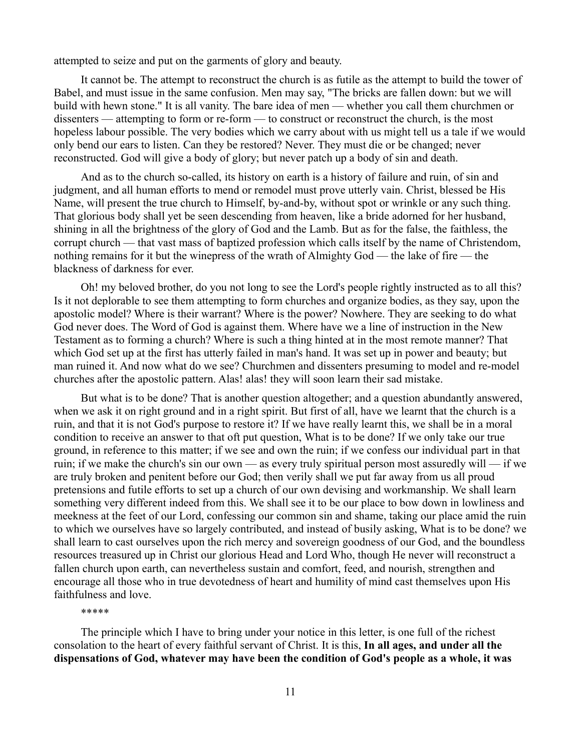attempted to seize and put on the garments of glory and beauty.

It cannot be. The attempt to reconstruct the church is as futile as the attempt to build the tower of Babel, and must issue in the same confusion. Men may say, "The bricks are fallen down: but we will build with hewn stone." It is all vanity. The bare idea of men — whether you call them churchmen or dissenters — attempting to form or re-form — to construct or reconstruct the church, is the most hopeless labour possible. The very bodies which we carry about with us might tell us a tale if we would only bend our ears to listen. Can they be restored? Never. They must die or be changed; never reconstructed. God will give a body of glory; but never patch up a body of sin and death.

And as to the church so-called, its history on earth is a history of failure and ruin, of sin and judgment, and all human efforts to mend or remodel must prove utterly vain. Christ, blessed be His Name, will present the true church to Himself, by-and-by, without spot or wrinkle or any such thing. That glorious body shall yet be seen descending from heaven, like a bride adorned for her husband, shining in all the brightness of the glory of God and the Lamb. But as for the false, the faithless, the corrupt church — that vast mass of baptized profession which calls itself by the name of Christendom, nothing remains for it but the winepress of the wrath of Almighty God — the lake of fire — the blackness of darkness for ever.

Oh! my beloved brother, do you not long to see the Lord's people rightly instructed as to all this? Is it not deplorable to see them attempting to form churches and organize bodies, as they say, upon the apostolic model? Where is their warrant? Where is the power? Nowhere. They are seeking to do what God never does. The Word of God is against them. Where have we a line of instruction in the New Testament as to forming a church? Where is such a thing hinted at in the most remote manner? That which God set up at the first has utterly failed in man's hand. It was set up in power and beauty; but man ruined it. And now what do we see? Churchmen and dissenters presuming to model and re-model churches after the apostolic pattern. Alas! alas! they will soon learn their sad mistake.

But what is to be done? That is another question altogether; and a question abundantly answered, when we ask it on right ground and in a right spirit. But first of all, have we learnt that the church is a ruin, and that it is not God's purpose to restore it? If we have really learnt this, we shall be in a moral condition to receive an answer to that oft put question, What is to be done? If we only take our true ground, in reference to this matter; if we see and own the ruin; if we confess our individual part in that ruin; if we make the church's sin our own — as every truly spiritual person most assuredly will — if we are truly broken and penitent before our God; then verily shall we put far away from us all proud pretensions and futile efforts to set up a church of our own devising and workmanship. We shall learn something very different indeed from this. We shall see it to be our place to bow down in lowliness and meekness at the feet of our Lord, confessing our common sin and shame, taking our place amid the ruin to which we ourselves have so largely contributed, and instead of busily asking, What is to be done? we shall learn to cast ourselves upon the rich mercy and sovereign goodness of our God, and the boundless resources treasured up in Christ our glorious Head and Lord Who, though He never will reconstruct a fallen church upon earth, can nevertheless sustain and comfort, feed, and nourish, strengthen and encourage all those who in true devotedness of heart and humility of mind cast themselves upon His faithfulness and love.

*****

The principle which I have to bring under your notice in this letter, is one full of the richest consolation to the heart of every faithful servant of Christ. It is this, **In all ages, and under all the dispensations of God, whatever may have been the condition of God's people as a whole, it was**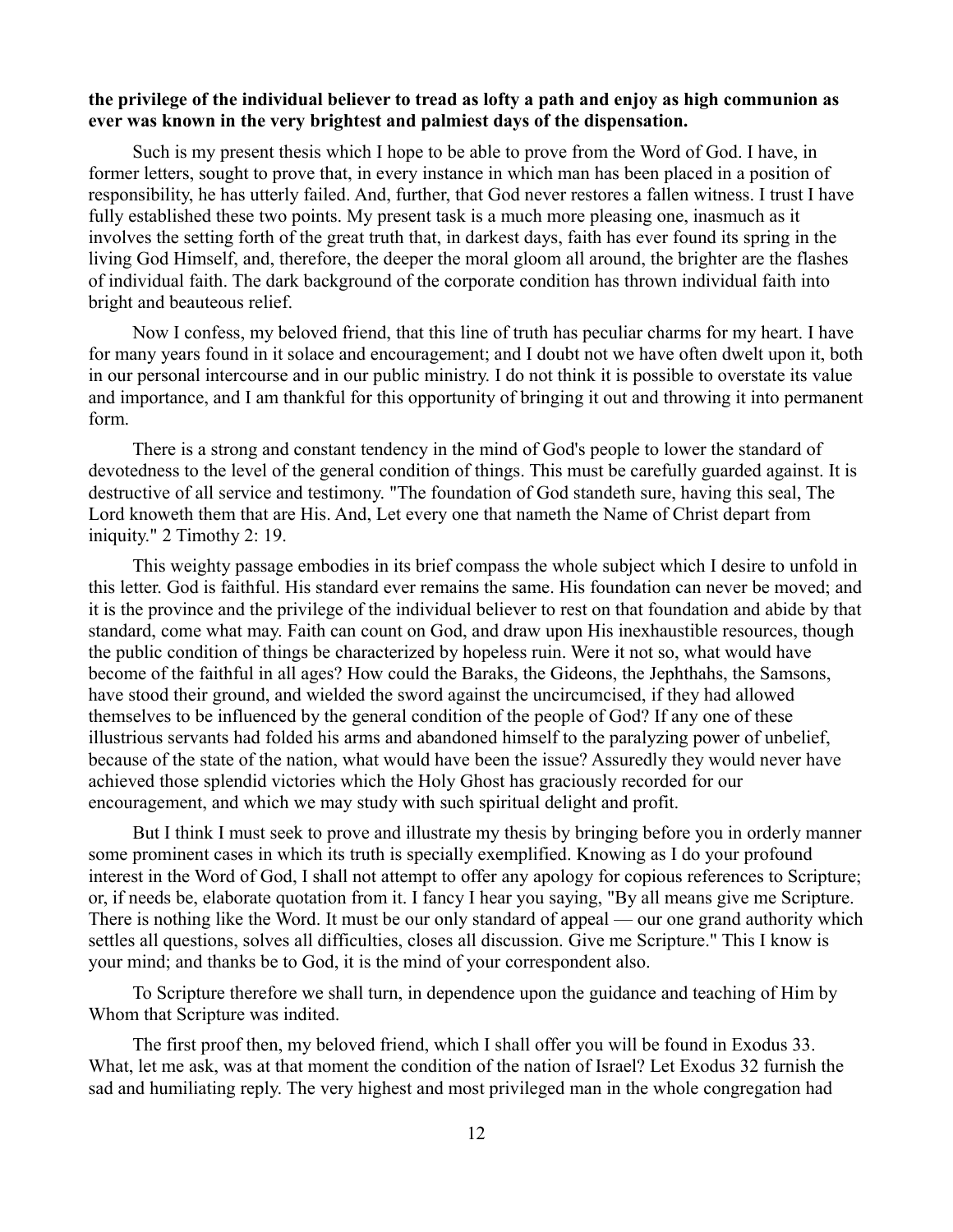**the privilege of the individual believer to tread as lofty a path and enjoy as high communion as ever was known in the very brightest and palmiest days of the dispensation.**

Such is my present thesis which I hope to be able to prove from the Word of God. I have, in former letters, sought to prove that, in every instance in which man has been placed in a position of responsibility, he has utterly failed. And, further, that God never restores a fallen witness. I trust I have fully established these two points. My present task is a much more pleasing one, inasmuch as it involves the setting forth of the great truth that, in darkest days, faith has ever found its spring in the living God Himself, and, therefore, the deeper the moral gloom all around, the brighter are the flashes of individual faith. The dark background of the corporate condition has thrown individual faith into bright and beauteous relief.

Now I confess, my beloved friend, that this line of truth has peculiar charms for my heart. I have for many years found in it solace and encouragement; and I doubt not we have often dwelt upon it, both in our personal intercourse and in our public ministry. I do not think it is possible to overstate its value and importance, and I am thankful for this opportunity of bringing it out and throwing it into permanent form.

There is a strong and constant tendency in the mind of God's people to lower the standard of devotedness to the level of the general condition of things. This must be carefully guarded against. It is destructive of all service and testimony. "The foundation of God standeth sure, having this seal, The Lord knoweth them that are His. And, Let every one that nameth the Name of Christ depart from iniquity." 2 Timothy 2: 19.

This weighty passage embodies in its brief compass the whole subject which I desire to unfold in this letter. God is faithful. His standard ever remains the same. His foundation can never be moved; and it is the province and the privilege of the individual believer to rest on that foundation and abide by that standard, come what may. Faith can count on God, and draw upon His inexhaustible resources, though the public condition of things be characterized by hopeless ruin. Were it not so, what would have become of the faithful in all ages? How could the Baraks, the Gideons, the Jephthahs, the Samsons, have stood their ground, and wielded the sword against the uncircumcised, if they had allowed themselves to be influenced by the general condition of the people of God? If any one of these illustrious servants had folded his arms and abandoned himself to the paralyzing power of unbelief, because of the state of the nation, what would have been the issue? Assuredly they would never have achieved those splendid victories which the Holy Ghost has graciously recorded for our encouragement, and which we may study with such spiritual delight and profit.

But I think I must seek to prove and illustrate my thesis by bringing before you in orderly manner some prominent cases in which its truth is specially exemplified. Knowing as I do your profound interest in the Word of God, I shall not attempt to offer any apology for copious references to Scripture; or, if needs be, elaborate quotation from it. I fancy I hear you saying, "By all means give me Scripture. There is nothing like the Word. It must be our only standard of appeal — our one grand authority which settles all questions, solves all difficulties, closes all discussion. Give me Scripture." This I know is your mind; and thanks be to God, it is the mind of your correspondent also.

To Scripture therefore we shall turn, in dependence upon the guidance and teaching of Him by Whom that Scripture was indited.

The first proof then, my beloved friend, which I shall offer you will be found in Exodus 33. What, let me ask, was at that moment the condition of the nation of Israel? Let Exodus 32 furnish the sad and humiliating reply. The very highest and most privileged man in the whole congregation had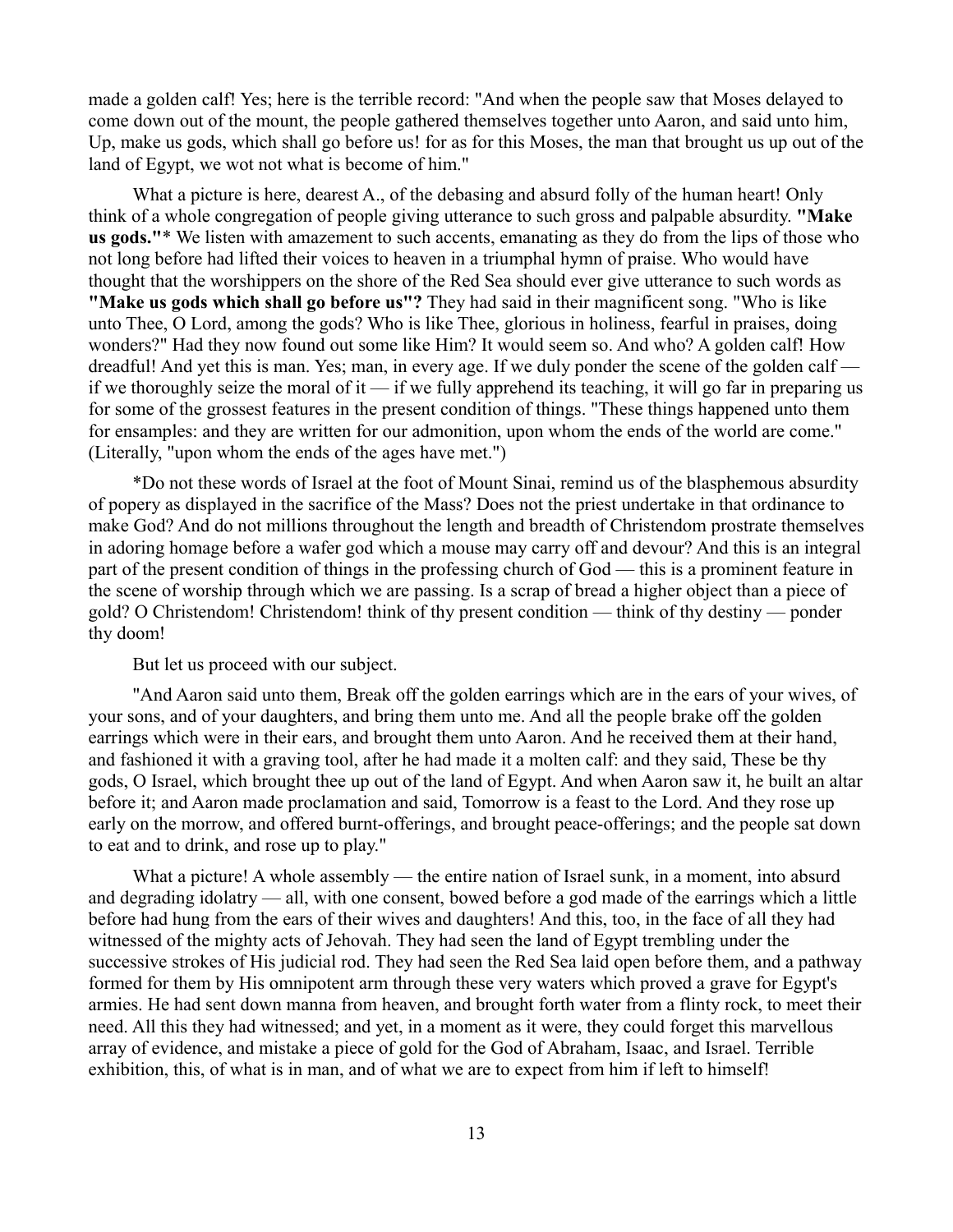made a golden calf! Yes; here is the terrible record: "And when the people saw that Moses delayed to come down out of the mount, the people gathered themselves together unto Aaron, and said unto him, Up, make us gods, which shall go before us! for as for this Moses, the man that brought us up out of the land of Egypt, we wot not what is become of him."

What a picture is here, dearest A., of the debasing and absurd folly of the human heart! Only think of a whole congregation of people giving utterance to such gross and palpable absurdity. **"Make us gods."*** We listen with amazement to such accents, emanating as they do from the lips of those who not long before had lifted their voices to heaven in a triumphal hymn of praise. Who would have thought that the worshippers on the shore of the Red Sea should ever give utterance to such words as **"Make us gods which shall go before us"?** They had said in their magnificent song. "Who is like unto Thee, O Lord, among the gods? Who is like Thee, glorious in holiness, fearful in praises, doing wonders?" Had they now found out some like Him? It would seem so. And who? A golden calf! How dreadful! And yet this is man. Yes; man, in every age. If we duly ponder the scene of the golden calf — if we thoroughly seize the moral of it — if we fully apprehend its teaching, it will go far in preparing us for some of the grossest features in the present condition of things. "These things happened unto them for ensamples: and they are written for our admonition, upon whom the ends of the world are come." (Literally, "upon whom the ends of the ages have met.")

*Do not these words of Israel at the foot of Mount Sinai, remind us of the blasphemous absurdity of popery as displayed in the sacrifice of the Mass? Does not the priest undertake in that ordinance to make God? And do not millions throughout the length and breadth of Christendom prostrate themselves in adoring homage before a wafer god which a mouse may carry off and devour? And this is an integral part of the present condition of things in the professing church of God — this is a prominent feature in the scene of worship through which we are passing. Is a scrap of bread a higher object than a piece of gold? O Christendom! Christendom! think of thy present condition — think of thy destiny — ponder thy doom!

But let us proceed with our subject.

"And Aaron said unto them, Break off the golden earrings which are in the ears of your wives, of your sons, and of your daughters, and bring them unto me. And all the people brake off the golden earrings which were in their ears, and brought them unto Aaron. And he received them at their hand, and fashioned it with a graving tool, after he had made it a molten calf: and they said, These be thy gods, O Israel, which brought thee up out of the land of Egypt. And when Aaron saw it, he built an altar before it; and Aaron made proclamation and said, Tomorrow is a feast to the Lord. And they rose up early on the morrow, and offered burnt-offerings, and brought peace-offerings; and the people sat down to eat and to drink, and rose up to play."

What a picture! A whole assembly — the entire nation of Israel sunk, in a moment, into absurd and degrading idolatry — all, with one consent, bowed before a god made of the earrings which a little before had hung from the ears of their wives and daughters! And this, too, in the face of all they had witnessed of the mighty acts of Jehovah. They had seen the land of Egypt trembling under the successive strokes of His judicial rod. They had seen the Red Sea laid open before them, and a pathway formed for them by His omnipotent arm through these very waters which proved a grave for Egypt's armies. He had sent down manna from heaven, and brought forth water from a flinty rock, to meet their need. All this they had witnessed; and yet, in a moment as it were, they could forget this marvellous array of evidence, and mistake a piece of gold for the God of Abraham, Isaac, and Israel. Terrible exhibition, this, of what is in man, and of what we are to expect from him if left to himself!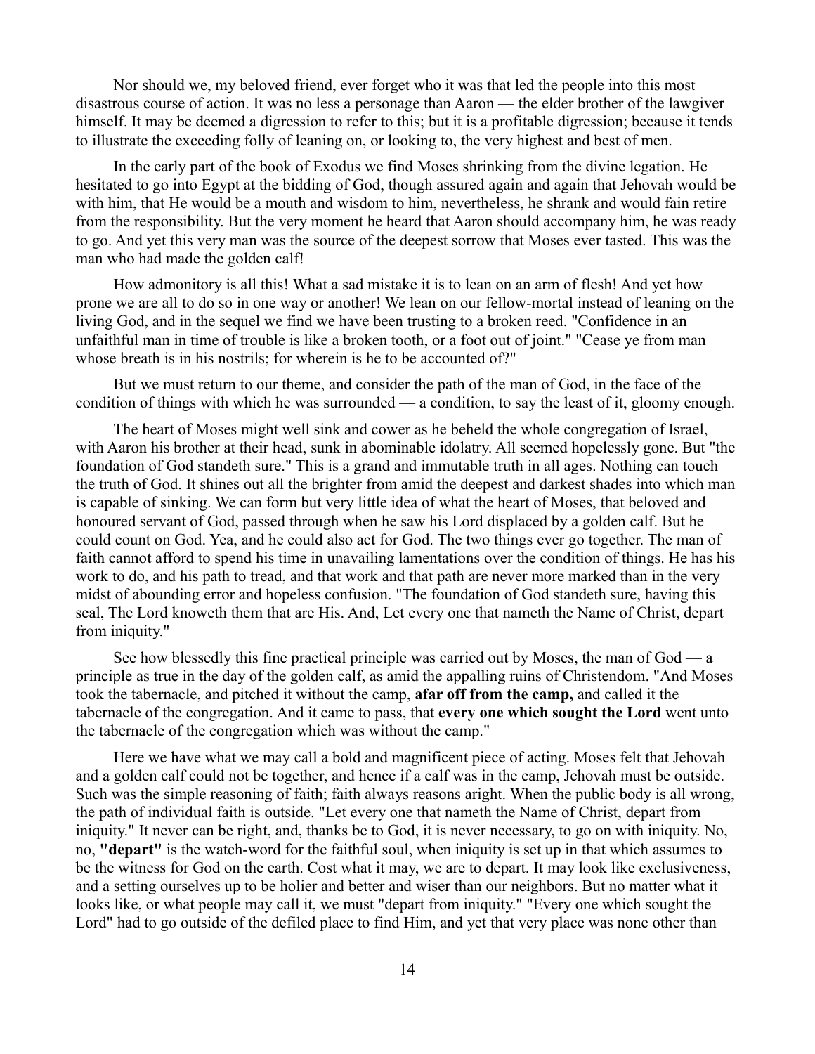Nor should we, my beloved friend, ever forget who it was that led the people into this most disastrous course of action. It was no less a personage than Aaron — the elder brother of the lawgiver himself. It may be deemed a digression to refer to this; but it is a profitable digression; because it tends to illustrate the exceeding folly of leaning on, or looking to, the very highest and best of men.

In the early part of the book of Exodus we find Moses shrinking from the divine legation. He hesitated to go into Egypt at the bidding of God, though assured again and again that Jehovah would be with him, that He would be a mouth and wisdom to him, nevertheless, he shrank and would fain retire from the responsibility. But the very moment he heard that Aaron should accompany him, he was ready to go. And yet this very man was the source of the deepest sorrow that Moses ever tasted. This was the man who had made the golden calf!

How admonitory is all this! What a sad mistake it is to lean on an arm of flesh! And yet how prone we are all to do so in one way or another! We lean on our fellow-mortal instead of leaning on the living God, and in the sequel we find we have been trusting to a broken reed. "Confidence in an unfaithful man in time of trouble is like a broken tooth, or a foot out of joint." "Cease ye from man whose breath is in his nostrils; for wherein is he to be accounted of?"

But we must return to our theme, and consider the path of the man of God, in the face of the condition of things with which he was surrounded — a condition, to say the least of it, gloomy enough.

The heart of Moses might well sink and cower as he beheld the whole congregation of Israel, with Aaron his brother at their head, sunk in abominable idolatry. All seemed hopelessly gone. But "the foundation of God standeth sure." This is a grand and immutable truth in all ages. Nothing can touch the truth of God. It shines out all the brighter from amid the deepest and darkest shades into which man is capable of sinking. We can form but very little idea of what the heart of Moses, that beloved and honoured servant of God, passed through when he saw his Lord displaced by a golden calf. But he could count on God. Yea, and he could also act for God. The two things ever go together. The man of faith cannot afford to spend his time in unavailing lamentations over the condition of things. He has his work to do, and his path to tread, and that work and that path are never more marked than in the very midst of abounding error and hopeless confusion. "The foundation of God standeth sure, having this seal, The Lord knoweth them that are His. And, Let every one that nameth the Name of Christ, depart from iniquity."

See how blessedly this fine practical principle was carried out by Moses, the man of God — a principle as true in the day of the golden calf, as amid the appalling ruins of Christendom. "And Moses took the tabernacle, and pitched it without the camp, **afar off from the camp,** and called it the tabernacle of the congregation. And it came to pass, that **every one which sought the Lord** went unto the tabernacle of the congregation which was without the camp."

Here we have what we may call a bold and magnificent piece of acting. Moses felt that Jehovah and a golden calf could not be together, and hence if a calf was in the camp, Jehovah must be outside. Such was the simple reasoning of faith; faith always reasons aright. When the public body is all wrong, the path of individual faith is outside. "Let every one that nameth the Name of Christ, depart from iniquity." It never can be right, and, thanks be to God, it is never necessary, to go on with iniquity. No, no, **"depart"** is the watch-word for the faithful soul, when iniquity is set up in that which assumes to be the witness for God on the earth. Cost what it may, we are to depart. It may look like exclusiveness, and a setting ourselves up to be holier and better and wiser than our neighbors. But no matter what it looks like, or what people may call it, we must "depart from iniquity." "Every one which sought the Lord" had to go outside of the defiled place to find Him, and yet that very place was none other than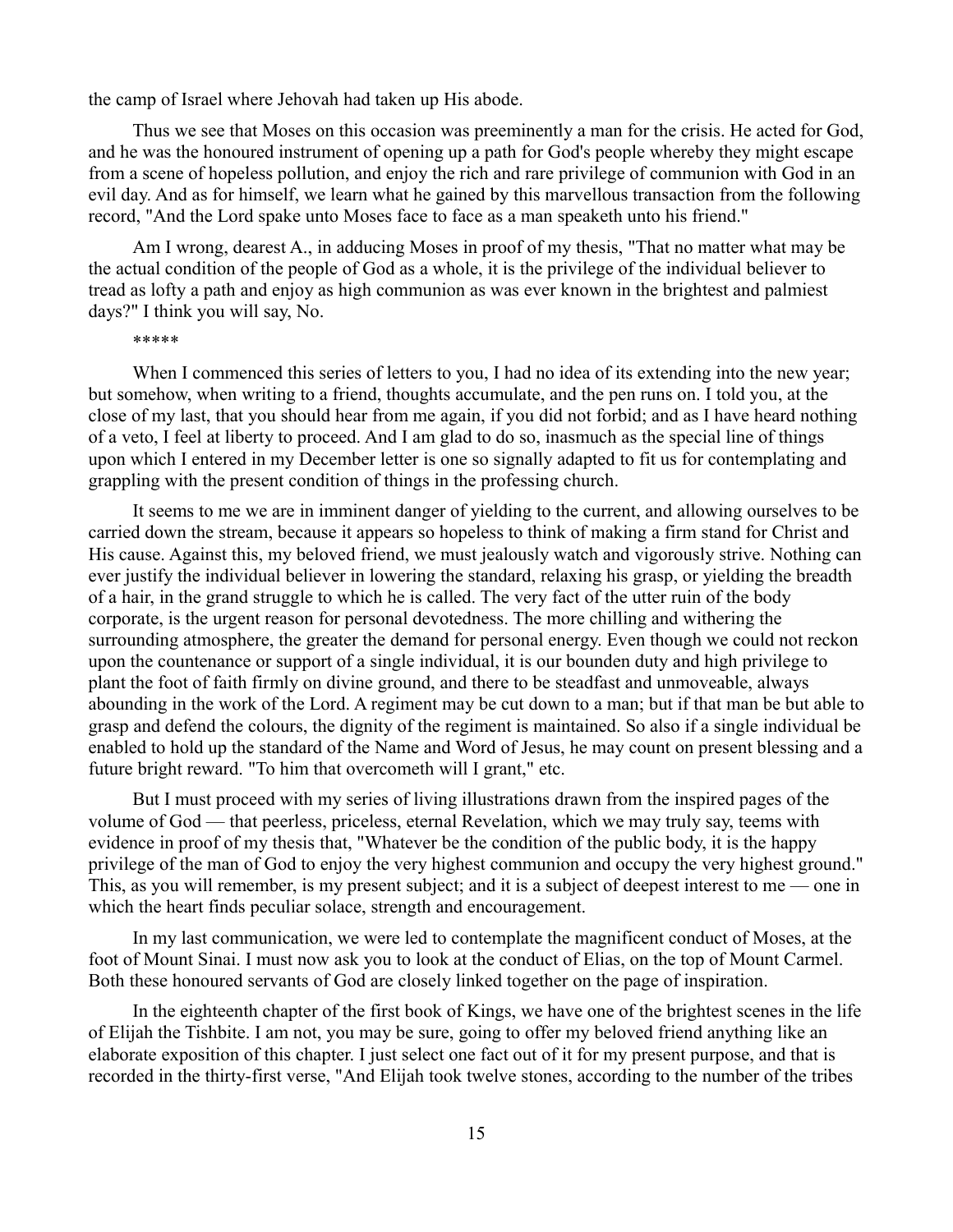the camp of Israel where Jehovah had taken up His abode.

Thus we see that Moses on this occasion was preeminently a man for the crisis. He acted for God, and he was the honoured instrument of opening up a path for God's people whereby they might escape from a scene of hopeless pollution, and enjoy the rich and rare privilege of communion with God in an evil day. And as for himself, we learn what he gained by this marvellous transaction from the following record, "And the Lord spake unto Moses face to face as a man speaketh unto his friend."

Am I wrong, dearest A., in adducing Moses in proof of my thesis, "That no matter what may be the actual condition of the people of God as a whole, it is the privilege of the individual believer to tread as lofty a path and enjoy as high communion as was ever known in the brightest and palmiest days?" I think you will say, No.

*****

When I commenced this series of letters to you, I had no idea of its extending into the new year; but somehow, when writing to a friend, thoughts accumulate, and the pen runs on. I told you, at the close of my last, that you should hear from me again, if you did not forbid; and as I have heard nothing of a veto, I feel at liberty to proceed. And I am glad to do so, inasmuch as the special line of things upon which I entered in my December letter is one so signally adapted to fit us for contemplating and grappling with the present condition of things in the professing church.

It seems to me we are in imminent danger of yielding to the current, and allowing ourselves to be carried down the stream, because it appears so hopeless to think of making a firm stand for Christ and His cause. Against this, my beloved friend, we must jealously watch and vigorously strive. Nothing can ever justify the individual believer in lowering the standard, relaxing his grasp, or yielding the breadth of a hair, in the grand struggle to which he is called. The very fact of the utter ruin of the body corporate, is the urgent reason for personal devotedness. The more chilling and withering the surrounding atmosphere, the greater the demand for personal energy. Even though we could not reckon upon the countenance or support of a single individual, it is our bounden duty and high privilege to plant the foot of faith firmly on divine ground, and there to be steadfast and unmoveable, always abounding in the work of the Lord. A regiment may be cut down to a man; but if that man be but able to grasp and defend the colours, the dignity of the regiment is maintained. So also if a single individual be enabled to hold up the standard of the Name and Word of Jesus, he may count on present blessing and a future bright reward. "To him that overcometh will I grant," etc.

But I must proceed with my series of living illustrations drawn from the inspired pages of the volume of God — that peerless, priceless, eternal Revelation, which we may truly say, teems with evidence in proof of my thesis that, "Whatever be the condition of the public body, it is the happy privilege of the man of God to enjoy the very highest communion and occupy the very highest ground." This, as you will remember, is my present subject; and it is a subject of deepest interest to me — one in which the heart finds peculiar solace, strength and encouragement.

In my last communication, we were led to contemplate the magnificent conduct of Moses, at the foot of Mount Sinai. I must now ask you to look at the conduct of Elias, on the top of Mount Carmel. Both these honoured servants of God are closely linked together on the page of inspiration.

In the eighteenth chapter of the first book of Kings, we have one of the brightest scenes in the life of Elijah the Tishbite. I am not, you may be sure, going to offer my beloved friend anything like an elaborate exposition of this chapter. I just select one fact out of it for my present purpose, and that is recorded in the thirty-first verse, "And Elijah took twelve stones, according to the number of the tribes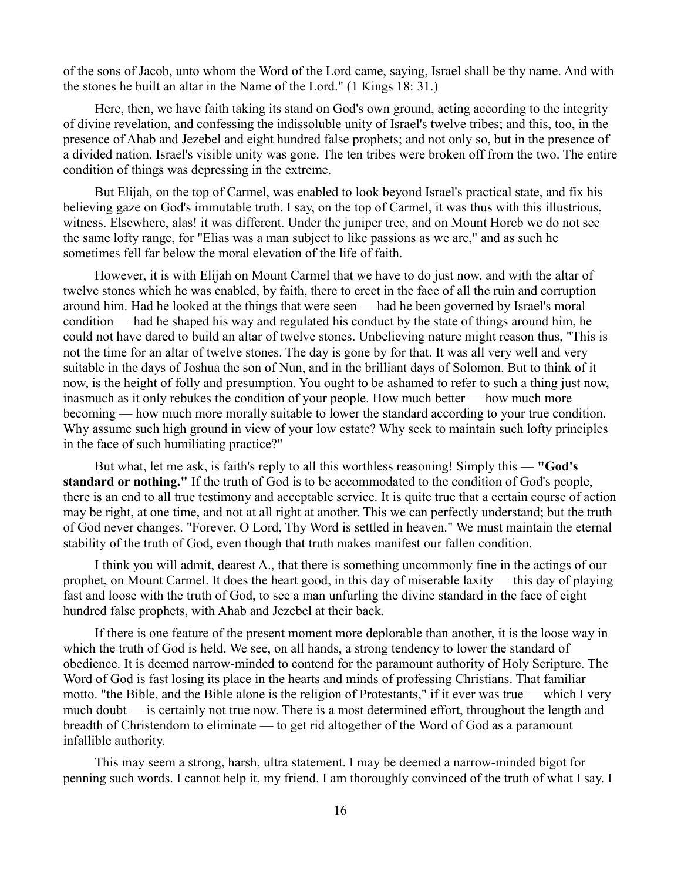of the sons of Jacob, unto whom the Word of the Lord came, saying, Israel shall be thy name. And with the stones he built an altar in the Name of the Lord." (1 Kings 18: 31.)

Here, then, we have faith taking its stand on God's own ground, acting according to the integrity of divine revelation, and confessing the indissoluble unity of Israel's twelve tribes; and this, too, in the presence of Ahab and Jezebel and eight hundred false prophets; and not only so, but in the presence of a divided nation. Israel's visible unity was gone. The ten tribes were broken off from the two. The entire condition of things was depressing in the extreme.

But Elijah, on the top of Carmel, was enabled to look beyond Israel's practical state, and fix his believing gaze on God's immutable truth. I say, on the top of Carmel, it was thus with this illustrious, witness. Elsewhere, alas! it was different. Under the juniper tree, and on Mount Horeb we do not see the same lofty range, for "Elias was a man subject to like passions as we are," and as such he sometimes fell far below the moral elevation of the life of faith.

However, it is with Elijah on Mount Carmel that we have to do just now, and with the altar of twelve stones which he was enabled, by faith, there to erect in the face of all the ruin and corruption around him. Had he looked at the things that were seen — had he been governed by Israel's moral condition — had he shaped his way and regulated his conduct by the state of things around him, he could not have dared to build an altar of twelve stones. Unbelieving nature might reason thus, "This is not the time for an altar of twelve stones. The day is gone by for that. It was all very well and very suitable in the days of Joshua the son of Nun, and in the brilliant days of Solomon. But to think of it now, is the height of folly and presumption. You ought to be ashamed to refer to such a thing just now, inasmuch as it only rebukes the condition of your people. How much better — how much more becoming — how much more morally suitable to lower the standard according to your true condition. Why assume such high ground in view of your low estate? Why seek to maintain such lofty principles in the face of such humiliating practice?"

But what, let me ask, is faith's reply to all this worthless reasoning! Simply this — **"God's standard or nothing."** If the truth of God is to be accommodated to the condition of God's people, there is an end to all true testimony and acceptable service. It is quite true that a certain course of action may be right, at one time, and not at all right at another. This we can perfectly understand; but the truth of God never changes. "Forever, O Lord, Thy Word is settled in heaven." We must maintain the eternal stability of the truth of God, even though that truth makes manifest our fallen condition.

I think you will admit, dearest A., that there is something uncommonly fine in the actings of our prophet, on Mount Carmel. It does the heart good, in this day of miserable laxity — this day of playing fast and loose with the truth of God, to see a man unfurling the divine standard in the face of eight hundred false prophets, with Ahab and Jezebel at their back.

If there is one feature of the present moment more deplorable than another, it is the loose way in which the truth of God is held. We see, on all hands, a strong tendency to lower the standard of obedience. It is deemed narrow-minded to contend for the paramount authority of Holy Scripture. The Word of God is fast losing its place in the hearts and minds of professing Christians. That familiar motto. "the Bible, and the Bible alone is the religion of Protestants," if it ever was true — which I very much doubt — is certainly not true now. There is a most determined effort, throughout the length and breadth of Christendom to eliminate — to get rid altogether of the Word of God as a paramount infallible authority.

This may seem a strong, harsh, ultra statement. I may be deemed a narrow-minded bigot for penning such words. I cannot help it, my friend. I am thoroughly convinced of the truth of what I say. I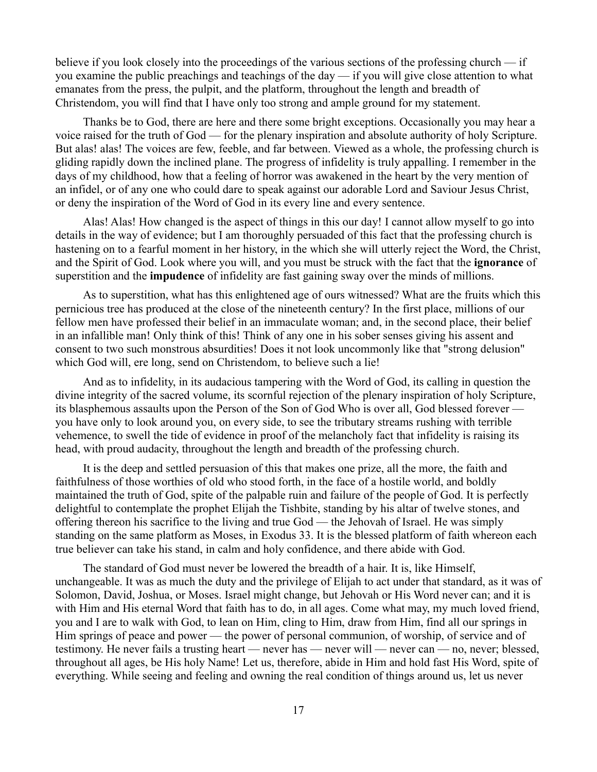believe if you look closely into the proceedings of the various sections of the professing church — if you examine the public preachings and teachings of the day — if you will give close attention to what emanates from the press, the pulpit, and the platform, throughout the length and breadth of Christendom, you will find that I have only too strong and ample ground for my statement.

Thanks be to God, there are here and there some bright exceptions. Occasionally you may hear a voice raised for the truth of God — for the plenary inspiration and absolute authority of holy Scripture. But alas! alas! The voices are few, feeble, and far between. Viewed as a whole, the professing church is gliding rapidly down the inclined plane. The progress of infidelity is truly appalling. I remember in the days of my childhood, how that a feeling of horror was awakened in the heart by the very mention of an infidel, or of any one who could dare to speak against our adorable Lord and Saviour Jesus Christ, or deny the inspiration of the Word of God in its every line and every sentence.

Alas! Alas! How changed is the aspect of things in this our day! I cannot allow myself to go into details in the way of evidence; but I am thoroughly persuaded of this fact that the professing church is hastening on to a fearful moment in her history, in the which she will utterly reject the Word, the Christ, and the Spirit of God. Look where you will, and you must be struck with the fact that the **ignorance** of superstition and the **impudence** of infidelity are fast gaining sway over the minds of millions.

As to superstition, what has this enlightened age of ours witnessed? What are the fruits which this pernicious tree has produced at the close of the nineteenth century? In the first place, millions of our fellow men have professed their belief in an immaculate woman; and, in the second place, their belief in an infallible man! Only think of this! Think of any one in his sober senses giving his assent and consent to two such monstrous absurdities! Does it not look uncommonly like that "strong delusion" which God will, ere long, send on Christendom, to believe such a lie!

And as to infidelity, in its audacious tampering with the Word of God, its calling in question the divine integrity of the sacred volume, its scornful rejection of the plenary inspiration of holy Scripture, its blasphemous assaults upon the Person of the Son of God Who is over all, God blessed forever — you have only to look around you, on every side, to see the tributary streams rushing with terrible vehemence, to swell the tide of evidence in proof of the melancholy fact that infidelity is raising its head, with proud audacity, throughout the length and breadth of the professing church.

It is the deep and settled persuasion of this that makes one prize, all the more, the faith and faithfulness of those worthies of old who stood forth, in the face of a hostile world, and boldly maintained the truth of God, spite of the palpable ruin and failure of the people of God. It is perfectly delightful to contemplate the prophet Elijah the Tishbite, standing by his altar of twelve stones, and offering thereon his sacrifice to the living and true God — the Jehovah of Israel. He was simply standing on the same platform as Moses, in Exodus 33. It is the blessed platform of faith whereon each true believer can take his stand, in calm and holy confidence, and there abide with God.

The standard of God must never be lowered the breadth of a hair. It is, like Himself, unchangeable. It was as much the duty and the privilege of Elijah to act under that standard, as it was of Solomon, David, Joshua, or Moses. Israel might change, but Jehovah or His Word never can; and it is with Him and His eternal Word that faith has to do, in all ages. Come what may, my much loved friend, you and I are to walk with God, to lean on Him, cling to Him, draw from Him, find all our springs in Him springs of peace and power — the power of personal communion, of worship, of service and of testimony. He never fails a trusting heart — never has — never will — never can — no, never; blessed, throughout all ages, be His holy Name! Let us, therefore, abide in Him and hold fast His Word, spite of everything. While seeing and feeling and owning the real condition of things around us, let us never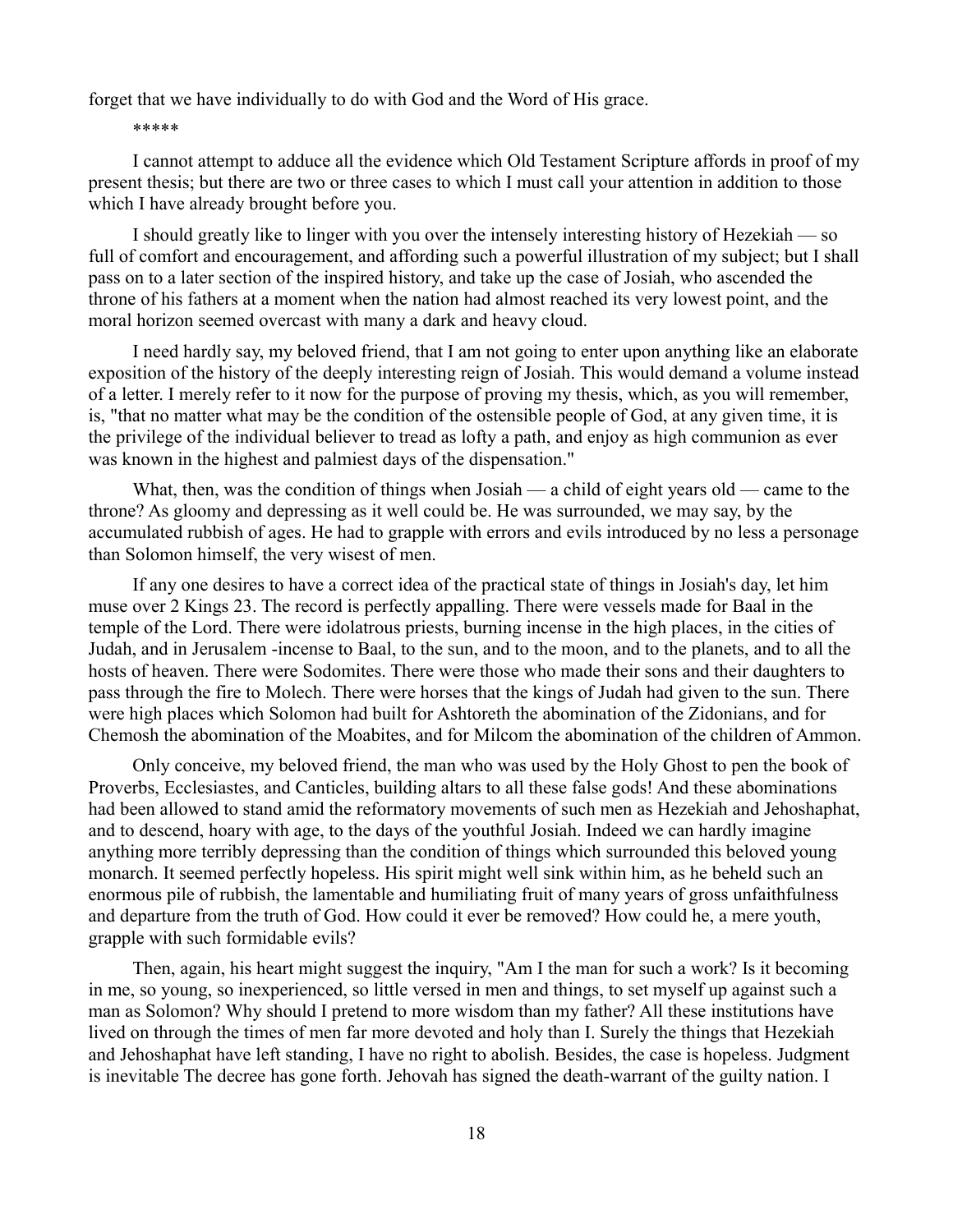forget that we have individually to do with God and the Word of His grace.

*****

I cannot attempt to adduce all the evidence which Old Testament Scripture affords in proof of my present thesis; but there are two or three cases to which I must call your attention in addition to those which I have already brought before you.

I should greatly like to linger with you over the intensely interesting history of Hezekiah — so full of comfort and encouragement, and affording such a powerful illustration of my subject; but I shall pass on to a later section of the inspired history, and take up the case of Josiah, who ascended the throne of his fathers at a moment when the nation had almost reached its very lowest point, and the moral horizon seemed overcast with many a dark and heavy cloud.

I need hardly say, my beloved friend, that I am not going to enter upon anything like an elaborate exposition of the history of the deeply interesting reign of Josiah. This would demand a volume instead of a letter. I merely refer to it now for the purpose of proving my thesis, which, as you will remember, is, "that no matter what may be the condition of the ostensible people of God, at any given time, it is the privilege of the individual believer to tread as lofty a path, and enjoy as high communion as ever was known in the highest and palmiest days of the dispensation."

What, then, was the condition of things when Josiah — a child of eight years old — came to the throne? As gloomy and depressing as it well could be. He was surrounded, we may say, by the accumulated rubbish of ages. He had to grapple with errors and evils introduced by no less a personage than Solomon himself, the very wisest of men.

If any one desires to have a correct idea of the practical state of things in Josiah's day, let him muse over 2 Kings 23. The record is perfectly appalling. There were vessels made for Baal in the temple of the Lord. There were idolatrous priests, burning incense in the high places, in the cities of Judah, and in Jerusalem -incense to Baal, to the sun, and to the moon, and to the planets, and to all the hosts of heaven. There were Sodomites. There were those who made their sons and their daughters to pass through the fire to Molech. There were horses that the kings of Judah had given to the sun. There were high places which Solomon had built for Ashtoreth the abomination of the Zidonians, and for Chemosh the abomination of the Moabites, and for Milcom the abomination of the children of Ammon.

Only conceive, my beloved friend, the man who was used by the Holy Ghost to pen the book of Proverbs, Ecclesiastes, and Canticles, building altars to all these false gods! And these abominations had been allowed to stand amid the reformatory movements of such men as Hezekiah and Jehoshaphat, and to descend, hoary with age, to the days of the youthful Josiah. Indeed we can hardly imagine anything more terribly depressing than the condition of things which surrounded this beloved young monarch. It seemed perfectly hopeless. His spirit might well sink within him, as he beheld such an enormous pile of rubbish, the lamentable and humiliating fruit of many years of gross unfaithfulness and departure from the truth of God. How could it ever be removed? How could he, a mere youth, grapple with such formidable evils?

Then, again, his heart might suggest the inquiry, "Am I the man for such a work? Is it becoming in me, so young, so inexperienced, so little versed in men and things, to set myself up against such a man as Solomon? Why should I pretend to more wisdom than my father? All these institutions have lived on through the times of men far more devoted and holy than I. Surely the things that Hezekiah and Jehoshaphat have left standing, I have no right to abolish. Besides, the case is hopeless. Judgment is inevitable The decree has gone forth. Jehovah has signed the death-warrant of the guilty nation. I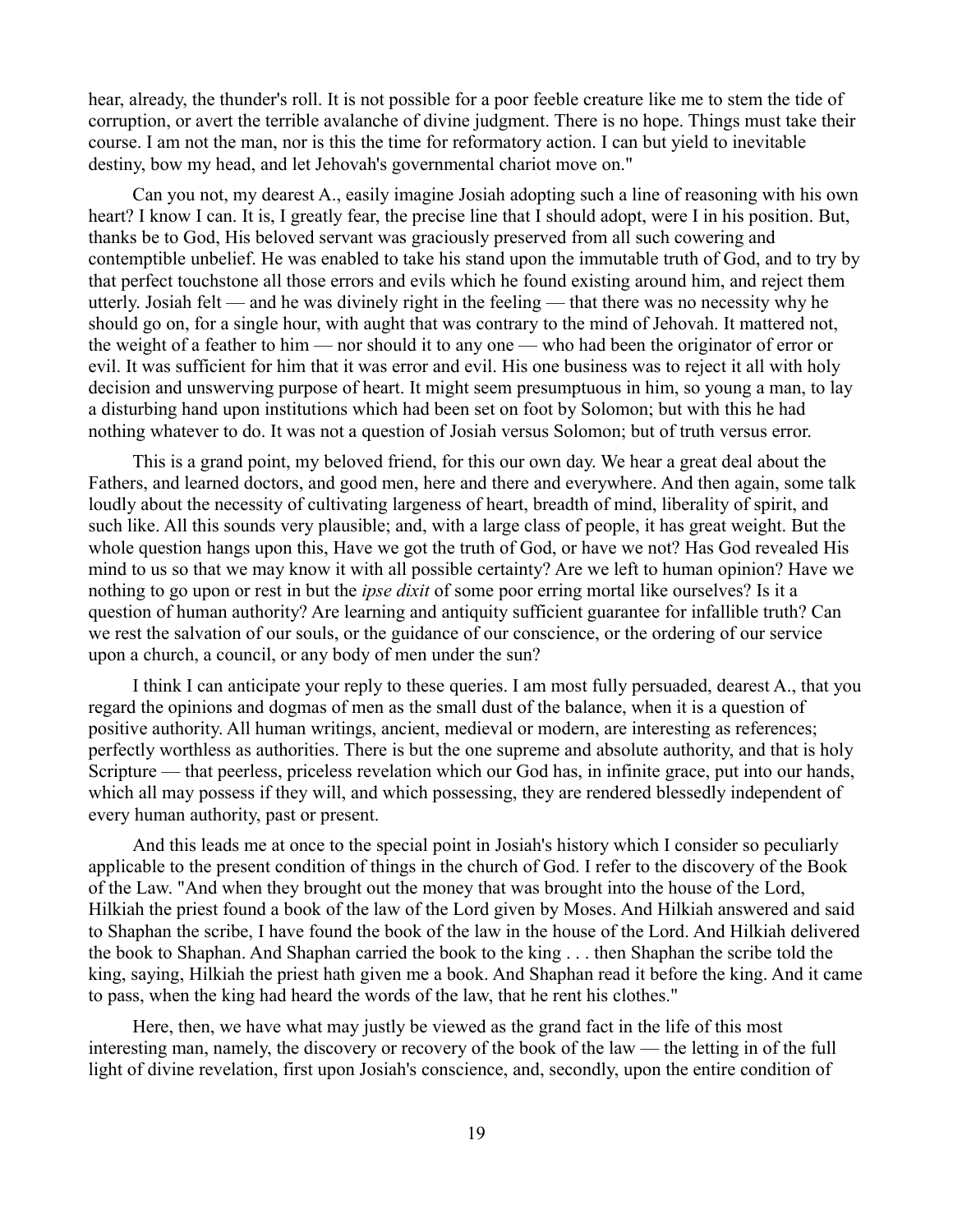hear, already, the thunder's roll. It is not possible for a poor feeble creature like me to stem the tide of corruption, or avert the terrible avalanche of divine judgment. There is no hope. Things must take their course. I am not the man, nor is this the time for reformatory action. I can but yield to inevitable destiny, bow my head, and let Jehovah's governmental chariot move on."

Can you not, my dearest A., easily imagine Josiah adopting such a line of reasoning with his own heart? I know I can. It is, I greatly fear, the precise line that I should adopt, were I in his position. But, thanks be to God, His beloved servant was graciously preserved from all such cowering and contemptible unbelief. He was enabled to take his stand upon the immutable truth of God, and to try by that perfect touchstone all those errors and evils which he found existing around him, and reject them utterly. Josiah felt — and he was divinely right in the feeling — that there was no necessity why he should go on, for a single hour, with aught that was contrary to the mind of Jehovah. It mattered not, the weight of a feather to him — nor should it to any one — who had been the originator of error or evil. It was sufficient for him that it was error and evil. His one business was to reject it all with holy decision and unswerving purpose of heart. It might seem presumptuous in him, so young a man, to lay a disturbing hand upon institutions which had been set on foot by Solomon; but with this he had nothing whatever to do. It was not a question of Josiah versus Solomon; but of truth versus error.

This is a grand point, my beloved friend, for this our own day. We hear a great deal about the Fathers, and learned doctors, and good men, here and there and everywhere. And then again, some talk loudly about the necessity of cultivating largeness of heart, breadth of mind, liberality of spirit, and such like. All this sounds very plausible; and, with a large class of people, it has great weight. But the whole question hangs upon this, Have we got the truth of God, or have we not? Has God revealed His mind to us so that we may know it with all possible certainty? Are we left to human opinion? Have we nothing to go upon or rest in but the *ipse dixit* of some poor erring mortal like ourselves? Is it a question of human authority? Are learning and antiquity sufficient guarantee for infallible truth? Can we rest the salvation of our souls, or the guidance of our conscience, or the ordering of our service upon a church, a council, or any body of men under the sun?

I think I can anticipate your reply to these queries. I am most fully persuaded, dearest A., that you regard the opinions and dogmas of men as the small dust of the balance, when it is a question of positive authority. All human writings, ancient, medieval or modern, are interesting as references; perfectly worthless as authorities. There is but the one supreme and absolute authority, and that is holy Scripture — that peerless, priceless revelation which our God has, in infinite grace, put into our hands, which all may possess if they will, and which possessing, they are rendered blessedly independent of every human authority, past or present.

And this leads me at once to the special point in Josiah's history which I consider so peculiarly applicable to the present condition of things in the church of God. I refer to the discovery of the Book of the Law. "And when they brought out the money that was brought into the house of the Lord, Hilkiah the priest found a book of the law of the Lord given by Moses. And Hilkiah answered and said to Shaphan the scribe, I have found the book of the law in the house of the Lord. And Hilkiah delivered the book to Shaphan. And Shaphan carried the book to the king . . . then Shaphan the scribe told the king, saying, Hilkiah the priest hath given me a book. And Shaphan read it before the king. And it came to pass, when the king had heard the words of the law, that he rent his clothes."

Here, then, we have what may justly be viewed as the grand fact in the life of this most interesting man, namely, the discovery or recovery of the book of the law — the letting in of the full light of divine revelation, first upon Josiah's conscience, and, secondly, upon the entire condition of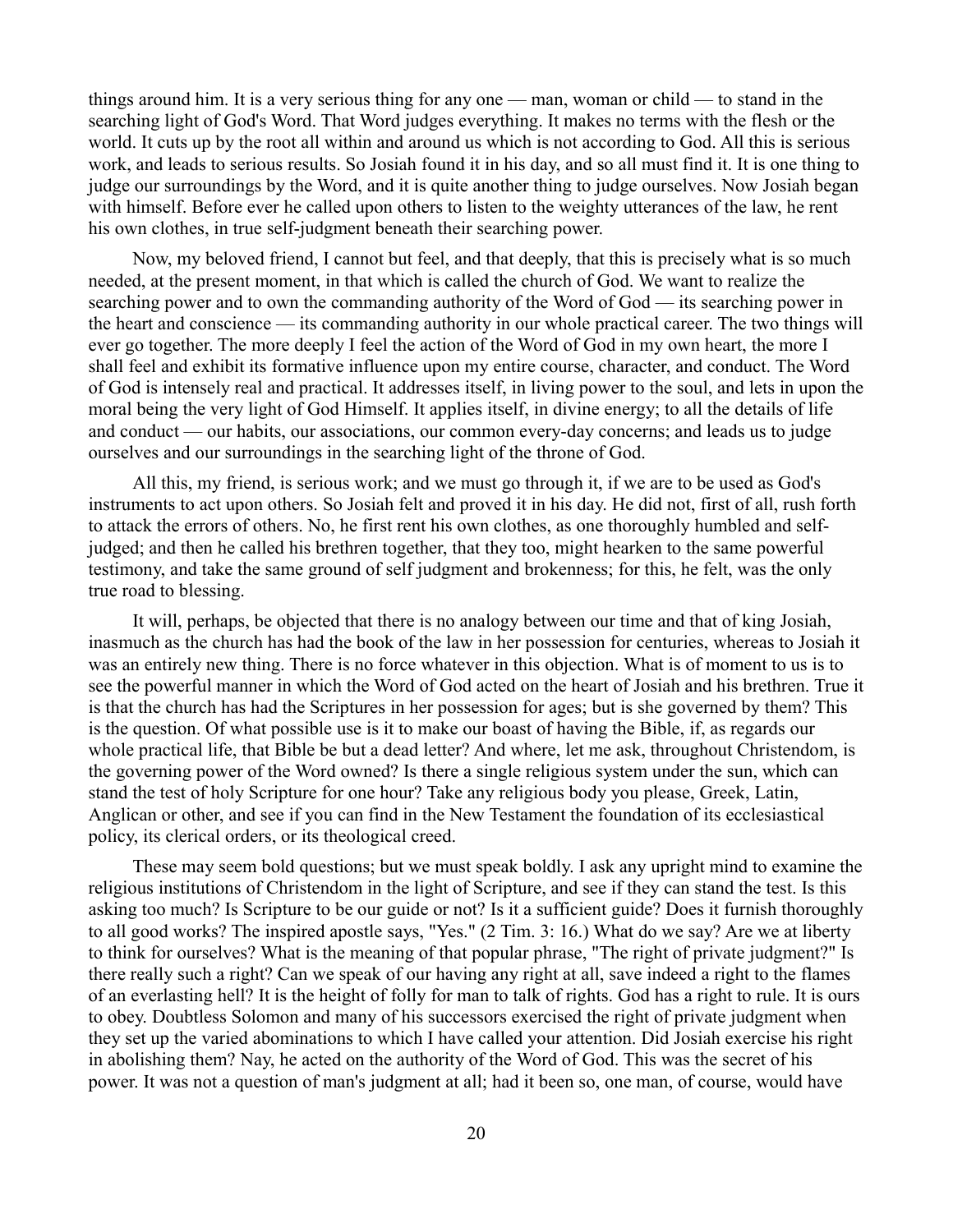things around him. It is a very serious thing for any one — man, woman or child — to stand in the searching light of God's Word. That Word judges everything. It makes no terms with the flesh or the world. It cuts up by the root all within and around us which is not according to God. All this is serious work, and leads to serious results. So Josiah found it in his day, and so all must find it. It is one thing to judge our surroundings by the Word, and it is quite another thing to judge ourselves. Now Josiah began with himself. Before ever he called upon others to listen to the weighty utterances of the law, he rent his own clothes, in true self-judgment beneath their searching power.

Now, my beloved friend, I cannot but feel, and that deeply, that this is precisely what is so much needed, at the present moment, in that which is called the church of God. We want to realize the searching power and to own the commanding authority of the Word of God — its searching power in the heart and conscience — its commanding authority in our whole practical career. The two things will ever go together. The more deeply I feel the action of the Word of God in my own heart, the more I shall feel and exhibit its formative influence upon my entire course, character, and conduct. The Word of God is intensely real and practical. It addresses itself, in living power to the soul, and lets in upon the moral being the very light of God Himself. It applies itself, in divine energy; to all the details of life and conduct — our habits, our associations, our common every-day concerns; and leads us to judge ourselves and our surroundings in the searching light of the throne of God.

All this, my friend, is serious work; and we must go through it, if we are to be used as God's instruments to act upon others. So Josiah felt and proved it in his day. He did not, first of all, rush forth to attack the errors of others. No, he first rent his own clothes, as one thoroughly humbled and self-judged; and then he called his brethren together, that they too, might hearken to the same powerful testimony, and take the same ground of self judgment and brokenness; for this, he felt, was the only true road to blessing.

It will, perhaps, be objected that there is no analogy between our time and that of king Josiah, inasmuch as the church has had the book of the law in her possession for centuries, whereas to Josiah it was an entirely new thing. There is no force whatever in this objection. What is of moment to us is to see the powerful manner in which the Word of God acted on the heart of Josiah and his brethren. True it is that the church has had the Scriptures in her possession for ages; but is she governed by them? This is the question. Of what possible use is it to make our boast of having the Bible, if, as regards our whole practical life, that Bible be but a dead letter? And where, let me ask, throughout Christendom, is the governing power of the Word owned? Is there a single religious system under the sun, which can stand the test of holy Scripture for one hour? Take any religious body you please, Greek, Latin, Anglican or other, and see if you can find in the New Testament the foundation of its ecclesiastical policy, its clerical orders, or its theological creed.

These may seem bold questions; but we must speak boldly. I ask any upright mind to examine the religious institutions of Christendom in the light of Scripture, and see if they can stand the test. Is this asking too much? Is Scripture to be our guide or not? Is it a sufficient guide? Does it furnish thoroughly to all good works? The inspired apostle says, "Yes." (2 Tim. 3: 16.) What do we say? Are we at liberty to think for ourselves? What is the meaning of that popular phrase, "The right of private judgment?" Is there really such a right? Can we speak of our having any right at all, save indeed a right to the flames of an everlasting hell? It is the height of folly for man to talk of rights. God has a right to rule. It is ours to obey. Doubtless Solomon and many of his successors exercised the right of private judgment when they set up the varied abominations to which I have called your attention. Did Josiah exercise his right in abolishing them? Nay, he acted on the authority of the Word of God. This was the secret of his power. It was not a question of man's judgment at all; had it been so, one man, of course, would have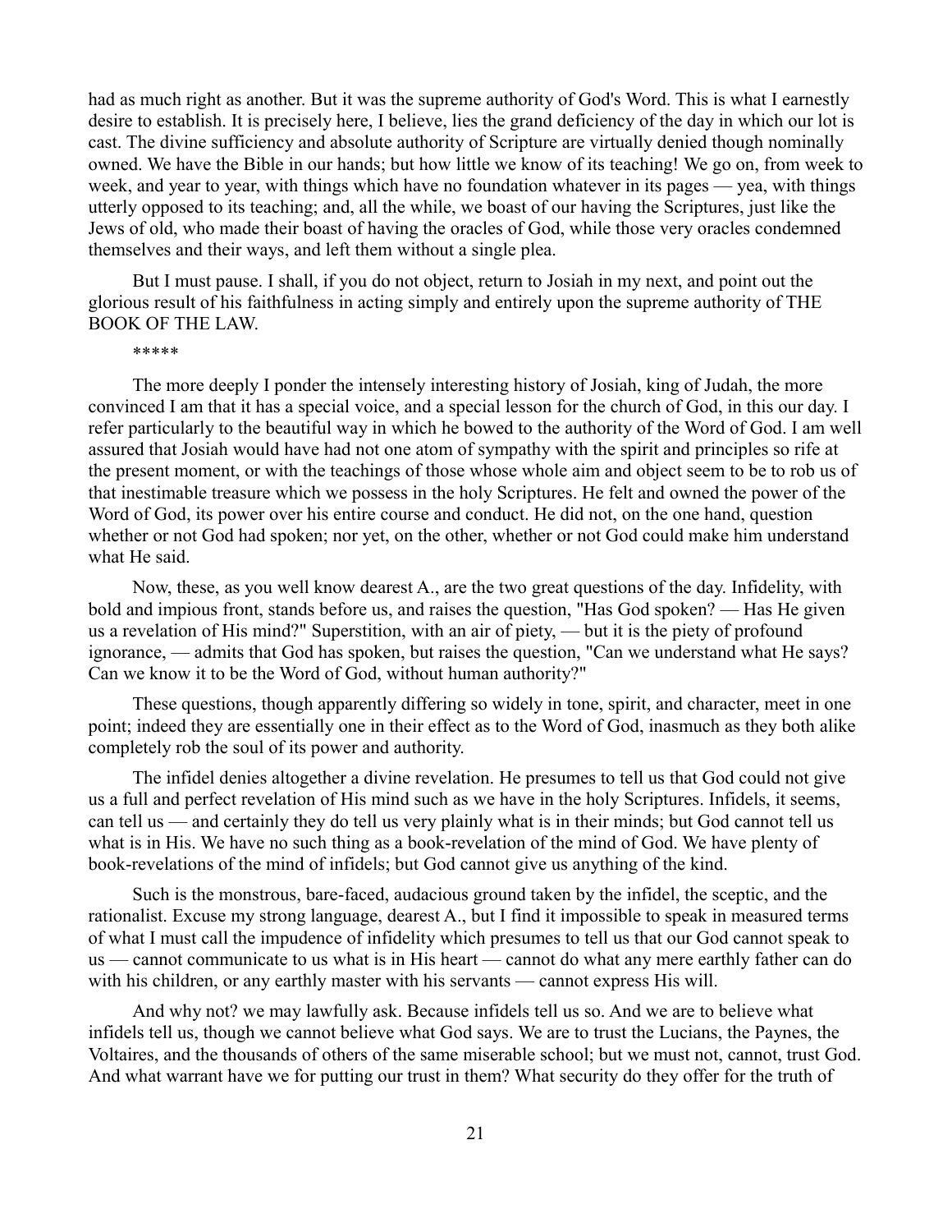had as much right as another. But it was the supreme authority of God's Word. This is what I earnestly desire to establish. It is precisely here, I believe, lies the grand deficiency of the day in which our lot is cast. The divine sufficiency and absolute authority of Scripture are virtually denied though nominally owned. We have the Bible in our hands; but how little we know of its teaching! We go on, from week to week, and year to year, with things which have no foundation whatever in its pages — yea, with things utterly opposed to its teaching; and, all the while, we boast of our having the Scriptures, just like the Jews of old, who made their boast of having the oracles of God, while those very oracles condemned themselves and their ways, and left them without a single plea.

But I must pause. I shall, if you do not object, return to Josiah in my next, and point out the glorious result of his faithfulness in acting simply and entirely upon the supreme authority of THE BOOK OF THE LAW.

*****

The more deeply I ponder the intensely interesting history of Josiah, king of Judah, the more convinced I am that it has a special voice, and a special lesson for the church of God, in this our day. I refer particularly to the beautiful way in which he bowed to the authority of the Word of God. I am well assured that Josiah would have had not one atom of sympathy with the spirit and principles so rife at the present moment, or with the teachings of those whose whole aim and object seem to be to rob us of that inestimable treasure which we possess in the holy Scriptures. He felt and owned the power of the Word of God, its power over his entire course and conduct. He did not, on the one hand, question whether or not God had spoken; nor yet, on the other, whether or not God could make him understand what He said.

Now, these, as you well know dearest A., are the two great questions of the day. Infidelity, with bold and impious front, stands before us, and raises the question, "Has God spoken? — Has He given us a revelation of His mind?" Superstition, with an air of piety, — but it is the piety of profound ignorance, — admits that God has spoken, but raises the question, "Can we understand what He says? Can we know it to be the Word of God, without human authority?"

These questions, though apparently differing so widely in tone, spirit, and character, meet in one point; indeed they are essentially one in their effect as to the Word of God, inasmuch as they both alike completely rob the soul of its power and authority.

The infidel denies altogether a divine revelation. He presumes to tell us that God could not give us a full and perfect revelation of His mind such as we have in the holy Scriptures. Infidels, it seems, can tell us — and certainly they do tell us very plainly what is in their minds; but God cannot tell us what is in His. We have no such thing as a book-revelation of the mind of God. We have plenty of book-revelations of the mind of infidels; but God cannot give us anything of the kind.

Such is the monstrous, bare-faced, audacious ground taken by the infidel, the sceptic, and the rationalist. Excuse my strong language, dearest A., but I find it impossible to speak in measured terms of what I must call the impudence of infidelity which presumes to tell us that our God cannot speak to us — cannot communicate to us what is in His heart — cannot do what any mere earthly father can do with his children, or any earthly master with his servants — cannot express His will.

And why not? we may lawfully ask. Because infidels tell us so. And we are to believe what infidels tell us, though we cannot believe what God says. We are to trust the Lucians, the Paynes, the Voltaires, and the thousands of others of the same miserable school; but we must not, cannot, trust God. And what warrant have we for putting our trust in them? What security do they offer for the truth of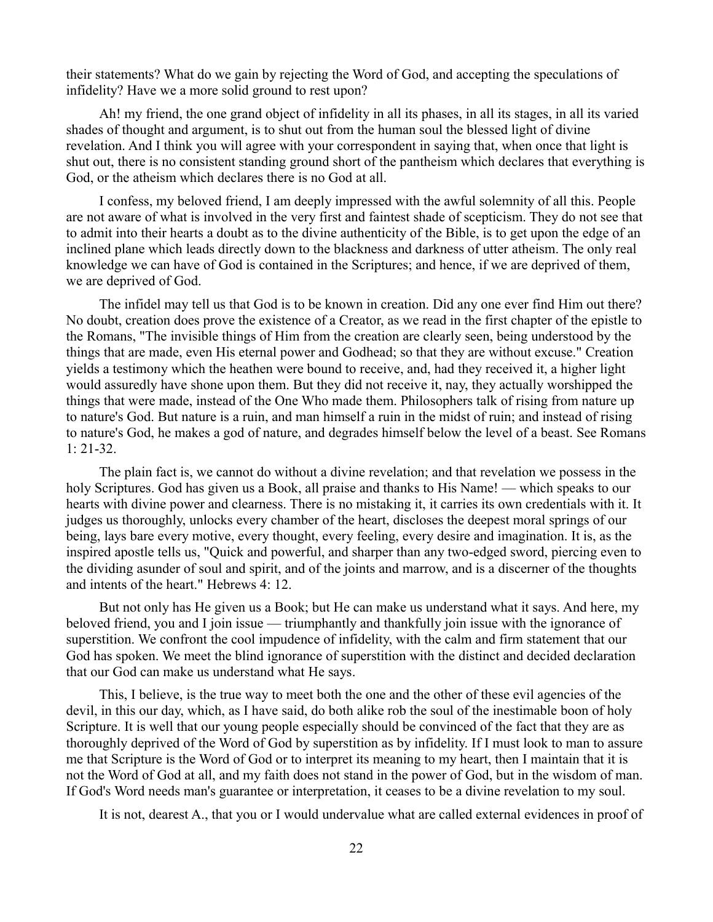their statements? What do we gain by rejecting the Word of God, and accepting the speculations of infidelity? Have we a more solid ground to rest upon?

Ah! my friend, the one grand object of infidelity in all its phases, in all its stages, in all its varied shades of thought and argument, is to shut out from the human soul the blessed light of divine revelation. And I think you will agree with your correspondent in saying that, when once that light is shut out, there is no consistent standing ground short of the pantheism which declares that everything is God, or the atheism which declares there is no God at all.

I confess, my beloved friend, I am deeply impressed with the awful solemnity of all this. People are not aware of what is involved in the very first and faintest shade of scepticism. They do not see that to admit into their hearts a doubt as to the divine authenticity of the Bible, is to get upon the edge of an inclined plane which leads directly down to the blackness and darkness of utter atheism. The only real knowledge we can have of God is contained in the Scriptures; and hence, if we are deprived of them, we are deprived of God.

The infidel may tell us that God is to be known in creation. Did any one ever find Him out there? No doubt, creation does prove the existence of a Creator, as we read in the first chapter of the epistle to the Romans, "The invisible things of Him from the creation are clearly seen, being understood by the things that are made, even His eternal power and Godhead; so that they are without excuse." Creation yields a testimony which the heathen were bound to receive, and, had they received it, a higher light would assuredly have shone upon them. But they did not receive it, nay, they actually worshipped the things that were made, instead of the One Who made them. Philosophers talk of rising from nature up to nature's God. But nature is a ruin, and man himself a ruin in the midst of ruin; and instead of rising to nature's God, he makes a god of nature, and degrades himself below the level of a beast. See Romans 1: 21-32.

The plain fact is, we cannot do without a divine revelation; and that revelation we possess in the holy Scriptures. God has given us a Book, all praise and thanks to His Name! — which speaks to our hearts with divine power and clearness. There is no mistaking it, it carries its own credentials with it. It judges us thoroughly, unlocks every chamber of the heart, discloses the deepest moral springs of our being, lays bare every motive, every thought, every feeling, every desire and imagination. It is, as the inspired apostle tells us, "Quick and powerful, and sharper than any two-edged sword, piercing even to the dividing asunder of soul and spirit, and of the joints and marrow, and is a discerner of the thoughts and intents of the heart." Hebrews 4: 12.

But not only has He given us a Book; but He can make us understand what it says. And here, my beloved friend, you and I join issue — triumphantly and thankfully join issue with the ignorance of superstition. We confront the cool impudence of infidelity, with the calm and firm statement that our God has spoken. We meet the blind ignorance of superstition with the distinct and decided declaration that our God can make us understand what He says.

This, I believe, is the true way to meet both the one and the other of these evil agencies of the devil, in this our day, which, as I have said, do both alike rob the soul of the inestimable boon of holy Scripture. It is well that our young people especially should be convinced of the fact that they are as thoroughly deprived of the Word of God by superstition as by infidelity. If I must look to man to assure me that Scripture is the Word of God or to interpret its meaning to my heart, then I maintain that it is not the Word of God at all, and my faith does not stand in the power of God, but in the wisdom of man. If God's Word needs man's guarantee or interpretation, it ceases to be a divine revelation to my soul.

It is not, dearest A., that you or I would undervalue what are called external evidences in proof of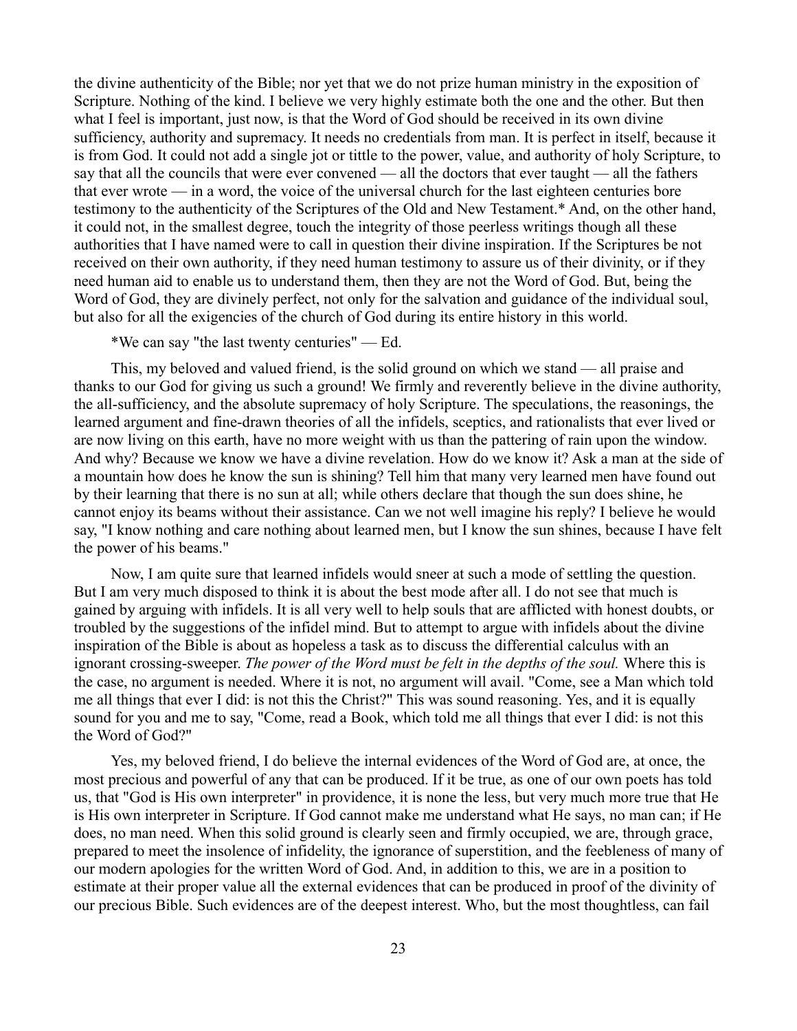the divine authenticity of the Bible; nor yet that we do not prize human ministry in the exposition of Scripture. Nothing of the kind. I believe we very highly estimate both the one and the other. But then what I feel is important, just now, is that the Word of God should be received in its own divine sufficiency, authority and supremacy. It needs no credentials from man. It is perfect in itself, because it is from God. It could not add a single jot or tittle to the power, value, and authority of holy Scripture, to say that all the councils that were ever convened — all the doctors that ever taught — all the fathers that ever wrote — in a word, the voice of the universal church for the last eighteen centuries bore testimony to the authenticity of the Scriptures of the Old and New Testament.* And, on the other hand, it could not, in the smallest degree, touch the integrity of those peerless writings though all these authorities that I have named were to call in question their divine inspiration. If the Scriptures be not received on their own authority, if they need human testimony to assure us of their divinity, or if they need human aid to enable us to understand them, then they are not the Word of God. But, being the Word of God, they are divinely perfect, not only for the salvation and guidance of the individual soul, but also for all the exigencies of the church of God during its entire history in this world.

*We can say "the last twenty centuries" — Ed.

This, my beloved and valued friend, is the solid ground on which we stand — all praise and thanks to our God for giving us such a ground! We firmly and reverently believe in the divine authority, the all-sufficiency, and the absolute supremacy of holy Scripture. The speculations, the reasonings, the learned argument and fine-drawn theories of all the infidels, sceptics, and rationalists that ever lived or are now living on this earth, have no more weight with us than the pattering of rain upon the window. And why? Because we know we have a divine revelation. How do we know it? Ask a man at the side of a mountain how does he know the sun is shining? Tell him that many very learned men have found out by their learning that there is no sun at all; while others declare that though the sun does shine, he cannot enjoy its beams without their assistance. Can we not well imagine his reply? I believe he would say, "I know nothing and care nothing about learned men, but I know the sun shines, because I have felt the power of his beams."

Now, I am quite sure that learned infidels would sneer at such a mode of settling the question. But I am very much disposed to think it is about the best mode after all. I do not see that much is gained by arguing with infidels. It is all very well to help souls that are afflicted with honest doubts, or troubled by the suggestions of the infidel mind. But to attempt to argue with infidels about the divine inspiration of the Bible is about as hopeless a task as to discuss the differential calculus with an ignorant crossing-sweeper. *The power of the Word must be felt in the depths of the soul.* Where this is the case, no argument is needed. Where it is not, no argument will avail. "Come, see a Man which told me all things that ever I did: is not this the Christ?" This was sound reasoning. Yes, and it is equally sound for you and me to say, "Come, read a Book, which told me all things that ever I did: is not this the Word of God?"

Yes, my beloved friend, I do believe the internal evidences of the Word of God are, at once, the most precious and powerful of any that can be produced. If it be true, as one of our own poets has told us, that "God is His own interpreter" in providence, it is none the less, but very much more true that He is His own interpreter in Scripture. If God cannot make me understand what He says, no man can; if He does, no man need. When this solid ground is clearly seen and firmly occupied, we are, through grace, prepared to meet the insolence of infidelity, the ignorance of superstition, and the feebleness of many of our modern apologies for the written Word of God. And, in addition to this, we are in a position to estimate at their proper value all the external evidences that can be produced in proof of the divinity of our precious Bible. Such evidences are of the deepest interest. Who, but the most thoughtless, can fail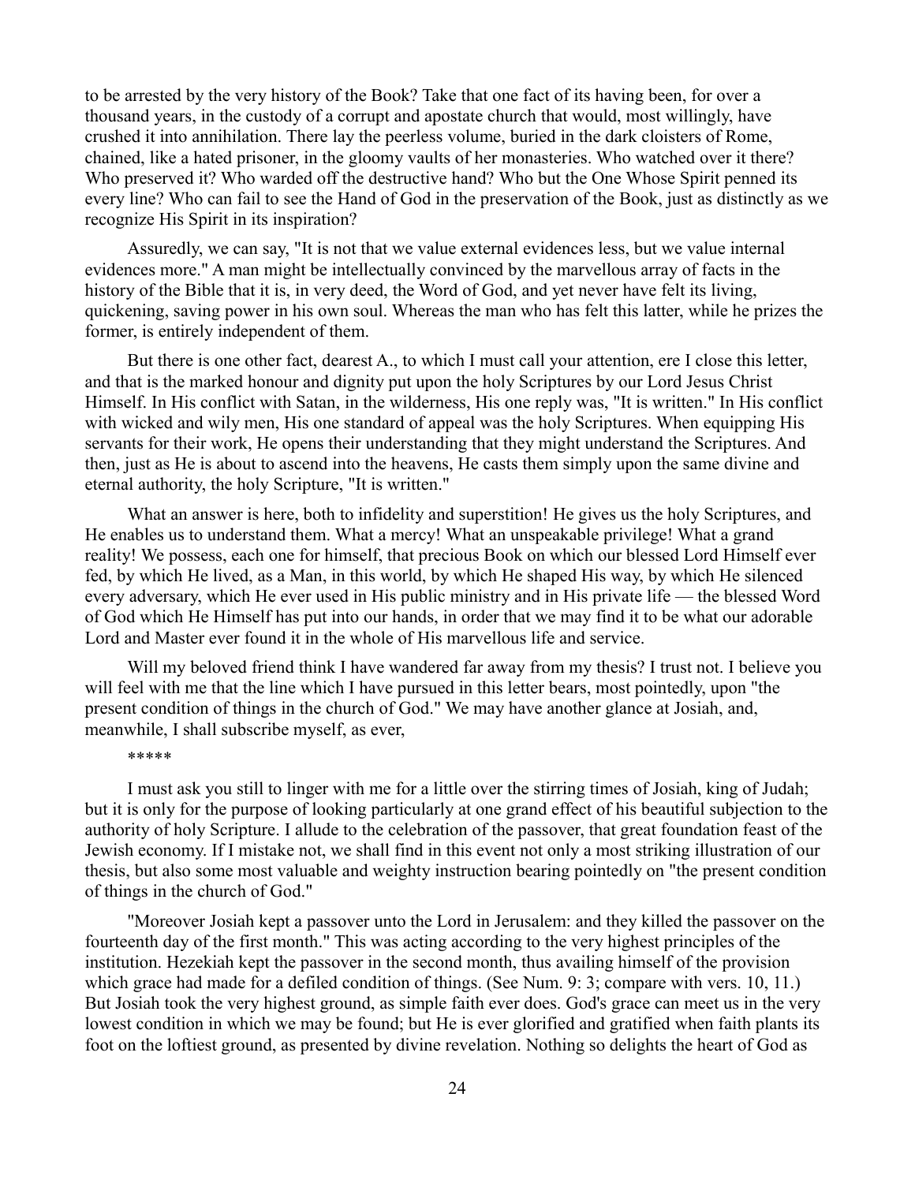to be arrested by the very history of the Book? Take that one fact of its having been, for over a thousand years, in the custody of a corrupt and apostate church that would, most willingly, have crushed it into annihilation. There lay the peerless volume, buried in the dark cloisters of Rome, chained, like a hated prisoner, in the gloomy vaults of her monasteries. Who watched over it there? Who preserved it? Who warded off the destructive hand? Who but the One Whose Spirit penned its every line? Who can fail to see the Hand of God in the preservation of the Book, just as distinctly as we recognize His Spirit in its inspiration?

Assuredly, we can say, "It is not that we value external evidences less, but we value internal evidences more." A man might be intellectually convinced by the marvellous array of facts in the history of the Bible that it is, in very deed, the Word of God, and yet never have felt its living, quickening, saving power in his own soul. Whereas the man who has felt this latter, while he prizes the former, is entirely independent of them.

But there is one other fact, dearest A., to which I must call your attention, ere I close this letter, and that is the marked honour and dignity put upon the holy Scriptures by our Lord Jesus Christ Himself. In His conflict with Satan, in the wilderness, His one reply was, "It is written." In His conflict with wicked and wily men, His one standard of appeal was the holy Scriptures. When equipping His servants for their work, He opens their understanding that they might understand the Scriptures. And then, just as He is about to ascend into the heavens, He casts them simply upon the same divine and eternal authority, the holy Scripture, "It is written."

What an answer is here, both to infidelity and superstition! He gives us the holy Scriptures, and He enables us to understand them. What a mercy! What an unspeakable privilege! What a grand reality! We possess, each one for himself, that precious Book on which our blessed Lord Himself ever fed, by which He lived, as a Man, in this world, by which He shaped His way, by which He silenced every adversary, which He ever used in His public ministry and in His private life — the blessed Word of God which He Himself has put into our hands, in order that we may find it to be what our adorable Lord and Master ever found it in the whole of His marvellous life and service.

Will my beloved friend think I have wandered far away from my thesis? I trust not. I believe you will feel with me that the line which I have pursued in this letter bears, most pointedly, upon "the present condition of things in the church of God." We may have another glance at Josiah, and, meanwhile, I shall subscribe myself, as ever,

*****

I must ask you still to linger with me for a little over the stirring times of Josiah, king of Judah; but it is only for the purpose of looking particularly at one grand effect of his beautiful subjection to the authority of holy Scripture. I allude to the celebration of the passover, that great foundation feast of the Jewish economy. If I mistake not, we shall find in this event not only a most striking illustration of our thesis, but also some most valuable and weighty instruction bearing pointedly on "the present condition of things in the church of God."

"Moreover Josiah kept a passover unto the Lord in Jerusalem: and they killed the passover on the fourteenth day of the first month." This was acting according to the very highest principles of the institution. Hezekiah kept the passover in the second month, thus availing himself of the provision which grace had made for a defiled condition of things. (See Num. 9: 3; compare with vers. 10, 11.) But Josiah took the very highest ground, as simple faith ever does. God's grace can meet us in the very lowest condition in which we may be found; but He is ever glorified and gratified when faith plants its foot on the loftiest ground, as presented by divine revelation. Nothing so delights the heart of God as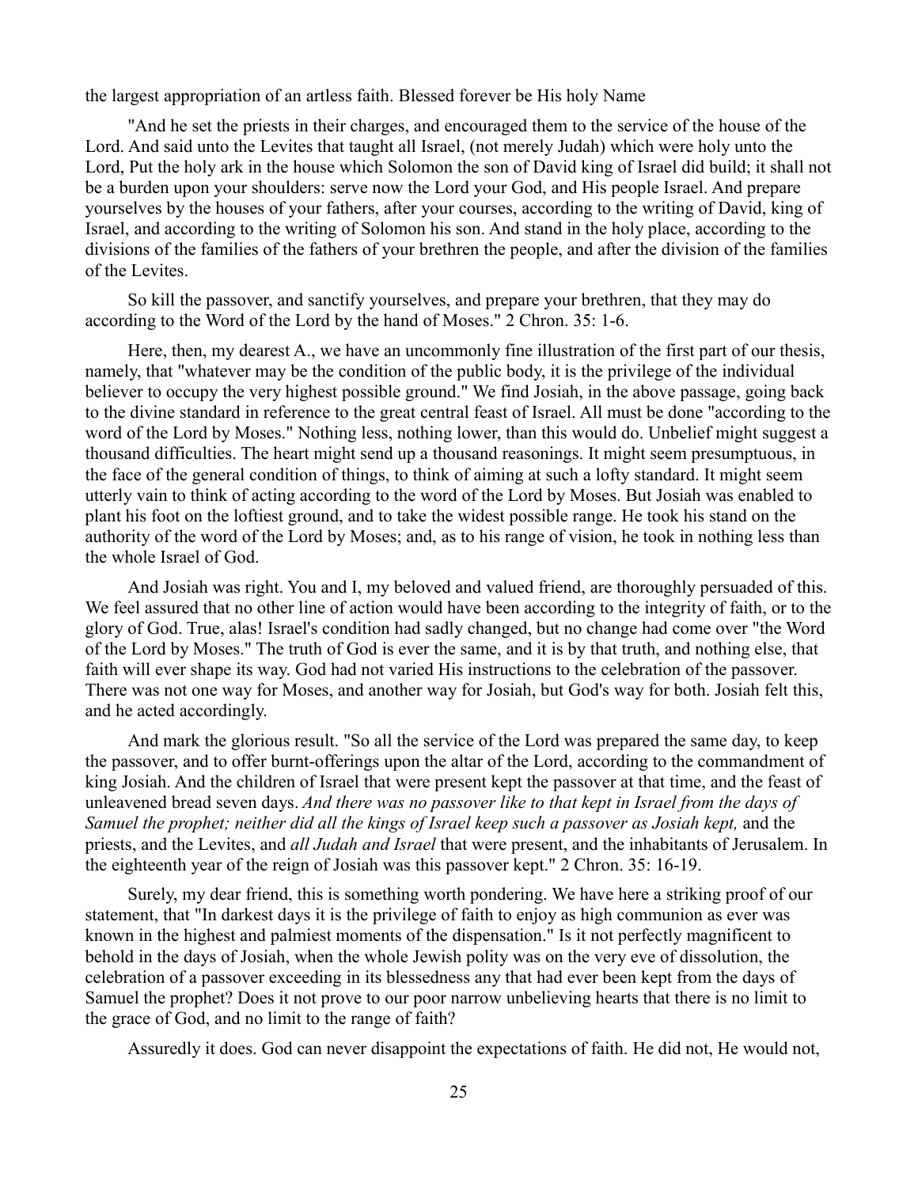the largest appropriation of an artless faith. Blessed forever be His holy Name

"And he set the priests in their charges, and encouraged them to the service of the house of the Lord. And said unto the Levites that taught all Israel, (not merely Judah) which were holy unto the Lord, Put the holy ark in the house which Solomon the son of David king of Israel did build; it shall not be a burden upon your shoulders: serve now the Lord your God, and His people Israel. And prepare yourselves by the houses of your fathers, after your courses, according to the writing of David, king of Israel, and according to the writing of Solomon his son. And stand in the holy place, according to the divisions of the families of the fathers of your brethren the people, and after the division of the families of the Levites.

So kill the passover, and sanctify yourselves, and prepare your brethren, that they may do according to the Word of the Lord by the hand of Moses." 2 Chron. 35: 1-6.

Here, then, my dearest A., we have an uncommonly fine illustration of the first part of our thesis, namely, that "whatever may be the condition of the public body, it is the privilege of the individual believer to occupy the very highest possible ground." We find Josiah, in the above passage, going back to the divine standard in reference to the great central feast of Israel. All must be done "according to the word of the Lord by Moses." Nothing less, nothing lower, than this would do. Unbelief might suggest a thousand difficulties. The heart might send up a thousand reasonings. It might seem presumptuous, in the face of the general condition of things, to think of aiming at such a lofty standard. It might seem utterly vain to think of acting according to the word of the Lord by Moses. But Josiah was enabled to plant his foot on the loftiest ground, and to take the widest possible range. He took his stand on the authority of the word of the Lord by Moses; and, as to his range of vision, he took in nothing less than the whole Israel of God.

And Josiah was right. You and I, my beloved and valued friend, are thoroughly persuaded of this. We feel assured that no other line of action would have been according to the integrity of faith, or to the glory of God. True, alas! Israel's condition had sadly changed, but no change had come over "the Word of the Lord by Moses." The truth of God is ever the same, and it is by that truth, and nothing else, that faith will ever shape its way. God had not varied His instructions to the celebration of the passover. There was not one way for Moses, and another way for Josiah, but God's way for both. Josiah felt this, and he acted accordingly.

And mark the glorious result. "So all the service of the Lord was prepared the same day, to keep the passover, and to offer burnt-offerings upon the altar of the Lord, according to the commandment of king Josiah. And the children of Israel that were present kept the passover at that time, and the feast of unleavened bread seven days. *And there was no passover like to that kept in Israel from the days of Samuel the prophet; neither did all the kings of Israel keep such a passover as Josiah kept,* and the priests, and the Levites, and *all Judah and Israel* that were present, and the inhabitants of Jerusalem. In the eighteenth year of the reign of Josiah was this passover kept." 2 Chron. 35: 16-19.

Surely, my dear friend, this is something worth pondering. We have here a striking proof of our statement, that "In darkest days it is the privilege of faith to enjoy as high communion as ever was known in the highest and palmiest moments of the dispensation." Is it not perfectly magnificent to behold in the days of Josiah, when the whole Jewish polity was on the very eve of dissolution, the celebration of a passover exceeding in its blessedness any that had ever been kept from the days of Samuel the prophet? Does it not prove to our poor narrow unbelieving hearts that there is no limit to the grace of God, and no limit to the range of faith?

Assuredly it does. God can never disappoint the expectations of faith. He did not, He would not,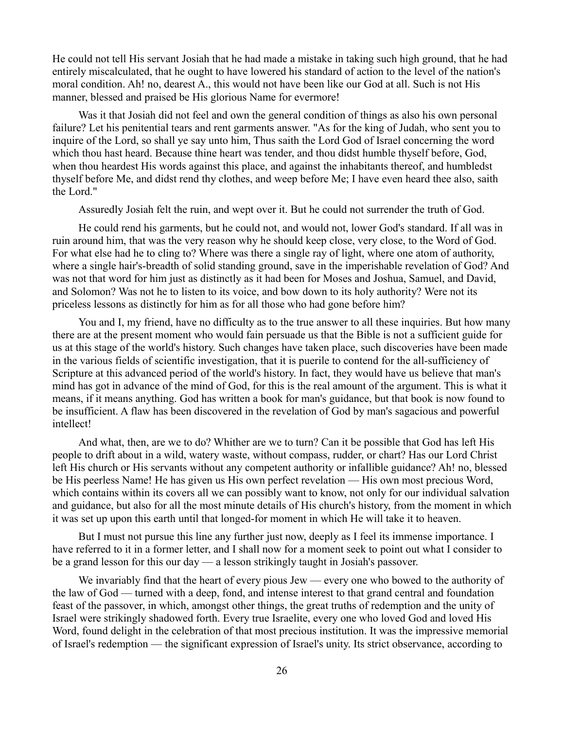He could not tell His servant Josiah that he had made a mistake in taking such high ground, that he had entirely miscalculated, that he ought to have lowered his standard of action to the level of the nation's moral condition. Ah! no, dearest A., this would not have been like our God at all. Such is not His manner, blessed and praised be His glorious Name for evermore!

Was it that Josiah did not feel and own the general condition of things as also his own personal failure? Let his penitential tears and rent garments answer. "As for the king of Judah, who sent you to inquire of the Lord, so shall ye say unto him, Thus saith the Lord God of Israel concerning the word which thou hast heard. Because thine heart was tender, and thou didst humble thyself before, God, when thou heardest His words against this place, and against the inhabitants thereof, and humbledst thyself before Me, and didst rend thy clothes, and weep before Me; I have even heard thee also, saith the Lord."

Assuredly Josiah felt the ruin, and wept over it. But he could not surrender the truth of God.

He could rend his garments, but he could not, and would not, lower God's standard. If all was in ruin around him, that was the very reason why he should keep close, very close, to the Word of God. For what else had he to cling to? Where was there a single ray of light, where one atom of authority, where a single hair's-breadth of solid standing ground, save in the imperishable revelation of God? And was not that word for him just as distinctly as it had been for Moses and Joshua, Samuel, and David, and Solomon? Was not he to listen to its voice, and bow down to its holy authority? Were not its priceless lessons as distinctly for him as for all those who had gone before him?

You and I, my friend, have no difficulty as to the true answer to all these inquiries. But how many there are at the present moment who would fain persuade us that the Bible is not a sufficient guide for us at this stage of the world's history. Such changes have taken place, such discoveries have been made in the various fields of scientific investigation, that it is puerile to contend for the all-sufficiency of Scripture at this advanced period of the world's history. In fact, they would have us believe that man's mind has got in advance of the mind of God, for this is the real amount of the argument. This is what it means, if it means anything. God has written a book for man's guidance, but that book is now found to be insufficient. A flaw has been discovered in the revelation of God by man's sagacious and powerful intellect!

And what, then, are we to do? Whither are we to turn? Can it be possible that God has left His people to drift about in a wild, watery waste, without compass, rudder, or chart? Has our Lord Christ left His church or His servants without any competent authority or infallible guidance? Ah! no, blessed be His peerless Name! He has given us His own perfect revelation — His own most precious Word, which contains within its covers all we can possibly want to know, not only for our individual salvation and guidance, but also for all the most minute details of His church's history, from the moment in which it was set up upon this earth until that longed-for moment in which He will take it to heaven.

But I must not pursue this line any further just now, deeply as I feel its immense importance. I have referred to it in a former letter, and I shall now for a moment seek to point out what I consider to be a grand lesson for this our day — a lesson strikingly taught in Josiah's passover.

We invariably find that the heart of every pious Jew — every one who bowed to the authority of the law of God — turned with a deep, fond, and intense interest to that grand central and foundation feast of the passover, in which, amongst other things, the great truths of redemption and the unity of Israel were strikingly shadowed forth. Every true Israelite, every one who loved God and loved His Word, found delight in the celebration of that most precious institution. It was the impressive memorial of Israel's redemption — the significant expression of Israel's unity. Its strict observance, according to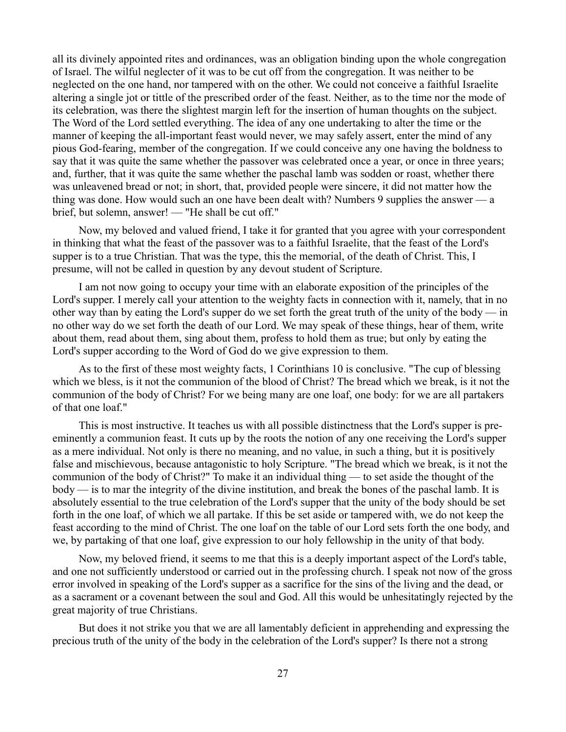all its divinely appointed rites and ordinances, was an obligation binding upon the whole congregation of Israel. The wilful neglecter of it was to be cut off from the congregation. It was neither to be neglected on the one hand, nor tampered with on the other. We could not conceive a faithful Israelite altering a single jot or tittle of the prescribed order of the feast. Neither, as to the time nor the mode of its celebration, was there the slightest margin left for the insertion of human thoughts on the subject. The Word of the Lord settled everything. The idea of any one undertaking to alter the time or the manner of keeping the all-important feast would never, we may safely assert, enter the mind of any pious God-fearing, member of the congregation. If we could conceive any one having the boldness to say that it was quite the same whether the passover was celebrated once a year, or once in three years; and, further, that it was quite the same whether the paschal lamb was sodden or roast, whether there was unleavened bread or not; in short, that, provided people were sincere, it did not matter how the thing was done. How would such an one have been dealt with? Numbers 9 supplies the answer — a brief, but solemn, answer! — "He shall be cut off."

Now, my beloved and valued friend, I take it for granted that you agree with your correspondent in thinking that what the feast of the passover was to a faithful Israelite, that the feast of the Lord's supper is to a true Christian. That was the type, this the memorial, of the death of Christ. This, I presume, will not be called in question by any devout student of Scripture.

I am not now going to occupy your time with an elaborate exposition of the principles of the Lord's supper. I merely call your attention to the weighty facts in connection with it, namely, that in no other way than by eating the Lord's supper do we set forth the great truth of the unity of the body — in no other way do we set forth the death of our Lord. We may speak of these things, hear of them, write about them, read about them, sing about them, profess to hold them as true; but only by eating the Lord's supper according to the Word of God do we give expression to them.

As to the first of these most weighty facts, 1 Corinthians 10 is conclusive. "The cup of blessing which we bless, is it not the communion of the blood of Christ? The bread which we break, is it not the communion of the body of Christ? For we being many are one loaf, one body: for we are all partakers of that one loaf."

This is most instructive. It teaches us with all possible distinctness that the Lord's supper is pre-eminently a communion feast. It cuts up by the roots the notion of any one receiving the Lord's supper as a mere individual. Not only is there no meaning, and no value, in such a thing, but it is positively false and mischievous, because antagonistic to holy Scripture. "The bread which we break, is it not the communion of the body of Christ?" To make it an individual thing — to set aside the thought of the body — is to mar the integrity of the divine institution, and break the bones of the paschal lamb. It is absolutely essential to the true celebration of the Lord's supper that the unity of the body should be set forth in the one loaf, of which we all partake. If this be set aside or tampered with, we do not keep the feast according to the mind of Christ. The one loaf on the table of our Lord sets forth the one body, and we, by partaking of that one loaf, give expression to our holy fellowship in the unity of that body.

Now, my beloved friend, it seems to me that this is a deeply important aspect of the Lord's table, and one not sufficiently understood or carried out in the professing church. I speak not now of the gross error involved in speaking of the Lord's supper as a sacrifice for the sins of the living and the dead, or as a sacrament or a covenant between the soul and God. All this would be unhesitatingly rejected by the great majority of true Christians.

But does it not strike you that we are all lamentably deficient in apprehending and expressing the precious truth of the unity of the body in the celebration of the Lord's supper? Is there not a strong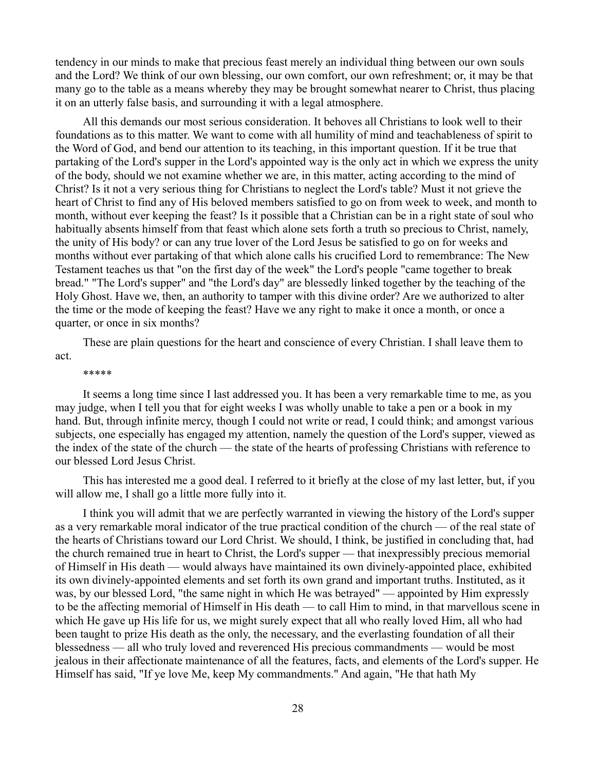tendency in our minds to make that precious feast merely an individual thing between our own souls and the Lord? We think of our own blessing, our own comfort, our own refreshment; or, it may be that many go to the table as a means whereby they may be brought somewhat nearer to Christ, thus placing it on an utterly false basis, and surrounding it with a legal atmosphere.

All this demands our most serious consideration. It behoves all Christians to look well to their foundations as to this matter. We want to come with all humility of mind and teachableness of spirit to the Word of God, and bend our attention to its teaching, in this important question. If it be true that partaking of the Lord's supper in the Lord's appointed way is the only act in which we express the unity of the body, should we not examine whether we are, in this matter, acting according to the mind of Christ? Is it not a very serious thing for Christians to neglect the Lord's table? Must it not grieve the heart of Christ to find any of His beloved members satisfied to go on from week to week, and month to month, without ever keeping the feast? Is it possible that a Christian can be in a right state of soul who habitually absents himself from that feast which alone sets forth a truth so precious to Christ, namely, the unity of His body? or can any true lover of the Lord Jesus be satisfied to go on for weeks and months without ever partaking of that which alone calls his crucified Lord to remembrance: The New Testament teaches us that "on the first day of the week" the Lord's people "came together to break bread." "The Lord's supper" and "the Lord's day" are blessedly linked together by the teaching of the Holy Ghost. Have we, then, an authority to tamper with this divine order? Are we authorized to alter the time or the mode of keeping the feast? Have we any right to make it once a month, or once a quarter, or once in six months?

These are plain questions for the heart and conscience of every Christian. I shall leave them to act.

*****

It seems a long time since I last addressed you. It has been a very remarkable time to me, as you may judge, when I tell you that for eight weeks I was wholly unable to take a pen or a book in my hand. But, through infinite mercy, though I could not write or read, I could think; and amongst various subjects, one especially has engaged my attention, namely the question of the Lord's supper, viewed as the index of the state of the church — the state of the hearts of professing Christians with reference to our blessed Lord Jesus Christ.

This has interested me a good deal. I referred to it briefly at the close of my last letter, but, if you will allow me, I shall go a little more fully into it.

I think you will admit that we are perfectly warranted in viewing the history of the Lord's supper as a very remarkable moral indicator of the true practical condition of the church — of the real state of the hearts of Christians toward our Lord Christ. We should, I think, be justified in concluding that, had the church remained true in heart to Christ, the Lord's supper — that inexpressibly precious memorial of Himself in His death — would always have maintained its own divinely-appointed place, exhibited its own divinely-appointed elements and set forth its own grand and important truths. Instituted, as it was, by our blessed Lord, "the same night in which He was betrayed" — appointed by Him expressly to be the affecting memorial of Himself in His death — to call Him to mind, in that marvellous scene in which He gave up His life for us, we might surely expect that all who really loved Him, all who had been taught to prize His death as the only, the necessary, and the everlasting foundation of all their blessedness — all who truly loved and reverenced His precious commandments — would be most jealous in their affectionate maintenance of all the features, facts, and elements of the Lord's supper. He Himself has said, "If ye love Me, keep My commandments." And again, "He that hath My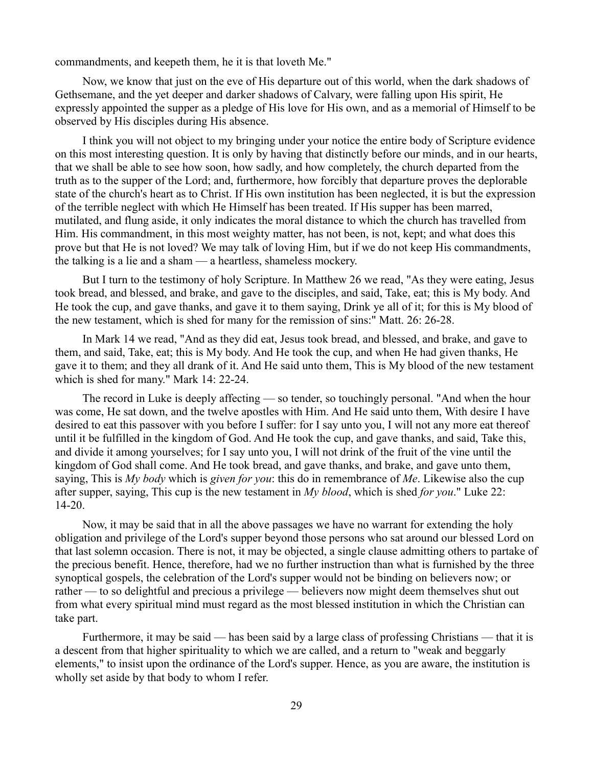commandments, and keepeth them, he it is that loveth Me."

Now, we know that just on the eve of His departure out of this world, when the dark shadows of Gethsemane, and the yet deeper and darker shadows of Calvary, were falling upon His spirit, He expressly appointed the supper as a pledge of His love for His own, and as a memorial of Himself to be observed by His disciples during His absence.

I think you will not object to my bringing under your notice the entire body of Scripture evidence on this most interesting question. It is only by having that distinctly before our minds, and in our hearts, that we shall be able to see how soon, how sadly, and how completely, the church departed from the truth as to the supper of the Lord; and, furthermore, how forcibly that departure proves the deplorable state of the church's heart as to Christ. If His own institution has been neglected, it is but the expression of the terrible neglect with which He Himself has been treated. If His supper has been marred, mutilated, and flung aside, it only indicates the moral distance to which the church has travelled from Him. His commandment, in this most weighty matter, has not been, is not, kept; and what does this prove but that He is not loved? We may talk of loving Him, but if we do not keep His commandments, the talking is a lie and a sham — a heartless, shameless mockery.

But I turn to the testimony of holy Scripture. In Matthew 26 we read, "As they were eating, Jesus took bread, and blessed, and brake, and gave to the disciples, and said, Take, eat; this is My body. And He took the cup, and gave thanks, and gave it to them saying, Drink ye all of it; for this is My blood of the new testament, which is shed for many for the remission of sins:" Matt. 26: 26-28.

In Mark 14 we read, "And as they did eat, Jesus took bread, and blessed, and brake, and gave to them, and said, Take, eat; this is My body. And He took the cup, and when He had given thanks, He gave it to them; and they all drank of it. And He said unto them, This is My blood of the new testament which is shed for many." Mark 14: 22-24.

The record in Luke is deeply affecting — so tender, so touchingly personal. "And when the hour was come, He sat down, and the twelve apostles with Him. And He said unto them, With desire I have desired to eat this passover with you before I suffer: for I say unto you, I will not any more eat thereof until it be fulfilled in the kingdom of God. And He took the cup, and gave thanks, and said, Take this, and divide it among yourselves; for I say unto you, I will not drink of the fruit of the vine until the kingdom of God shall come. And He took bread, and gave thanks, and brake, and gave unto them, saying, This is *My body* which is *given for you*: this do in remembrance of *Me*. Likewise also the cup after supper, saying, This cup is the new testament in *My blood*, which is shed *for you*." Luke 22: 14-20.

Now, it may be said that in all the above passages we have no warrant for extending the holy obligation and privilege of the Lord's supper beyond those persons who sat around our blessed Lord on that last solemn occasion. There is not, it may be objected, a single clause admitting others to partake of the precious benefit. Hence, therefore, had we no further instruction than what is furnished by the three synoptical gospels, the celebration of the Lord's supper would not be binding on believers now; or rather — to so delightful and precious a privilege — believers now might deem themselves shut out from what every spiritual mind must regard as the most blessed institution in which the Christian can take part.

Furthermore, it may be said — has been said by a large class of professing Christians — that it is a descent from that higher spirituality to which we are called, and a return to "weak and beggarly elements," to insist upon the ordinance of the Lord's supper. Hence, as you are aware, the institution is wholly set aside by that body to whom I refer.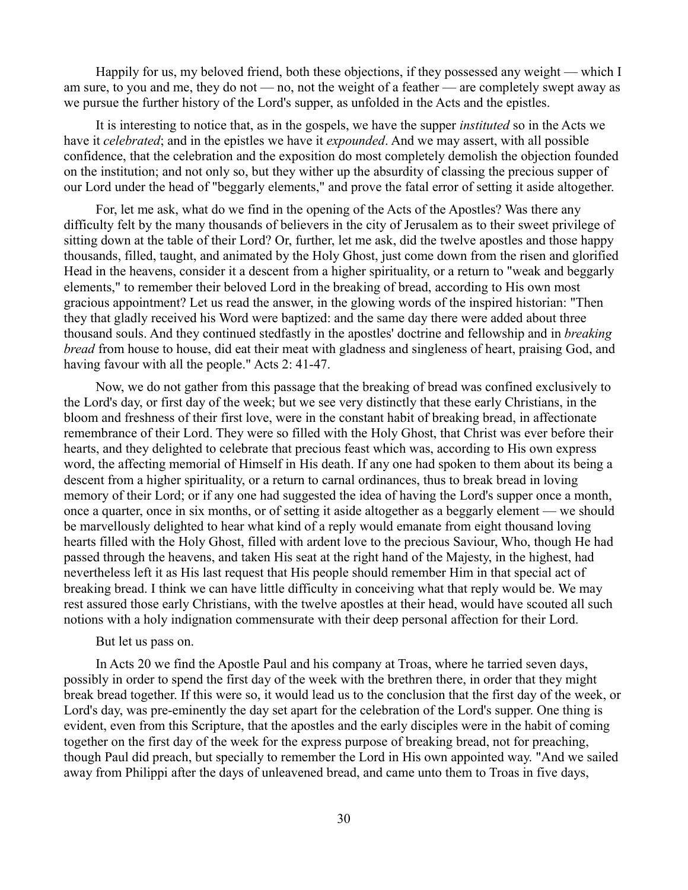Happily for us, my beloved friend, both these objections, if they possessed any weight — which I am sure, to you and me, they do not — no, not the weight of a feather — are completely swept away as we pursue the further history of the Lord's supper, as unfolded in the Acts and the epistles.

It is interesting to notice that, as in the gospels, we have the supper *instituted* so in the Acts we have it *celebrated*; and in the epistles we have it *expounded*. And we may assert, with all possible confidence, that the celebration and the exposition do most completely demolish the objection founded on the institution; and not only so, but they wither up the absurdity of classing the precious supper of our Lord under the head of "beggarly elements," and prove the fatal error of setting it aside altogether.

For, let me ask, what do we find in the opening of the Acts of the Apostles? Was there any difficulty felt by the many thousands of believers in the city of Jerusalem as to their sweet privilege of sitting down at the table of their Lord? Or, further, let me ask, did the twelve apostles and those happy thousands, filled, taught, and animated by the Holy Ghost, just come down from the risen and glorified Head in the heavens, consider it a descent from a higher spirituality, or a return to "weak and beggarly elements," to remember their beloved Lord in the breaking of bread, according to His own most gracious appointment? Let us read the answer, in the glowing words of the inspired historian: "Then they that gladly received his Word were baptized: and the same day there were added about three thousand souls. And they continued stedfastly in the apostles' doctrine and fellowship and in *breaking bread* from house to house, did eat their meat with gladness and singleness of heart, praising God, and having favour with all the people." Acts 2: 41-47.

Now, we do not gather from this passage that the breaking of bread was confined exclusively to the Lord's day, or first day of the week; but we see very distinctly that these early Christians, in the bloom and freshness of their first love, were in the constant habit of breaking bread, in affectionate remembrance of their Lord. They were so filled with the Holy Ghost, that Christ was ever before their hearts, and they delighted to celebrate that precious feast which was, according to His own express word, the affecting memorial of Himself in His death. If any one had spoken to them about its being a descent from a higher spirituality, or a return to carnal ordinances, thus to break bread in loving memory of their Lord; or if any one had suggested the idea of having the Lord's supper once a month, once a quarter, once in six months, or of setting it aside altogether as a beggarly element — we should be marvellously delighted to hear what kind of a reply would emanate from eight thousand loving hearts filled with the Holy Ghost, filled with ardent love to the precious Saviour, Who, though He had passed through the heavens, and taken His seat at the right hand of the Majesty, in the highest, had nevertheless left it as His last request that His people should remember Him in that special act of breaking bread. I think we can have little difficulty in conceiving what that reply would be. We may rest assured those early Christians, with the twelve apostles at their head, would have scouted all such notions with a holy indignation commensurate with their deep personal affection for their Lord.

But let us pass on.

In Acts 20 we find the Apostle Paul and his company at Troas, where he tarried seven days, possibly in order to spend the first day of the week with the brethren there, in order that they might break bread together. If this were so, it would lead us to the conclusion that the first day of the week, or Lord's day, was pre-eminently the day set apart for the celebration of the Lord's supper. One thing is evident, even from this Scripture, that the apostles and the early disciples were in the habit of coming together on the first day of the week for the express purpose of breaking bread, not for preaching, though Paul did preach, but specially to remember the Lord in His own appointed way. "And we sailed away from Philippi after the days of unleavened bread, and came unto them to Troas in five days,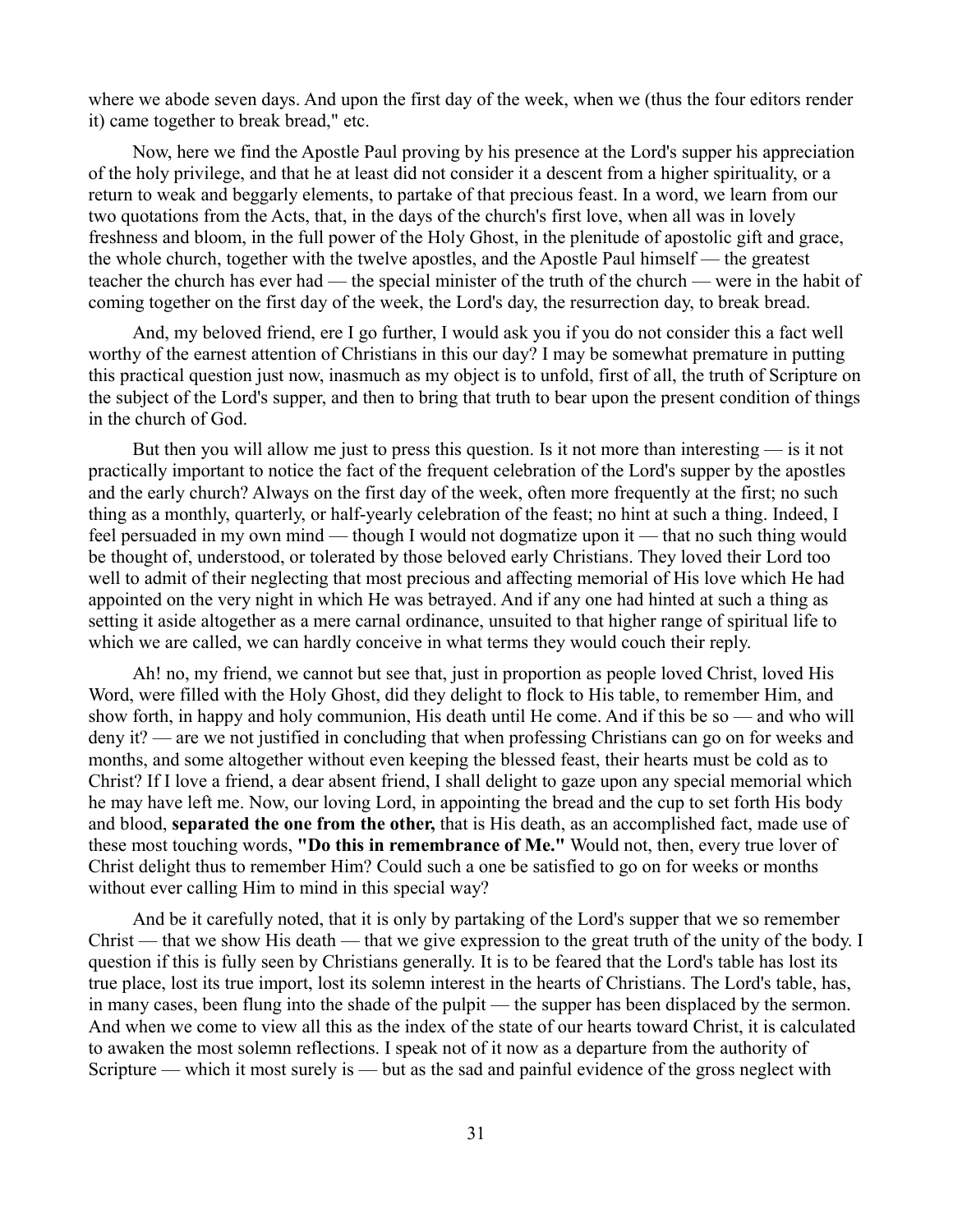where we abode seven days. And upon the first day of the week, when we (thus the four editors render it) came together to break bread," etc.

Now, here we find the Apostle Paul proving by his presence at the Lord's supper his appreciation of the holy privilege, and that he at least did not consider it a descent from a higher spirituality, or a return to weak and beggarly elements, to partake of that precious feast. In a word, we learn from our two quotations from the Acts, that, in the days of the church's first love, when all was in lovely freshness and bloom, in the full power of the Holy Ghost, in the plenitude of apostolic gift and grace, the whole church, together with the twelve apostles, and the Apostle Paul himself — the greatest teacher the church has ever had — the special minister of the truth of the church — were in the habit of coming together on the first day of the week, the Lord's day, the resurrection day, to break bread.

And, my beloved friend, ere I go further, I would ask you if you do not consider this a fact well worthy of the earnest attention of Christians in this our day? I may be somewhat premature in putting this practical question just now, inasmuch as my object is to unfold, first of all, the truth of Scripture on the subject of the Lord's supper, and then to bring that truth to bear upon the present condition of things in the church of God.

But then you will allow me just to press this question. Is it not more than interesting — is it not practically important to notice the fact of the frequent celebration of the Lord's supper by the apostles and the early church? Always on the first day of the week, often more frequently at the first; no such thing as a monthly, quarterly, or half-yearly celebration of the feast; no hint at such a thing. Indeed, I feel persuaded in my own mind — though I would not dogmatize upon it — that no such thing would be thought of, understood, or tolerated by those beloved early Christians. They loved their Lord too well to admit of their neglecting that most precious and affecting memorial of His love which He had appointed on the very night in which He was betrayed. And if any one had hinted at such a thing as setting it aside altogether as a mere carnal ordinance, unsuited to that higher range of spiritual life to which we are called, we can hardly conceive in what terms they would couch their reply.

Ah! no, my friend, we cannot but see that, just in proportion as people loved Christ, loved His Word, were filled with the Holy Ghost, did they delight to flock to His table, to remember Him, and show forth, in happy and holy communion, His death until He come. And if this be so — and who will deny it? — are we not justified in concluding that when professing Christians can go on for weeks and months, and some altogether without even keeping the blessed feast, their hearts must be cold as to Christ? If I love a friend, a dear absent friend, I shall delight to gaze upon any special memorial which he may have left me. Now, our loving Lord, in appointing the bread and the cup to set forth His body and blood, **separated the one from the other,** that is His death, as an accomplished fact, made use of these most touching words, **"Do this in remembrance of Me."** Would not, then, every true lover of Christ delight thus to remember Him? Could such a one be satisfied to go on for weeks or months without ever calling Him to mind in this special way?

And be it carefully noted, that it is only by partaking of the Lord's supper that we so remember Christ — that we show His death — that we give expression to the great truth of the unity of the body. I question if this is fully seen by Christians generally. It is to be feared that the Lord's table has lost its true place, lost its true import, lost its solemn interest in the hearts of Christians. The Lord's table, has, in many cases, been flung into the shade of the pulpit — the supper has been displaced by the sermon. And when we come to view all this as the index of the state of our hearts toward Christ, it is calculated to awaken the most solemn reflections. I speak not of it now as a departure from the authority of Scripture — which it most surely is — but as the sad and painful evidence of the gross neglect with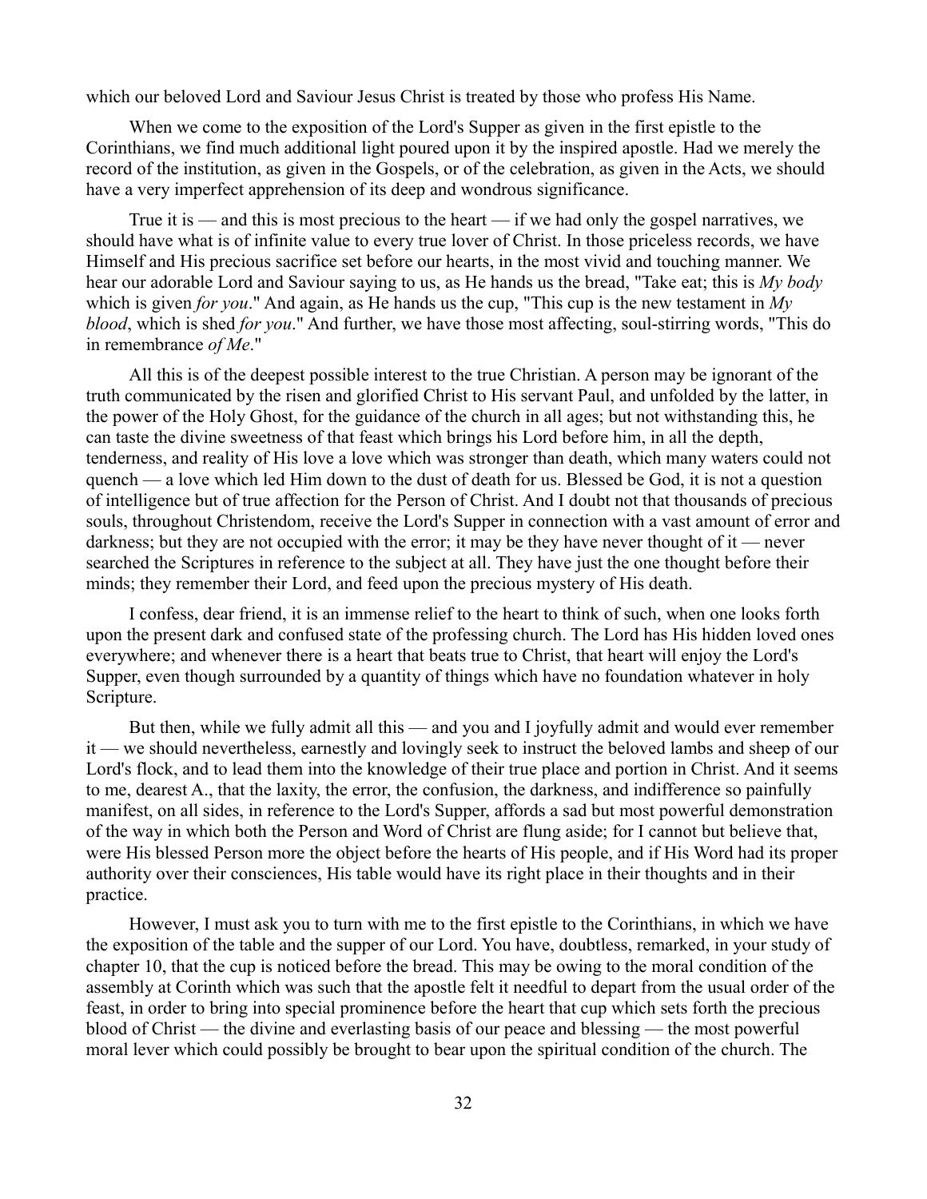which our beloved Lord and Saviour Jesus Christ is treated by those who profess His Name.

When we come to the exposition of the Lord's Supper as given in the first epistle to the Corinthians, we find much additional light poured upon it by the inspired apostle. Had we merely the record of the institution, as given in the Gospels, or of the celebration, as given in the Acts, we should have a very imperfect apprehension of its deep and wondrous significance.

True it is — and this is most precious to the heart — if we had only the gospel narratives, we should have what is of infinite value to every true lover of Christ. In those priceless records, we have Himself and His precious sacrifice set before our hearts, in the most vivid and touching manner. We hear our adorable Lord and Saviour saying to us, as He hands us the bread, "Take eat; this is *My body* which is given *for you*." And again, as He hands us the cup, "This cup is the new testament in *My blood*, which is shed *for you*." And further, we have those most affecting, soul-stirring words, "This do in remembrance *of Me*."

All this is of the deepest possible interest to the true Christian. A person may be ignorant of the truth communicated by the risen and glorified Christ to His servant Paul, and unfolded by the latter, in the power of the Holy Ghost, for the guidance of the church in all ages; but not withstanding this, he can taste the divine sweetness of that feast which brings his Lord before him, in all the depth, tenderness, and reality of His love a love which was stronger than death, which many waters could not quench — a love which led Him down to the dust of death for us. Blessed be God, it is not a question of intelligence but of true affection for the Person of Christ. And I doubt not that thousands of precious souls, throughout Christendom, receive the Lord's Supper in connection with a vast amount of error and darkness; but they are not occupied with the error; it may be they have never thought of it — never searched the Scriptures in reference to the subject at all. They have just the one thought before their minds; they remember their Lord, and feed upon the precious mystery of His death.

I confess, dear friend, it is an immense relief to the heart to think of such, when one looks forth upon the present dark and confused state of the professing church. The Lord has His hidden loved ones everywhere; and whenever there is a heart that beats true to Christ, that heart will enjoy the Lord's Supper, even though surrounded by a quantity of things which have no foundation whatever in holy Scripture.

But then, while we fully admit all this — and you and I joyfully admit and would ever remember it — we should nevertheless, earnestly and lovingly seek to instruct the beloved lambs and sheep of our Lord's flock, and to lead them into the knowledge of their true place and portion in Christ. And it seems to me, dearest A., that the laxity, the error, the confusion, the darkness, and indifference so painfully manifest, on all sides, in reference to the Lord's Supper, affords a sad but most powerful demonstration of the way in which both the Person and Word of Christ are flung aside; for I cannot but believe that, were His blessed Person more the object before the hearts of His people, and if His Word had its proper authority over their consciences, His table would have its right place in their thoughts and in their practice.

However, I must ask you to turn with me to the first epistle to the Corinthians, in which we have the exposition of the table and the supper of our Lord. You have, doubtless, remarked, in your study of chapter 10, that the cup is noticed before the bread. This may be owing to the moral condition of the assembly at Corinth which was such that the apostle felt it needful to depart from the usual order of the feast, in order to bring into special prominence before the heart that cup which sets forth the precious blood of Christ — the divine and everlasting basis of our peace and blessing — the most powerful moral lever which could possibly be brought to bear upon the spiritual condition of the church. The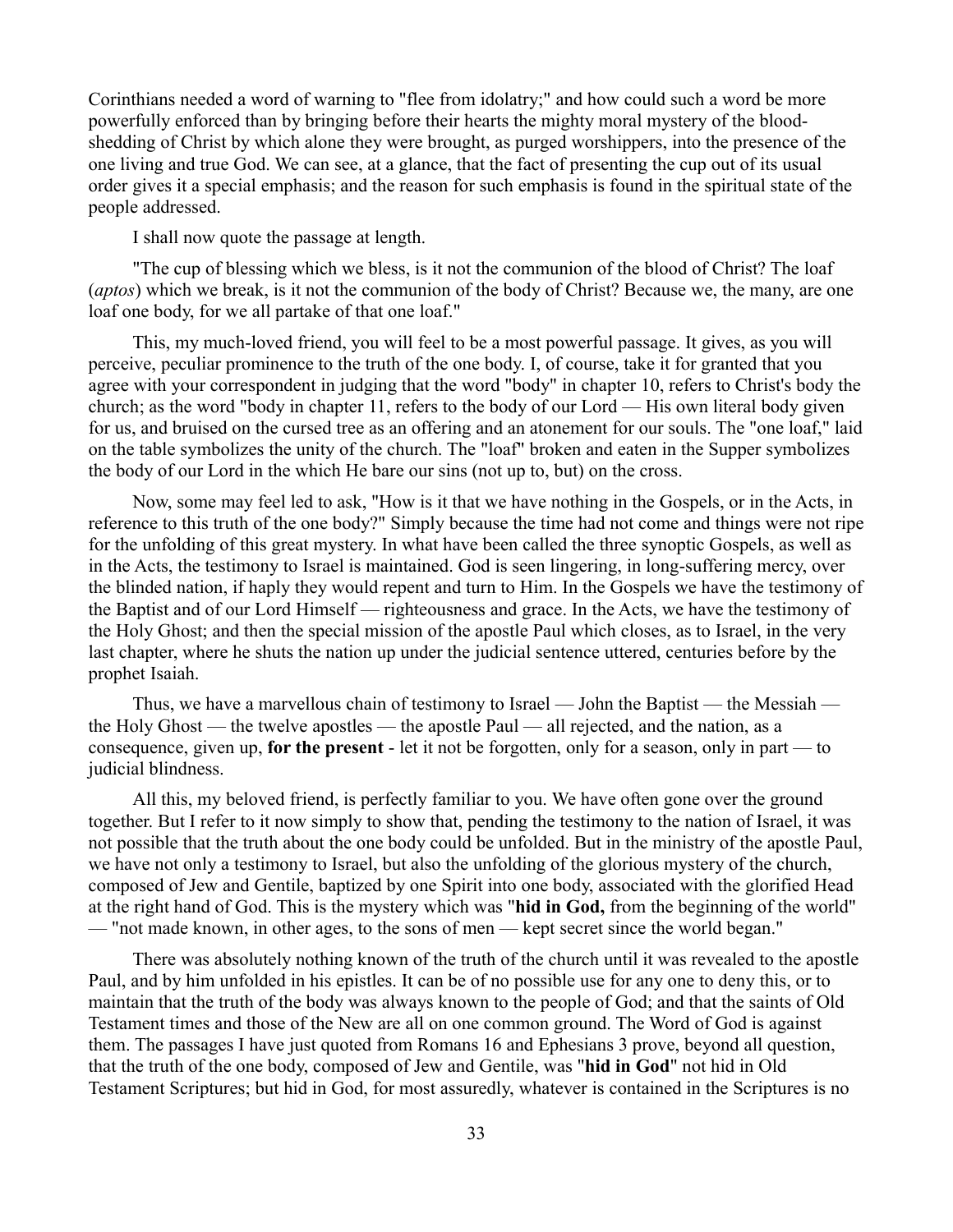Corinthians needed a word of warning to "flee from idolatry;" and how could such a word be more powerfully enforced than by bringing before their hearts the mighty moral mystery of the blood-shedding of Christ by which alone they were brought, as purged worshippers, into the presence of the one living and true God. We can see, at a glance, that the fact of presenting the cup out of its usual order gives it a special emphasis; and the reason for such emphasis is found in the spiritual state of the people addressed.

I shall now quote the passage at length.

"The cup of blessing which we bless, is it not the communion of the blood of Christ? The loaf (*aptos*) which we break, is it not the communion of the body of Christ? Because we, the many, are one loaf one body, for we all partake of that one loaf."

This, my much-loved friend, you will feel to be a most powerful passage. It gives, as you will perceive, peculiar prominence to the truth of the one body. I, of course, take it for granted that you agree with your correspondent in judging that the word "body" in chapter 10, refers to Christ's body the church; as the word "body in chapter 11, refers to the body of our Lord — His own literal body given for us, and bruised on the cursed tree as an offering and an atonement for our souls. The "one loaf," laid on the table symbolizes the unity of the church. The "loaf" broken and eaten in the Supper symbolizes the body of our Lord in the which He bare our sins (not up to, but) on the cross.

Now, some may feel led to ask, "How is it that we have nothing in the Gospels, or in the Acts, in reference to this truth of the one body?" Simply because the time had not come and things were not ripe for the unfolding of this great mystery. In what have been called the three synoptic Gospels, as well as in the Acts, the testimony to Israel is maintained. God is seen lingering, in long-suffering mercy, over the blinded nation, if haply they would repent and turn to Him. In the Gospels we have the testimony of the Baptist and of our Lord Himself — righteousness and grace. In the Acts, we have the testimony of the Holy Ghost; and then the special mission of the apostle Paul which closes, as to Israel, in the very last chapter, where he shuts the nation up under the judicial sentence uttered, centuries before by the prophet Isaiah.

Thus, we have a marvellous chain of testimony to Israel — John the Baptist — the Messiah — the Holy Ghost — the twelve apostles — the apostle Paul — all rejected, and the nation, as a consequence, given up, **for the present** - let it not be forgotten, only for a season, only in part — to judicial blindness.

All this, my beloved friend, is perfectly familiar to you. We have often gone over the ground together. But I refer to it now simply to show that, pending the testimony to the nation of Israel, it was not possible that the truth about the one body could be unfolded. But in the ministry of the apostle Paul, we have not only a testimony to Israel, but also the unfolding of the glorious mystery of the church, composed of Jew and Gentile, baptized by one Spirit into one body, associated with the glorified Head at the right hand of God. This is the mystery which was "**hid in God,** from the beginning of the world" — "not made known, in other ages, to the sons of men — kept secret since the world began."

There was absolutely nothing known of the truth of the church until it was revealed to the apostle Paul, and by him unfolded in his epistles. It can be of no possible use for any one to deny this, or to maintain that the truth of the body was always known to the people of God; and that the saints of Old Testament times and those of the New are all on one common ground. The Word of God is against them. The passages I have just quoted from Romans 16 and Ephesians 3 prove, beyond all question, that the truth of the one body, composed of Jew and Gentile, was "**hid in God**" not hid in Old Testament Scriptures; but hid in God, for most assuredly, whatever is contained in the Scriptures is no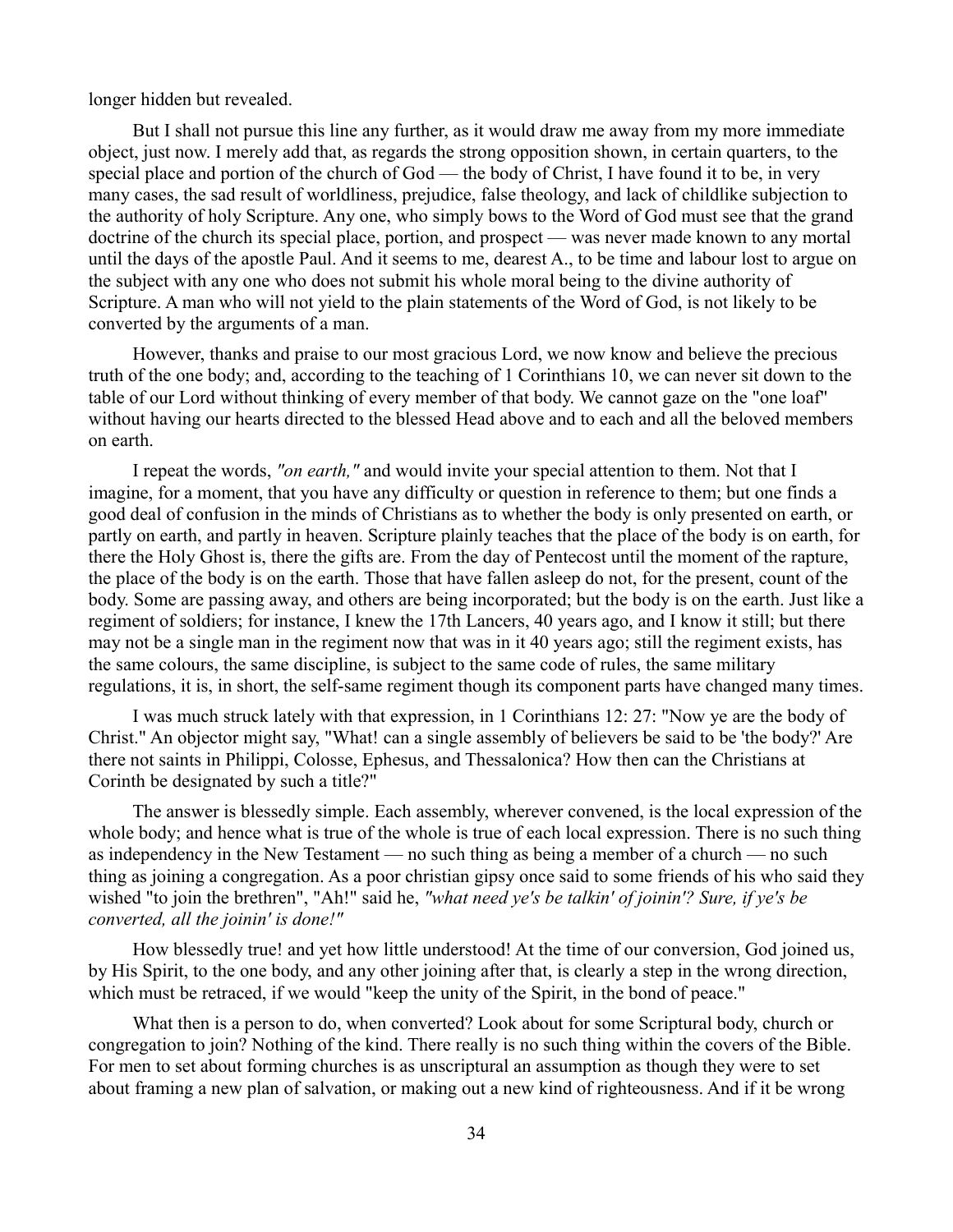longer hidden but revealed.

But I shall not pursue this line any further, as it would draw me away from my more immediate object, just now. I merely add that, as regards the strong opposition shown, in certain quarters, to the special place and portion of the church of God — the body of Christ, I have found it to be, in very many cases, the sad result of worldliness, prejudice, false theology, and lack of childlike subjection to the authority of holy Scripture. Any one, who simply bows to the Word of God must see that the grand doctrine of the church its special place, portion, and prospect — was never made known to any mortal until the days of the apostle Paul. And it seems to me, dearest A., to be time and labour lost to argue on the subject with any one who does not submit his whole moral being to the divine authority of Scripture. A man who will not yield to the plain statements of the Word of God, is not likely to be converted by the arguments of a man.

However, thanks and praise to our most gracious Lord, we now know and believe the precious truth of the one body; and, according to the teaching of 1 Corinthians 10, we can never sit down to the table of our Lord without thinking of every member of that body. We cannot gaze on the "one loaf" without having our hearts directed to the blessed Head above and to each and all the beloved members on earth.

I repeat the words, *"on earth,"* and would invite your special attention to them. Not that I imagine, for a moment, that you have any difficulty or question in reference to them; but one finds a good deal of confusion in the minds of Christians as to whether the body is only presented on earth, or partly on earth, and partly in heaven. Scripture plainly teaches that the place of the body is on earth, for there the Holy Ghost is, there the gifts are. From the day of Pentecost until the moment of the rapture, the place of the body is on the earth. Those that have fallen asleep do not, for the present, count of the body. Some are passing away, and others are being incorporated; but the body is on the earth. Just like a regiment of soldiers; for instance, I knew the 17th Lancers, 40 years ago, and I know it still; but there may not be a single man in the regiment now that was in it 40 years ago; still the regiment exists, has the same colours, the same discipline, is subject to the same code of rules, the same military regulations, it is, in short, the self-same regiment though its component parts have changed many times.

I was much struck lately with that expression, in 1 Corinthians 12: 27: "Now ye are the body of Christ." An objector might say, "What! can a single assembly of believers be said to be 'the body?' Are there not saints in Philippi, Colosse, Ephesus, and Thessalonica? How then can the Christians at Corinth be designated by such a title?"

The answer is blessedly simple. Each assembly, wherever convened, is the local expression of the whole body; and hence what is true of the whole is true of each local expression. There is no such thing as independency in the New Testament — no such thing as being a member of a church — no such thing as joining a congregation. As a poor christian gipsy once said to some friends of his who said they wished "to join the brethren", "Ah!" said he, *"what need ye's be talkin' of joinin'? Sure, if ye's be converted, all the joinin' is done!"*

How blessedly true! and yet how little understood! At the time of our conversion, God joined us, by His Spirit, to the one body, and any other joining after that, is clearly a step in the wrong direction, which must be retraced, if we would "keep the unity of the Spirit, in the bond of peace."

What then is a person to do, when converted? Look about for some Scriptural body, church or congregation to join? Nothing of the kind. There really is no such thing within the covers of the Bible. For men to set about forming churches is as unscriptural an assumption as though they were to set about framing a new plan of salvation, or making out a new kind of righteousness. And if it be wrong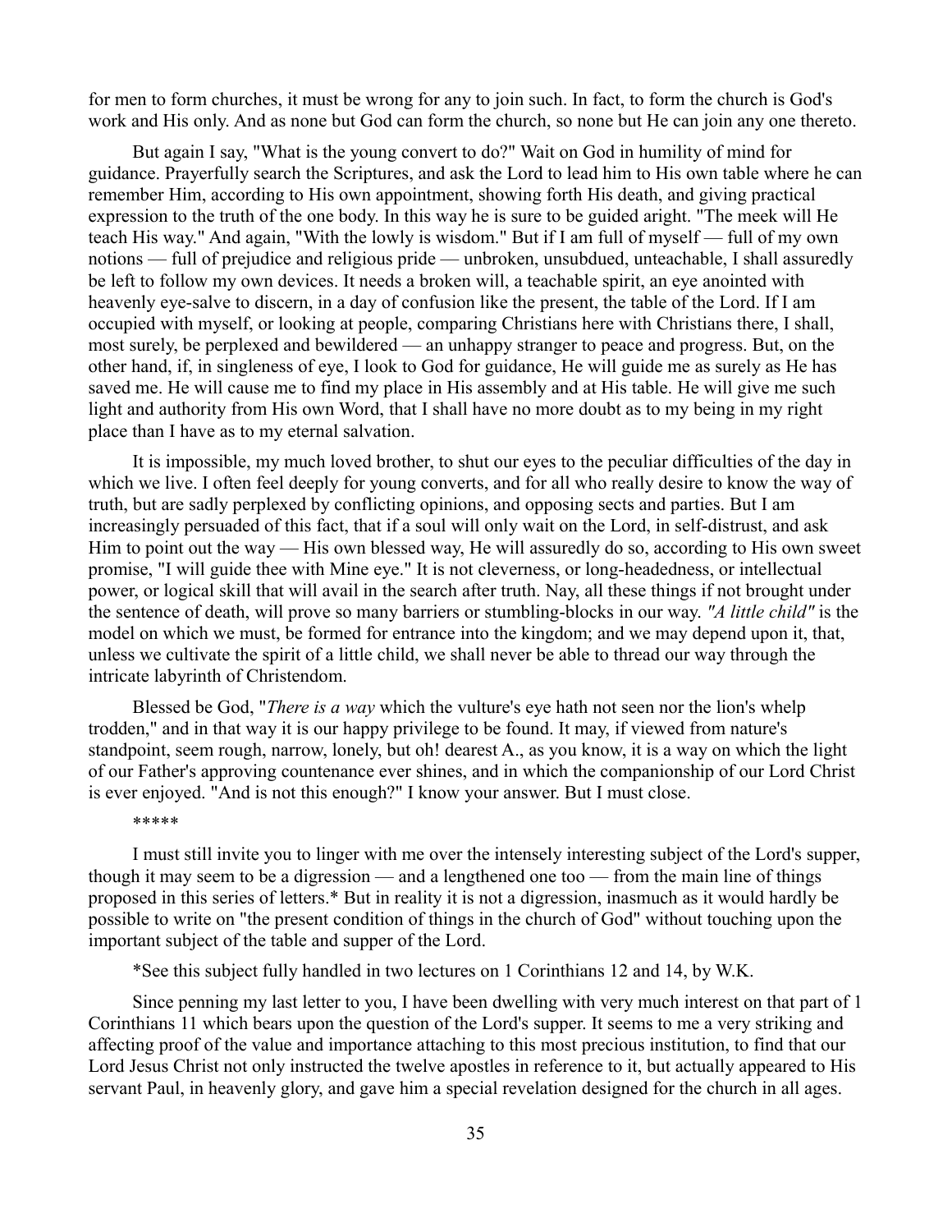for men to form churches, it must be wrong for any to join such. In fact, to form the church is God's work and His only. And as none but God can form the church, so none but He can join any one thereto.

But again I say, "What is the young convert to do?" Wait on God in humility of mind for guidance. Prayerfully search the Scriptures, and ask the Lord to lead him to His own table where he can remember Him, according to His own appointment, showing forth His death, and giving practical expression to the truth of the one body. In this way he is sure to be guided aright. "The meek will He teach His way." And again, "With the lowly is wisdom." But if I am full of myself — full of my own notions — full of prejudice and religious pride — unbroken, unsubdued, unteachable, I shall assuredly be left to follow my own devices. It needs a broken will, a teachable spirit, an eye anointed with heavenly eye-salve to discern, in a day of confusion like the present, the table of the Lord. If I am occupied with myself, or looking at people, comparing Christians here with Christians there, I shall, most surely, be perplexed and bewildered — an unhappy stranger to peace and progress. But, on the other hand, if, in singleness of eye, I look to God for guidance, He will guide me as surely as He has saved me. He will cause me to find my place in His assembly and at His table. He will give me such light and authority from His own Word, that I shall have no more doubt as to my being in my right place than I have as to my eternal salvation.

It is impossible, my much loved brother, to shut our eyes to the peculiar difficulties of the day in which we live. I often feel deeply for young converts, and for all who really desire to know the way of truth, but are sadly perplexed by conflicting opinions, and opposing sects and parties. But I am increasingly persuaded of this fact, that if a soul will only wait on the Lord, in self-distrust, and ask Him to point out the way — His own blessed way, He will assuredly do so, according to His own sweet promise, "I will guide thee with Mine eye." It is not cleverness, or long-headedness, or intellectual power, or logical skill that will avail in the search after truth. Nay, all these things if not brought under the sentence of death, will prove so many barriers or stumbling-blocks in our way. *"A little child"* is the model on which we must, be formed for entrance into the kingdom; and we may depend upon it, that, unless we cultivate the spirit of a little child, we shall never be able to thread our way through the intricate labyrinth of Christendom.

Blessed be God, "*There is a way* which the vulture's eye hath not seen nor the lion's whelp trodden," and in that way it is our happy privilege to be found. It may, if viewed from nature's standpoint, seem rough, narrow, lonely, but oh! dearest A., as you know, it is a way on which the light of our Father's approving countenance ever shines, and in which the companionship of our Lord Christ is ever enjoyed. "And is not this enough?" I know your answer. But I must close.

*****

I must still invite you to linger with me over the intensely interesting subject of the Lord's supper, though it may seem to be a digression — and a lengthened one too — from the main line of things proposed in this series of letters.* But in reality it is not a digression, inasmuch as it would hardly be possible to write on "the present condition of things in the church of God" without touching upon the important subject of the table and supper of the Lord.

*See this subject fully handled in two lectures on 1 Corinthians 12 and 14, by W.K.

Since penning my last letter to you, I have been dwelling with very much interest on that part of 1 Corinthians 11 which bears upon the question of the Lord's supper. It seems to me a very striking and affecting proof of the value and importance attaching to this most precious institution, to find that our Lord Jesus Christ not only instructed the twelve apostles in reference to it, but actually appeared to His servant Paul, in heavenly glory, and gave him a special revelation designed for the church in all ages.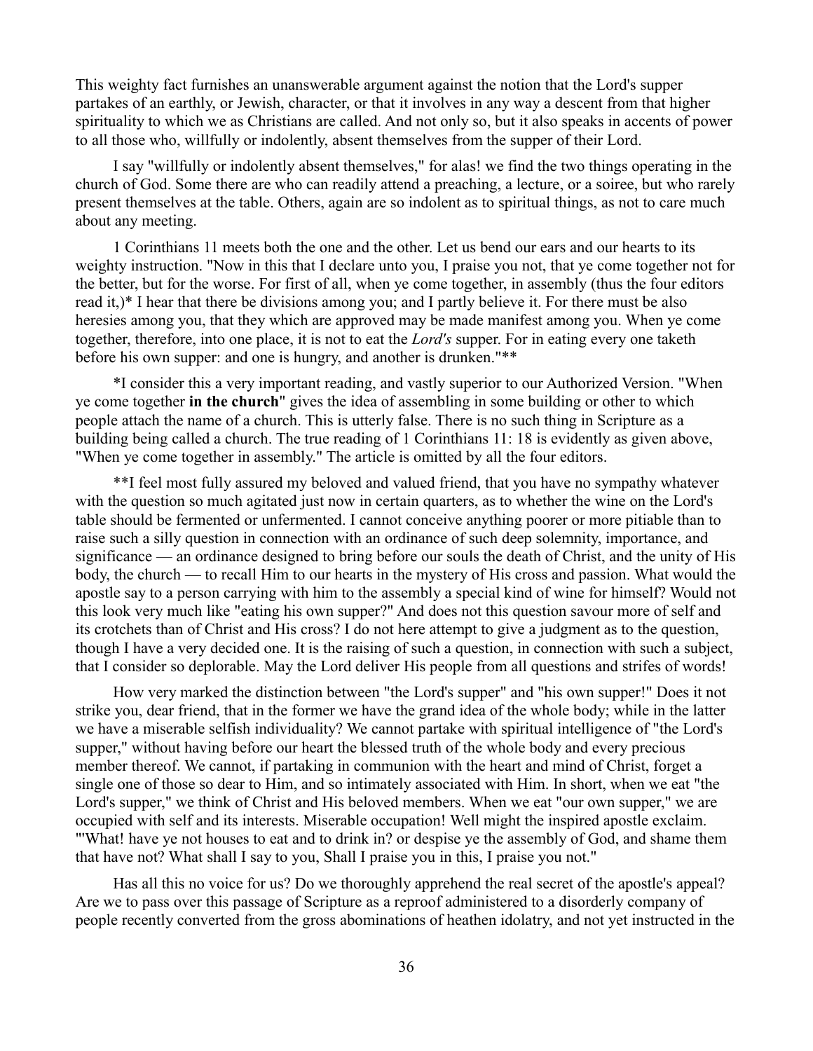This weighty fact furnishes an unanswerable argument against the notion that the Lord's supper partakes of an earthly, or Jewish, character, or that it involves in any way a descent from that higher spirituality to which we as Christians are called. And not only so, but it also speaks in accents of power to all those who, willfully or indolently, absent themselves from the supper of their Lord.

I say "willfully or indolently absent themselves," for alas! we find the two things operating in the church of God. Some there are who can readily attend a preaching, a lecture, or a soiree, but who rarely present themselves at the table. Others, again are so indolent as to spiritual things, as not to care much about any meeting.

1 Corinthians 11 meets both the one and the other. Let us bend our ears and our hearts to its weighty instruction. "Now in this that I declare unto you, I praise you not, that ye come together not for the better, but for the worse. For first of all, when ye come together, in assembly (thus the four editors read it,)* I hear that there be divisions among you; and I partly believe it. For there must be also heresies among you, that they which are approved may be made manifest among you. When ye come together, therefore, into one place, it is not to eat the *Lord's* supper. For in eating every one taketh before his own supper: and one is hungry, and another is drunken."**

*I consider this a very important reading, and vastly superior to our Authorized Version. "When ye come together **in the church**" gives the idea of assembling in some building or other to which people attach the name of a church. This is utterly false. There is no such thing in Scripture as a building being called a church. The true reading of 1 Corinthians 11: 18 is evidently as given above, "When ye come together in assembly." The article is omitted by all the four editors.

**I feel most fully assured my beloved and valued friend, that you have no sympathy whatever with the question so much agitated just now in certain quarters, as to whether the wine on the Lord's table should be fermented or unfermented. I cannot conceive anything poorer or more pitiable than to raise such a silly question in connection with an ordinance of such deep solemnity, importance, and significance — an ordinance designed to bring before our souls the death of Christ, and the unity of His body, the church — to recall Him to our hearts in the mystery of His cross and passion. What would the apostle say to a person carrying with him to the assembly a special kind of wine for himself? Would not this look very much like "eating his own supper?" And does not this question savour more of self and its crotchets than of Christ and His cross? I do not here attempt to give a judgment as to the question, though I have a very decided one. It is the raising of such a question, in connection with such a subject, that I consider so deplorable. May the Lord deliver His people from all questions and strifes of words!

How very marked the distinction between "the Lord's supper" and "his own supper!" Does it not strike you, dear friend, that in the former we have the grand idea of the whole body; while in the latter we have a miserable selfish individuality? We cannot partake with spiritual intelligence of "the Lord's supper," without having before our heart the blessed truth of the whole body and every precious member thereof. We cannot, if partaking in communion with the heart and mind of Christ, forget a single one of those so dear to Him, and so intimately associated with Him. In short, when we eat "the Lord's supper," we think of Christ and His beloved members. When we eat "our own supper," we are occupied with self and its interests. Miserable occupation! Well might the inspired apostle exclaim. "'What! have ye not houses to eat and to drink in? or despise ye the assembly of God, and shame them that have not? What shall I say to you, Shall I praise you in this, I praise you not."

Has all this no voice for us? Do we thoroughly apprehend the real secret of the apostle's appeal? Are we to pass over this passage of Scripture as a reproof administered to a disorderly company of people recently converted from the gross abominations of heathen idolatry, and not yet instructed in the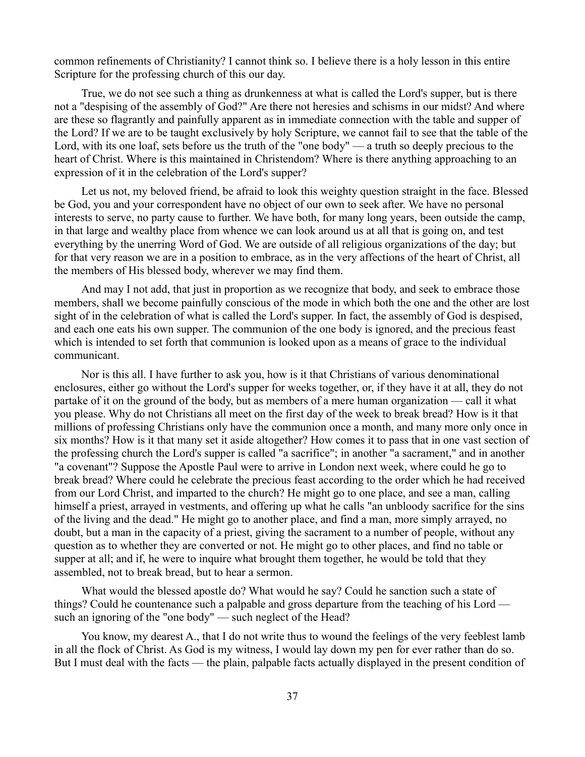common refinements of Christianity? I cannot think so. I believe there is a holy lesson in this entire Scripture for the professing church of this our day.

True, we do not see such a thing as drunkenness at what is called the Lord's supper, but is there not a "despising of the assembly of God?" Are there not heresies and schisms in our midst? And where are these so flagrantly and painfully apparent as in immediate connection with the table and supper of the Lord? If we are to be taught exclusively by holy Scripture, we cannot fail to see that the table of the Lord, with its one loaf, sets before us the truth of the "one body" — a truth so deeply precious to the heart of Christ. Where is this maintained in Christendom? Where is there anything approaching to an expression of it in the celebration of the Lord's supper?

Let us not, my beloved friend, be afraid to look this weighty question straight in the face. Blessed be God, you and your correspondent have no object of our own to seek after. We have no personal interests to serve, no party cause to further. We have both, for many long years, been outside the camp, in that large and wealthy place from whence we can look around us at all that is going on, and test everything by the unerring Word of God. We are outside of all religious organizations of the day; but for that very reason we are in a position to embrace, as in the very affections of the heart of Christ, all the members of His blessed body, wherever we may find them.

And may I not add, that just in proportion as we recognize that body, and seek to embrace those members, shall we become painfully conscious of the mode in which both the one and the other are lost sight of in the celebration of what is called the Lord's supper. In fact, the assembly of God is despised, and each one eats his own supper. The communion of the one body is ignored, and the precious feast which is intended to set forth that communion is looked upon as a means of grace to the individual communicant.

Nor is this all. I have further to ask you, how is it that Christians of various denominational enclosures, either go without the Lord's supper for weeks together, or, if they have it at all, they do not partake of it on the ground of the body, but as members of a mere human organization — call it what you please. Why do not Christians all meet on the first day of the week to break bread? How is it that millions of professing Christians only have the communion once a month, and many more only once in six months? How is it that many set it aside altogether? How comes it to pass that in one vast section of the professing church the Lord's supper is called "a sacrifice"; in another "a sacrament," and in another "a covenant"? Suppose the Apostle Paul were to arrive in London next week, where could he go to break bread? Where could he celebrate the precious feast according to the order which he had received from our Lord Christ, and imparted to the church? He might go to one place, and see a man, calling himself a priest, arrayed in vestments, and offering up what he calls "an unbloody sacrifice for the sins of the living and the dead." He might go to another place, and find a man, more simply arrayed, no doubt, but a man in the capacity of a priest, giving the sacrament to a number of people, without any question as to whether they are converted or not. He might go to other places, and find no table or supper at all; and if, he were to inquire what brought them together, he would be told that they assembled, not to break bread, but to hear a sermon.

What would the blessed apostle do? What would he say? Could he sanction such a state of things? Could he countenance such a palpable and gross departure from the teaching of his Lord — such an ignoring of the "one body" — such neglect of the Head?

You know, my dearest A., that I do not write thus to wound the feelings of the very feeblest lamb in all the flock of Christ. As God is my witness, I would lay down my pen for ever rather than do so. But I must deal with the facts — the plain, palpable facts actually displayed in the present condition of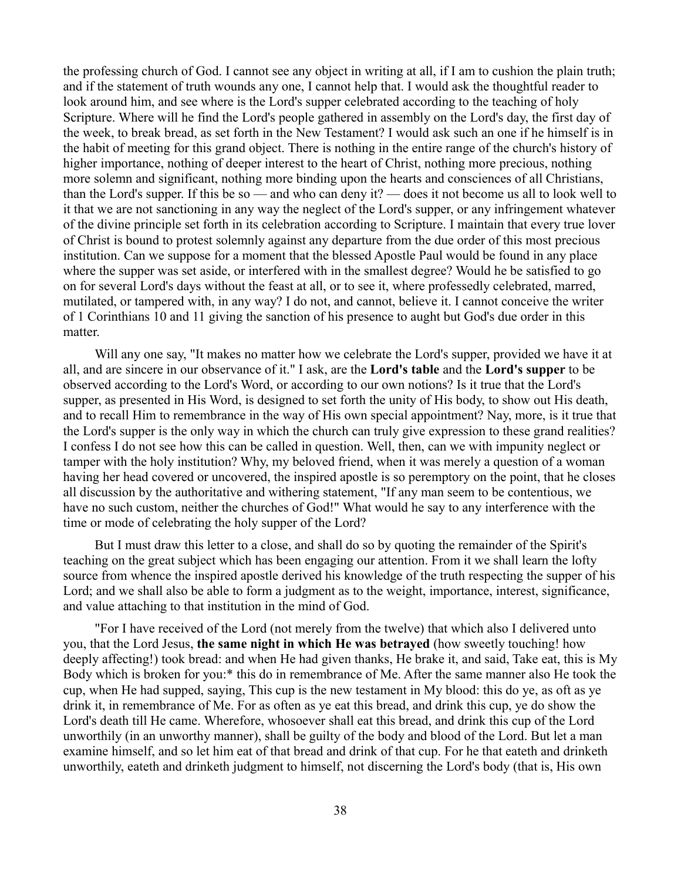the professing church of God. I cannot see any object in writing at all, if I am to cushion the plain truth; and if the statement of truth wounds any one, I cannot help that. I would ask the thoughtful reader to look around him, and see where is the Lord's supper celebrated according to the teaching of holy Scripture. Where will he find the Lord's people gathered in assembly on the Lord's day, the first day of the week, to break bread, as set forth in the New Testament? I would ask such an one if he himself is in the habit of meeting for this grand object. There is nothing in the entire range of the church's history of higher importance, nothing of deeper interest to the heart of Christ, nothing more precious, nothing more solemn and significant, nothing more binding upon the hearts and consciences of all Christians, than the Lord's supper. If this be so — and who can deny it? — does it not become us all to look well to it that we are not sanctioning in any way the neglect of the Lord's supper, or any infringement whatever of the divine principle set forth in its celebration according to Scripture. I maintain that every true lover of Christ is bound to protest solemnly against any departure from the due order of this most precious institution. Can we suppose for a moment that the blessed Apostle Paul would be found in any place where the supper was set aside, or interfered with in the smallest degree? Would he be satisfied to go on for several Lord's days without the feast at all, or to see it, where professedly celebrated, marred, mutilated, or tampered with, in any way? I do not, and cannot, believe it. I cannot conceive the writer of 1 Corinthians 10 and 11 giving the sanction of his presence to aught but God's due order in this matter.

Will any one say, "It makes no matter how we celebrate the Lord's supper, provided we have it at all, and are sincere in our observance of it." I ask, are the **Lord's table** and the **Lord's supper** to be observed according to the Lord's Word, or according to our own notions? Is it true that the Lord's supper, as presented in His Word, is designed to set forth the unity of His body, to show out His death, and to recall Him to remembrance in the way of His own special appointment? Nay, more, is it true that the Lord's supper is the only way in which the church can truly give expression to these grand realities? I confess I do not see how this can be called in question. Well, then, can we with impunity neglect or tamper with the holy institution? Why, my beloved friend, when it was merely a question of a woman having her head covered or uncovered, the inspired apostle is so peremptory on the point, that he closes all discussion by the authoritative and withering statement, "If any man seem to be contentious, we have no such custom, neither the churches of God!" What would he say to any interference with the time or mode of celebrating the holy supper of the Lord?

But I must draw this letter to a close, and shall do so by quoting the remainder of the Spirit's teaching on the great subject which has been engaging our attention. From it we shall learn the lofty source from whence the inspired apostle derived his knowledge of the truth respecting the supper of his Lord; and we shall also be able to form a judgment as to the weight, importance, interest, significance, and value attaching to that institution in the mind of God.

"For I have received of the Lord (not merely from the twelve) that which also I delivered unto you, that the Lord Jesus, **the same night in which He was betrayed** (how sweetly touching! how deeply affecting!) took bread: and when He had given thanks, He brake it, and said, Take eat, this is My Body which is broken for you:* this do in remembrance of Me. After the same manner also He took the cup, when He had supped, saying, This cup is the new testament in My blood: this do ye, as oft as ye drink it, in remembrance of Me. For as often as ye eat this bread, and drink this cup, ye do show the Lord's death till He came. Wherefore, whosoever shall eat this bread, and drink this cup of the Lord unworthily (in an unworthy manner), shall be guilty of the body and blood of the Lord. But let a man examine himself, and so let him eat of that bread and drink of that cup. For he that eateth and drinketh unworthily, eateth and drinketh judgment to himself, not discerning the Lord's body (that is, His own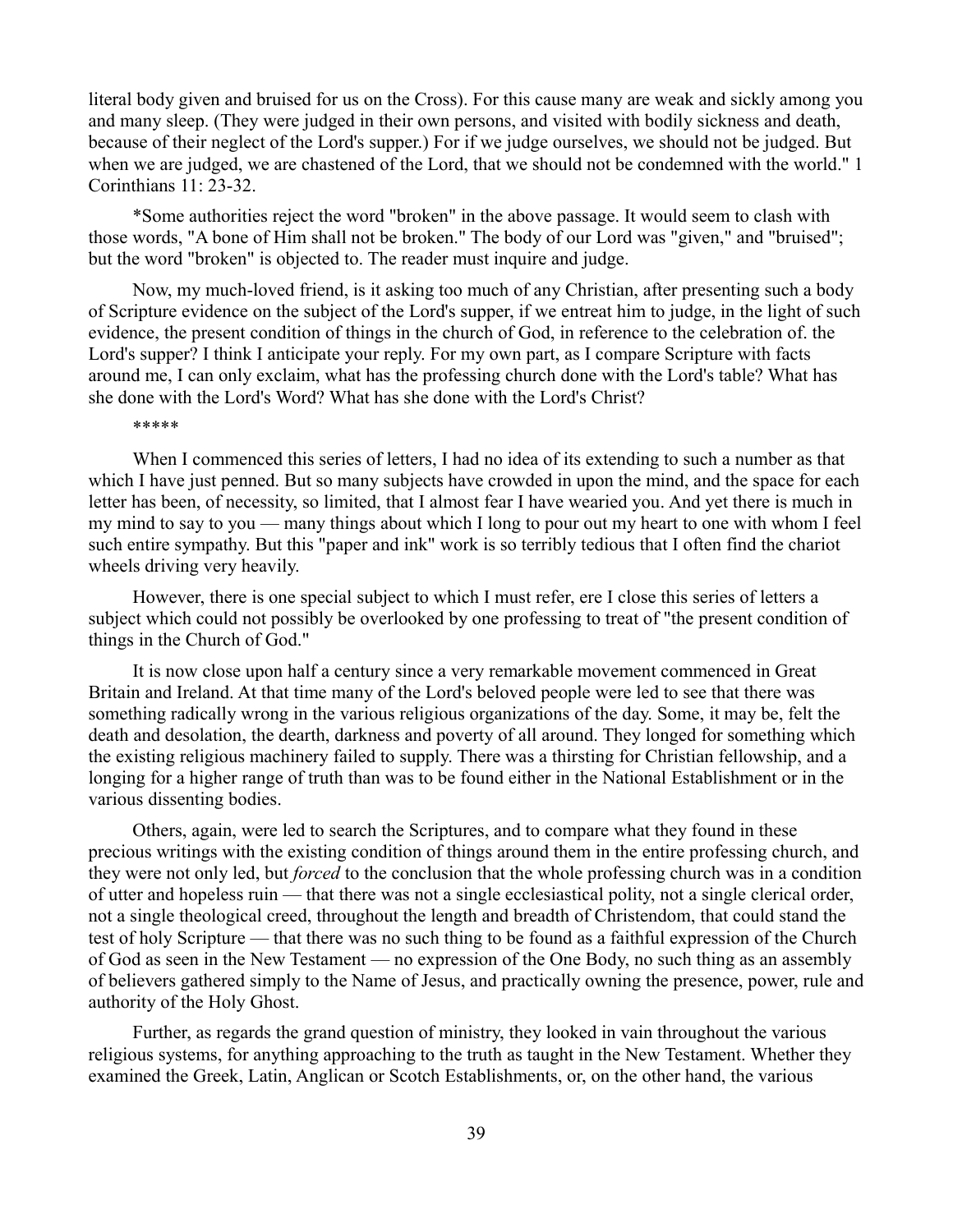literal body given and bruised for us on the Cross). For this cause many are weak and sickly among you and many sleep. (They were judged in their own persons, and visited with bodily sickness and death, because of their neglect of the Lord's supper.) For if we judge ourselves, we should not be judged. But when we are judged, we are chastened of the Lord, that we should not be condemned with the world." 1 Corinthians 11: 23-32.

*Some authorities reject the word "broken" in the above passage. It would seem to clash with those words, "A bone of Him shall not be broken." The body of our Lord was "given," and "bruised"; but the word "broken" is objected to. The reader must inquire and judge.

Now, my much-loved friend, is it asking too much of any Christian, after presenting such a body of Scripture evidence on the subject of the Lord's supper, if we entreat him to judge, in the light of such evidence, the present condition of things in the church of God, in reference to the celebration of. the Lord's supper? I think I anticipate your reply. For my own part, as I compare Scripture with facts around me, I can only exclaim, what has the professing church done with the Lord's table? What has she done with the Lord's Word? What has she done with the Lord's Christ?

*****

When I commenced this series of letters, I had no idea of its extending to such a number as that which I have just penned. But so many subjects have crowded in upon the mind, and the space for each letter has been, of necessity, so limited, that I almost fear I have wearied you. And yet there is much in my mind to say to you — many things about which I long to pour out my heart to one with whom I feel such entire sympathy. But this "paper and ink" work is so terribly tedious that I often find the chariot wheels driving very heavily.

However, there is one special subject to which I must refer, ere I close this series of letters a subject which could not possibly be overlooked by one professing to treat of "the present condition of things in the Church of God."

It is now close upon half a century since a very remarkable movement commenced in Great Britain and Ireland. At that time many of the Lord's beloved people were led to see that there was something radically wrong in the various religious organizations of the day. Some, it may be, felt the death and desolation, the dearth, darkness and poverty of all around. They longed for something which the existing religious machinery failed to supply. There was a thirsting for Christian fellowship, and a longing for a higher range of truth than was to be found either in the National Establishment or in the various dissenting bodies.

Others, again, were led to search the Scriptures, and to compare what they found in these precious writings with the existing condition of things around them in the entire professing church, and they were not only led, but *forced* to the conclusion that the whole professing church was in a condition of utter and hopeless ruin — that there was not a single ecclesiastical polity, not a single clerical order, not a single theological creed, throughout the length and breadth of Christendom, that could stand the test of holy Scripture — that there was no such thing to be found as a faithful expression of the Church of God as seen in the New Testament — no expression of the One Body, no such thing as an assembly of believers gathered simply to the Name of Jesus, and practically owning the presence, power, rule and authority of the Holy Ghost.

Further, as regards the grand question of ministry, they looked in vain throughout the various religious systems, for anything approaching to the truth as taught in the New Testament. Whether they examined the Greek, Latin, Anglican or Scotch Establishments, or, on the other hand, the various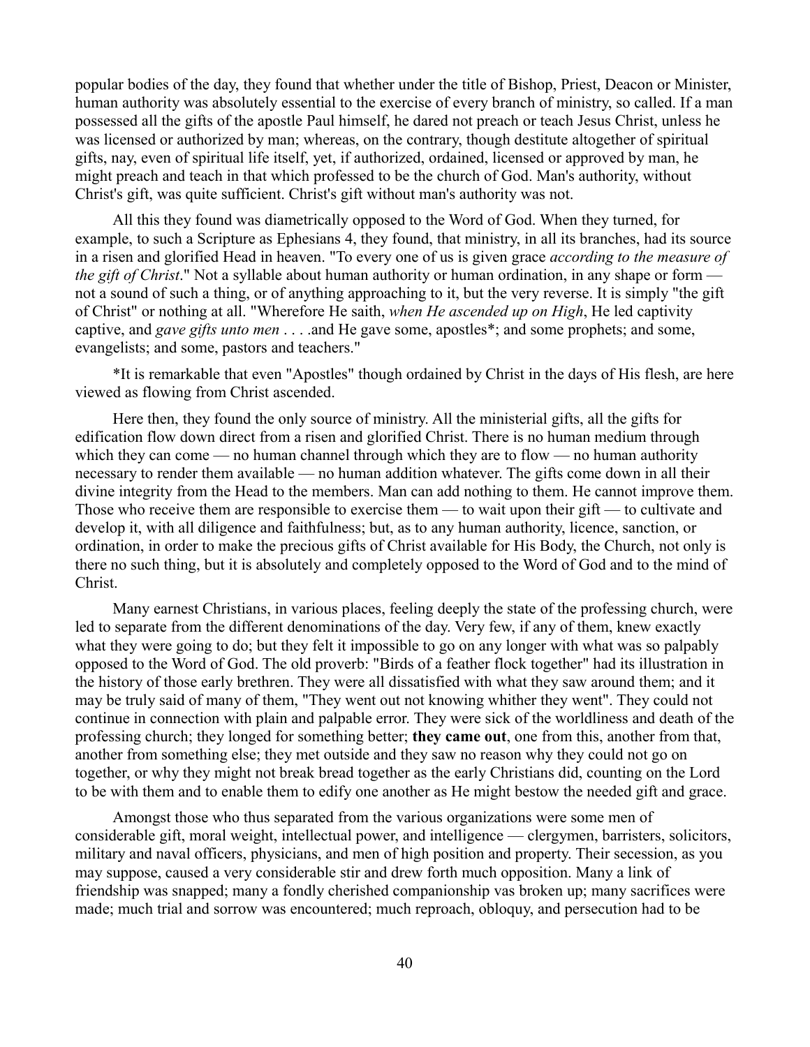popular bodies of the day, they found that whether under the title of Bishop, Priest, Deacon or Minister, human authority was absolutely essential to the exercise of every branch of ministry, so called. If a man possessed all the gifts of the apostle Paul himself, he dared not preach or teach Jesus Christ, unless he was licensed or authorized by man; whereas, on the contrary, though destitute altogether of spiritual gifts, nay, even of spiritual life itself, yet, if authorized, ordained, licensed or approved by man, he might preach and teach in that which professed to be the church of God. Man's authority, without Christ's gift, was quite sufficient. Christ's gift without man's authority was not.

All this they found was diametrically opposed to the Word of God. When they turned, for example, to such a Scripture as Ephesians 4, they found, that ministry, in all its branches, had its source in a risen and glorified Head in heaven. "To every one of us is given grace *according to the measure of the gift of Christ*." Not a syllable about human authority or human ordination, in any shape or form — not a sound of such a thing, or of anything approaching to it, but the very reverse. It is simply "the gift of Christ" or nothing at all. "Wherefore He saith, *when He ascended up on High*, He led captivity captive, and *gave gifts unto men* . . . .and He gave some, apostles*; and some prophets; and some, evangelists; and some, pastors and teachers."

*It is remarkable that even "Apostles" though ordained by Christ in the days of His flesh, are here viewed as flowing from Christ ascended.

Here then, they found the only source of ministry. All the ministerial gifts, all the gifts for edification flow down direct from a risen and glorified Christ. There is no human medium through which they can come — no human channel through which they are to flow — no human authority necessary to render them available — no human addition whatever. The gifts come down in all their divine integrity from the Head to the members. Man can add nothing to them. He cannot improve them. Those who receive them are responsible to exercise them — to wait upon their gift — to cultivate and develop it, with all diligence and faithfulness; but, as to any human authority, licence, sanction, or ordination, in order to make the precious gifts of Christ available for His Body, the Church, not only is there no such thing, but it is absolutely and completely opposed to the Word of God and to the mind of Christ.

Many earnest Christians, in various places, feeling deeply the state of the professing church, were led to separate from the different denominations of the day. Very few, if any of them, knew exactly what they were going to do; but they felt it impossible to go on any longer with what was so palpably opposed to the Word of God. The old proverb: "Birds of a feather flock together" had its illustration in the history of those early brethren. They were all dissatisfied with what they saw around them; and it may be truly said of many of them, "They went out not knowing whither they went". They could not continue in connection with plain and palpable error. They were sick of the worldliness and death of the professing church; they longed for something better; **they came out**, one from this, another from that, another from something else; they met outside and they saw no reason why they could not go on together, or why they might not break bread together as the early Christians did, counting on the Lord to be with them and to enable them to edify one another as He might bestow the needed gift and grace.

Amongst those who thus separated from the various organizations were some men of considerable gift, moral weight, intellectual power, and intelligence — clergymen, barristers, solicitors, military and naval officers, physicians, and men of high position and property. Their secession, as you may suppose, caused a very considerable stir and drew forth much opposition. Many a link of friendship was snapped; many a fondly cherished companionship vas broken up; many sacrifices were made; much trial and sorrow was encountered; much reproach, obloquy, and persecution had to be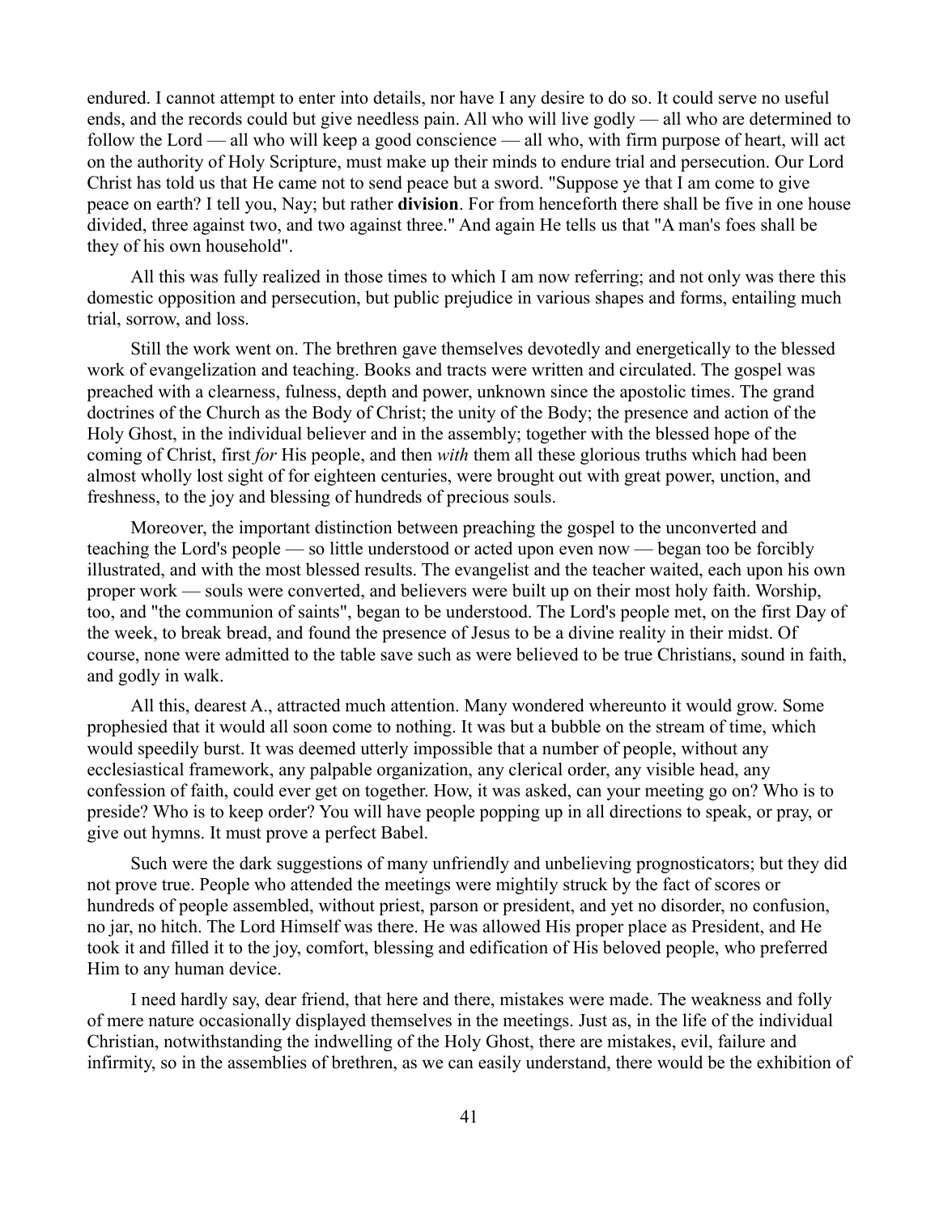endured. I cannot attempt to enter into details, nor have I any desire to do so. It could serve no useful ends, and the records could but give needless pain. All who will live godly — all who are determined to follow the Lord — all who will keep a good conscience — all who, with firm purpose of heart, will act on the authority of Holy Scripture, must make up their minds to endure trial and persecution. Our Lord Christ has told us that He came not to send peace but a sword. "Suppose ye that I am come to give peace on earth? I tell you, Nay; but rather **division**. For from henceforth there shall be five in one house divided, three against two, and two against three." And again He tells us that "A man's foes shall be they of his own household".

All this was fully realized in those times to which I am now referring; and not only was there this domestic opposition and persecution, but public prejudice in various shapes and forms, entailing much trial, sorrow, and loss.

Still the work went on. The brethren gave themselves devotedly and energetically to the blessed work of evangelization and teaching. Books and tracts were written and circulated. The gospel was preached with a clearness, fulness, depth and power, unknown since the apostolic times. The grand doctrines of the Church as the Body of Christ; the unity of the Body; the presence and action of the Holy Ghost, in the individual believer and in the assembly; together with the blessed hope of the coming of Christ, first *for* His people, and then *with* them all these glorious truths which had been almost wholly lost sight of for eighteen centuries, were brought out with great power, unction, and freshness, to the joy and blessing of hundreds of precious souls.

Moreover, the important distinction between preaching the gospel to the unconverted and teaching the Lord's people — so little understood or acted upon even now — began too be forcibly illustrated, and with the most blessed results. The evangelist and the teacher waited, each upon his own proper work — souls were converted, and believers were built up on their most holy faith. Worship, too, and "the communion of saints", began to be understood. The Lord's people met, on the first Day of the week, to break bread, and found the presence of Jesus to be a divine reality in their midst. Of course, none were admitted to the table save such as were believed to be true Christians, sound in faith, and godly in walk.

All this, dearest A., attracted much attention. Many wondered whereunto it would grow. Some prophesied that it would all soon come to nothing. It was but a bubble on the stream of time, which would speedily burst. It was deemed utterly impossible that a number of people, without any ecclesiastical framework, any palpable organization, any clerical order, any visible head, any confession of faith, could ever get on together. How, it was asked, can your meeting go on? Who is to preside? Who is to keep order? You will have people popping up in all directions to speak, or pray, or give out hymns. It must prove a perfect Babel.

Such were the dark suggestions of many unfriendly and unbelieving prognosticators; but they did not prove true. People who attended the meetings were mightily struck by the fact of scores or hundreds of people assembled, without priest, parson or president, and yet no disorder, no confusion, no jar, no hitch. The Lord Himself was there. He was allowed His proper place as President, and He took it and filled it to the joy, comfort, blessing and edification of His beloved people, who preferred Him to any human device.

I need hardly say, dear friend, that here and there, mistakes were made. The weakness and folly of mere nature occasionally displayed themselves in the meetings. Just as, in the life of the individual Christian, notwithstanding the indwelling of the Holy Ghost, there are mistakes, evil, failure and infirmity, so in the assemblies of brethren, as we can easily understand, there would be the exhibition of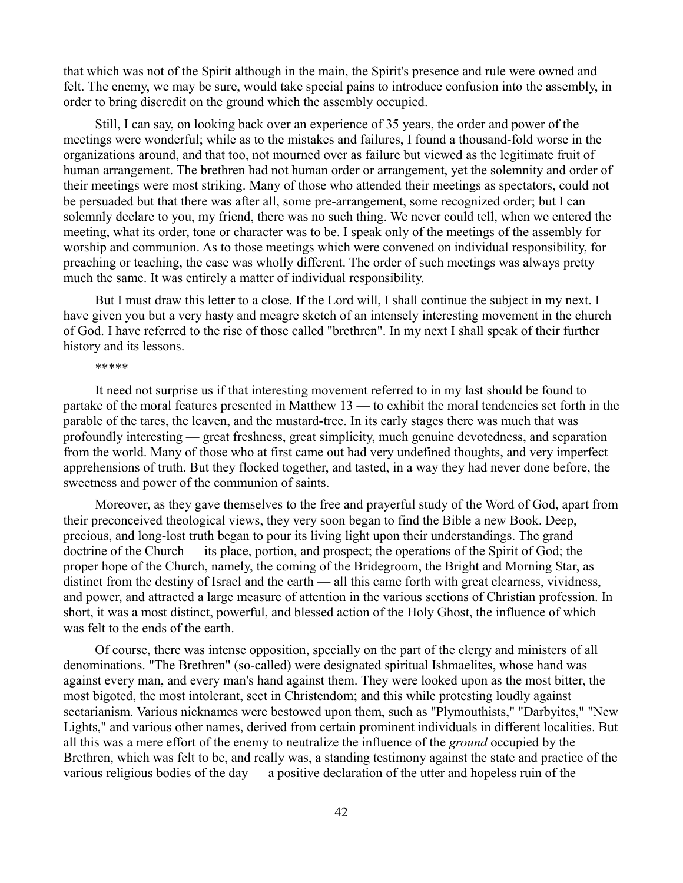that which was not of the Spirit although in the main, the Spirit's presence and rule were owned and felt. The enemy, we may be sure, would take special pains to introduce confusion into the assembly, in order to bring discredit on the ground which the assembly occupied.

Still, I can say, on looking back over an experience of 35 years, the order and power of the meetings were wonderful; while as to the mistakes and failures, I found a thousand-fold worse in the organizations around, and that too, not mourned over as failure but viewed as the legitimate fruit of human arrangement. The brethren had not human order or arrangement, yet the solemnity and order of their meetings were most striking. Many of those who attended their meetings as spectators, could not be persuaded but that there was after all, some pre-arrangement, some recognized order; but I can solemnly declare to you, my friend, there was no such thing. We never could tell, when we entered the meeting, what its order, tone or character was to be. I speak only of the meetings of the assembly for worship and communion. As to those meetings which were convened on individual responsibility, for preaching or teaching, the case was wholly different. The order of such meetings was always pretty much the same. It was entirely a matter of individual responsibility.

But I must draw this letter to a close. If the Lord will, I shall continue the subject in my next. I have given you but a very hasty and meagre sketch of an intensely interesting movement in the church of God. I have referred to the rise of those called "brethren". In my next I shall speak of their further history and its lessons.

\*\*\*\*\*

It need not surprise us if that interesting movement referred to in my last should be found to partake of the moral features presented in Matthew 13 — to exhibit the moral tendencies set forth in the parable of the tares, the leaven, and the mustard-tree. In its early stages there was much that was profoundly interesting — great freshness, great simplicity, much genuine devotedness, and separation from the world. Many of those who at first came out had very undefined thoughts, and very imperfect apprehensions of truth. But they flocked together, and tasted, in a way they had never done before, the sweetness and power of the communion of saints.

Moreover, as they gave themselves to the free and prayerful study of the Word of God, apart from their preconceived theological views, they very soon began to find the Bible a new Book. Deep, precious, and long-lost truth began to pour its living light upon their understandings. The grand doctrine of the Church — its place, portion, and prospect; the operations of the Spirit of God; the proper hope of the Church, namely, the coming of the Bridegroom, the Bright and Morning Star, as distinct from the destiny of Israel and the earth — all this came forth with great clearness, vividness, and power, and attracted a large measure of attention in the various sections of Christian profession. In short, it was a most distinct, powerful, and blessed action of the Holy Ghost, the influence of which was felt to the ends of the earth.

Of course, there was intense opposition, specially on the part of the clergy and ministers of all denominations. "The Brethren" (so-called) were designated spiritual Ishmaelites, whose hand was against every man, and every man's hand against them. They were looked upon as the most bitter, the most bigoted, the most intolerant, sect in Christendom; and this while protesting loudly against sectarianism. Various nicknames were bestowed upon them, such as "Plymouthists," "Darbyites," "New Lights," and various other names, derived from certain prominent individuals in different localities. But all this was a mere effort of the enemy to neutralize the influence of the *ground* occupied by the Brethren, which was felt to be, and really was, a standing testimony against the state and practice of the various religious bodies of the day — a positive declaration of the utter and hopeless ruin of the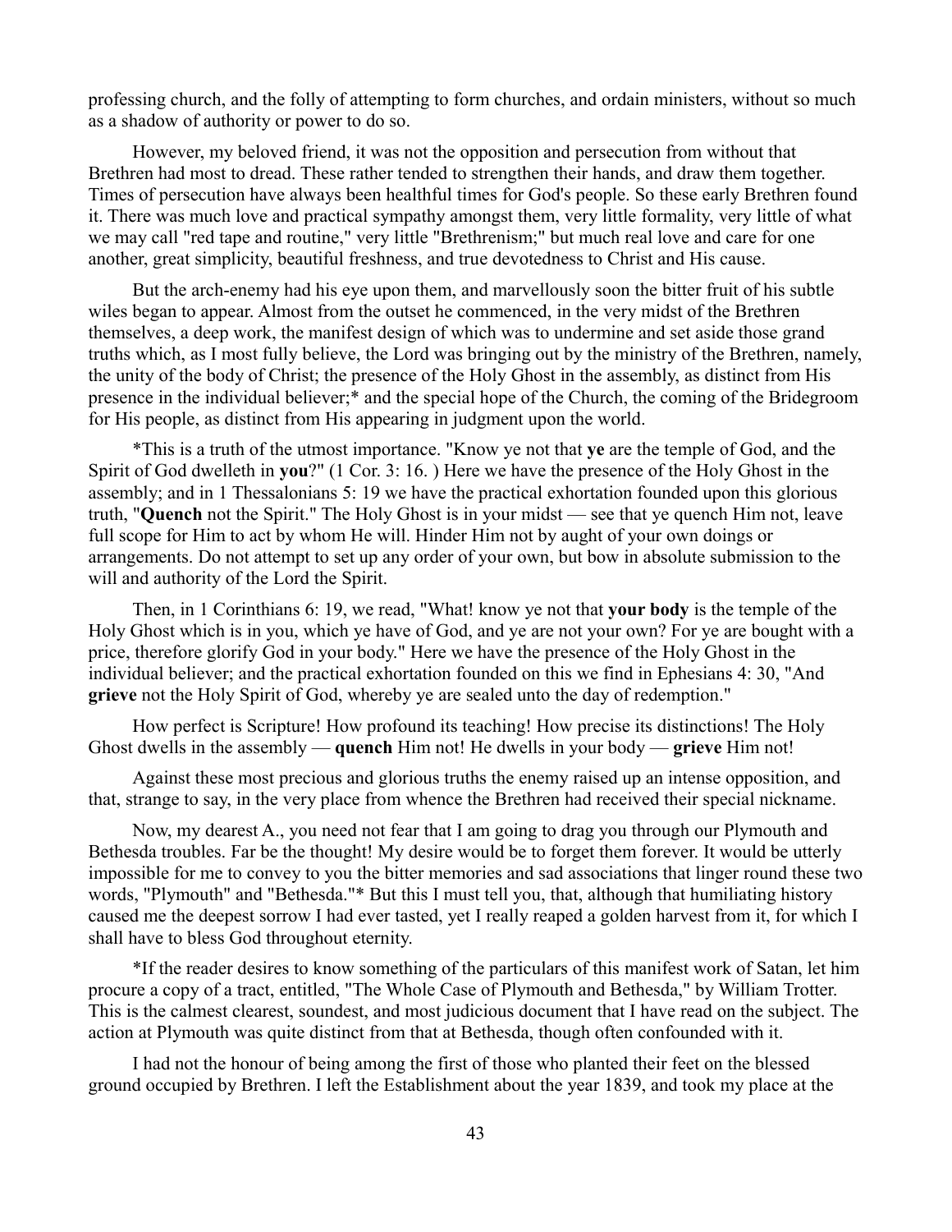professing church, and the folly of attempting to form churches, and ordain ministers, without so much as a shadow of authority or power to do so.

However, my beloved friend, it was not the opposition and persecution from without that Brethren had most to dread. These rather tended to strengthen their hands, and draw them together. Times of persecution have always been healthful times for God's people. So these early Brethren found it. There was much love and practical sympathy amongst them, very little formality, very little of what we may call "red tape and routine," very little "Brethrenism;" but much real love and care for one another, great simplicity, beautiful freshness, and true devotedness to Christ and His cause.

But the arch-enemy had his eye upon them, and marvellously soon the bitter fruit of his subtle wiles began to appear. Almost from the outset he commenced, in the very midst of the Brethren themselves, a deep work, the manifest design of which was to undermine and set aside those grand truths which, as I most fully believe, the Lord was bringing out by the ministry of the Brethren, namely, the unity of the body of Christ; the presence of the Holy Ghost in the assembly, as distinct from His presence in the individual believer;* and the special hope of the Church, the coming of the Bridegroom for His people, as distinct from His appearing in judgment upon the world.

*This is a truth of the utmost importance. "Know ye not that **ye** are the temple of God, and the Spirit of God dwelleth in **you**?" (1 Cor. 3: 16. ) Here we have the presence of the Holy Ghost in the assembly; and in 1 Thessalonians 5: 19 we have the practical exhortation founded upon this glorious truth, "**Quench** not the Spirit." The Holy Ghost is in your midst — see that ye quench Him not, leave full scope for Him to act by whom He will. Hinder Him not by aught of your own doings or arrangements. Do not attempt to set up any order of your own, but bow in absolute submission to the will and authority of the Lord the Spirit.

Then, in 1 Corinthians 6: 19, we read, "What! know ye not that **your body** is the temple of the Holy Ghost which is in you, which ye have of God, and ye are not your own? For ye are bought with a price, therefore glorify God in your body." Here we have the presence of the Holy Ghost in the individual believer; and the practical exhortation founded on this we find in Ephesians 4: 30, "And **grieve** not the Holy Spirit of God, whereby ye are sealed unto the day of redemption."

How perfect is Scripture! How profound its teaching! How precise its distinctions! The Holy Ghost dwells in the assembly — **quench** Him not! He dwells in your body — **grieve** Him not!

Against these most precious and glorious truths the enemy raised up an intense opposition, and that, strange to say, in the very place from whence the Brethren had received their special nickname.

Now, my dearest A., you need not fear that I am going to drag you through our Plymouth and Bethesda troubles. Far be the thought! My desire would be to forget them forever. It would be utterly impossible for me to convey to you the bitter memories and sad associations that linger round these two words, "Plymouth" and "Bethesda."* But this I must tell you, that, although that humiliating history caused me the deepest sorrow I had ever tasted, yet I really reaped a golden harvest from it, for which I shall have to bless God throughout eternity.

*If the reader desires to know something of the particulars of this manifest work of Satan, let him procure a copy of a tract, entitled, "The Whole Case of Plymouth and Bethesda," by William Trotter. This is the calmest clearest, soundest, and most judicious document that I have read on the subject. The action at Plymouth was quite distinct from that at Bethesda, though often confounded with it.

I had not the honour of being among the first of those who planted their feet on the blessed ground occupied by Brethren. I left the Establishment about the year 1839, and took my place at the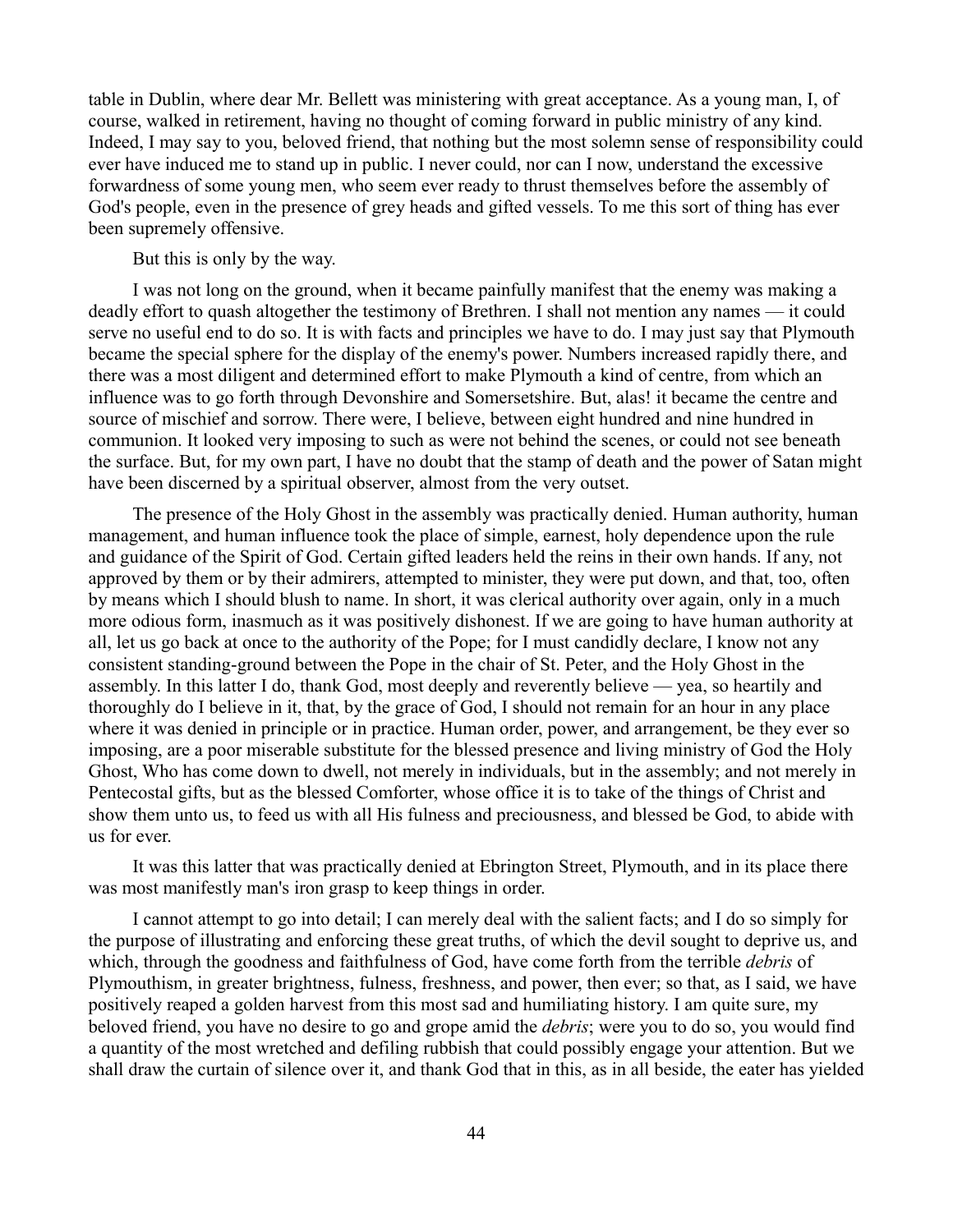table in Dublin, where dear Mr. Bellett was ministering with great acceptance. As a young man, I, of course, walked in retirement, having no thought of coming forward in public ministry of any kind. Indeed, I may say to you, beloved friend, that nothing but the most solemn sense of responsibility could ever have induced me to stand up in public. I never could, nor can I now, understand the excessive forwardness of some young men, who seem ever ready to thrust themselves before the assembly of God's people, even in the presence of grey heads and gifted vessels. To me this sort of thing has ever been supremely offensive.

But this is only by the way.

I was not long on the ground, when it became painfully manifest that the enemy was making a deadly effort to quash altogether the testimony of Brethren. I shall not mention any names — it could serve no useful end to do so. It is with facts and principles we have to do. I may just say that Plymouth became the special sphere for the display of the enemy's power. Numbers increased rapidly there, and there was a most diligent and determined effort to make Plymouth a kind of centre, from which an influence was to go forth through Devonshire and Somersetshire. But, alas! it became the centre and source of mischief and sorrow. There were, I believe, between eight hundred and nine hundred in communion. It looked very imposing to such as were not behind the scenes, or could not see beneath the surface. But, for my own part, I have no doubt that the stamp of death and the power of Satan might have been discerned by a spiritual observer, almost from the very outset.

The presence of the Holy Ghost in the assembly was practically denied. Human authority, human management, and human influence took the place of simple, earnest, holy dependence upon the rule and guidance of the Spirit of God. Certain gifted leaders held the reins in their own hands. If any, not approved by them or by their admirers, attempted to minister, they were put down, and that, too, often by means which I should blush to name. In short, it was clerical authority over again, only in a much more odious form, inasmuch as it was positively dishonest. If we are going to have human authority at all, let us go back at once to the authority of the Pope; for I must candidly declare, I know not any consistent standing-ground between the Pope in the chair of St. Peter, and the Holy Ghost in the assembly. In this latter I do, thank God, most deeply and reverently believe — yea, so heartily and thoroughly do I believe in it, that, by the grace of God, I should not remain for an hour in any place where it was denied in principle or in practice. Human order, power, and arrangement, be they ever so imposing, are a poor miserable substitute for the blessed presence and living ministry of God the Holy Ghost, Who has come down to dwell, not merely in individuals, but in the assembly; and not merely in Pentecostal gifts, but as the blessed Comforter, whose office it is to take of the things of Christ and show them unto us, to feed us with all His fulness and preciousness, and blessed be God, to abide with us for ever.

It was this latter that was practically denied at Ebrington Street, Plymouth, and in its place there was most manifestly man's iron grasp to keep things in order.

I cannot attempt to go into detail; I can merely deal with the salient facts; and I do so simply for the purpose of illustrating and enforcing these great truths, of which the devil sought to deprive us, and which, through the goodness and faithfulness of God, have come forth from the terrible *debris* of Plymouthism, in greater brightness, fulness, freshness, and power, then ever; so that, as I said, we have positively reaped a golden harvest from this most sad and humiliating history. I am quite sure, my beloved friend, you have no desire to go and grope amid the *debris*; were you to do so, you would find a quantity of the most wretched and defiling rubbish that could possibly engage your attention. But we shall draw the curtain of silence over it, and thank God that in this, as in all beside, the eater has yielded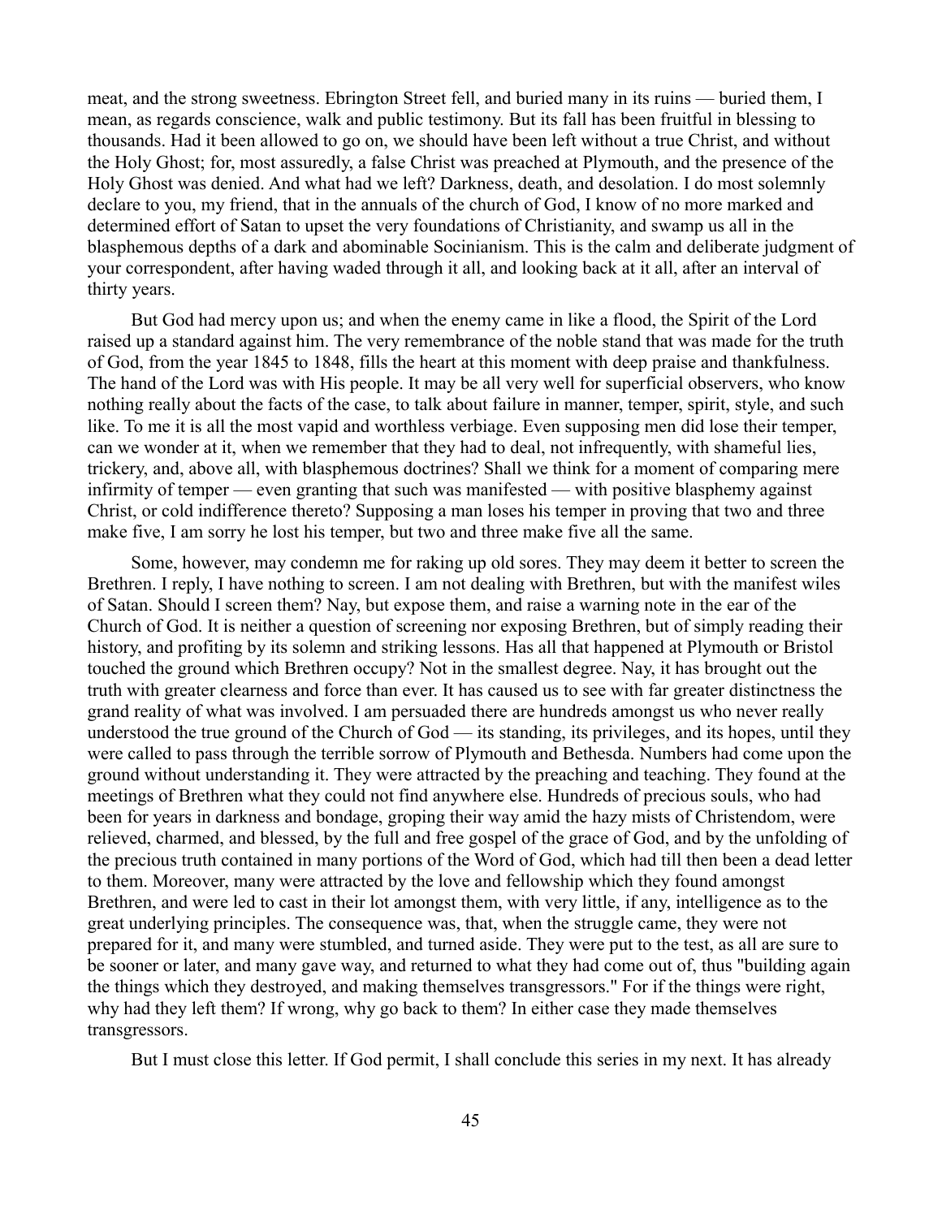meat, and the strong sweetness. Ebrington Street fell, and buried many in its ruins — buried them, I mean, as regards conscience, walk and public testimony. But its fall has been fruitful in blessing to thousands. Had it been allowed to go on, we should have been left without a true Christ, and without the Holy Ghost; for, most assuredly, a false Christ was preached at Plymouth, and the presence of the Holy Ghost was denied. And what had we left? Darkness, death, and desolation. I do most solemnly declare to you, my friend, that in the annuals of the church of God, I know of no more marked and determined effort of Satan to upset the very foundations of Christianity, and swamp us all in the blasphemous depths of a dark and abominable Socinianism. This is the calm and deliberate judgment of your correspondent, after having waded through it all, and looking back at it all, after an interval of thirty years.

But God had mercy upon us; and when the enemy came in like a flood, the Spirit of the Lord raised up a standard against him. The very remembrance of the noble stand that was made for the truth of God, from the year 1845 to 1848, fills the heart at this moment with deep praise and thankfulness. The hand of the Lord was with His people. It may be all very well for superficial observers, who know nothing really about the facts of the case, to talk about failure in manner, temper, spirit, style, and such like. To me it is all the most vapid and worthless verbiage. Even supposing men did lose their temper, can we wonder at it, when we remember that they had to deal, not infrequently, with shameful lies, trickery, and, above all, with blasphemous doctrines? Shall we think for a moment of comparing mere infirmity of temper — even granting that such was manifested — with positive blasphemy against Christ, or cold indifference thereto? Supposing a man loses his temper in proving that two and three make five, I am sorry he lost his temper, but two and three make five all the same.

Some, however, may condemn me for raking up old sores. They may deem it better to screen the Brethren. I reply, I have nothing to screen. I am not dealing with Brethren, but with the manifest wiles of Satan. Should I screen them? Nay, but expose them, and raise a warning note in the ear of the Church of God. It is neither a question of screening nor exposing Brethren, but of simply reading their history, and profiting by its solemn and striking lessons. Has all that happened at Plymouth or Bristol touched the ground which Brethren occupy? Not in the smallest degree. Nay, it has brought out the truth with greater clearness and force than ever. It has caused us to see with far greater distinctness the grand reality of what was involved. I am persuaded there are hundreds amongst us who never really understood the true ground of the Church of God — its standing, its privileges, and its hopes, until they were called to pass through the terrible sorrow of Plymouth and Bethesda. Numbers had come upon the ground without understanding it. They were attracted by the preaching and teaching. They found at the meetings of Brethren what they could not find anywhere else. Hundreds of precious souls, who had been for years in darkness and bondage, groping their way amid the hazy mists of Christendom, were relieved, charmed, and blessed, by the full and free gospel of the grace of God, and by the unfolding of the precious truth contained in many portions of the Word of God, which had till then been a dead letter to them. Moreover, many were attracted by the love and fellowship which they found amongst Brethren, and were led to cast in their lot amongst them, with very little, if any, intelligence as to the great underlying principles. The consequence was, that, when the struggle came, they were not prepared for it, and many were stumbled, and turned aside. They were put to the test, as all are sure to be sooner or later, and many gave way, and returned to what they had come out of, thus "building again the things which they destroyed, and making themselves transgressors." For if the things were right, why had they left them? If wrong, why go back to them? In either case they made themselves transgressors.

But I must close this letter. If God permit, I shall conclude this series in my next. It has already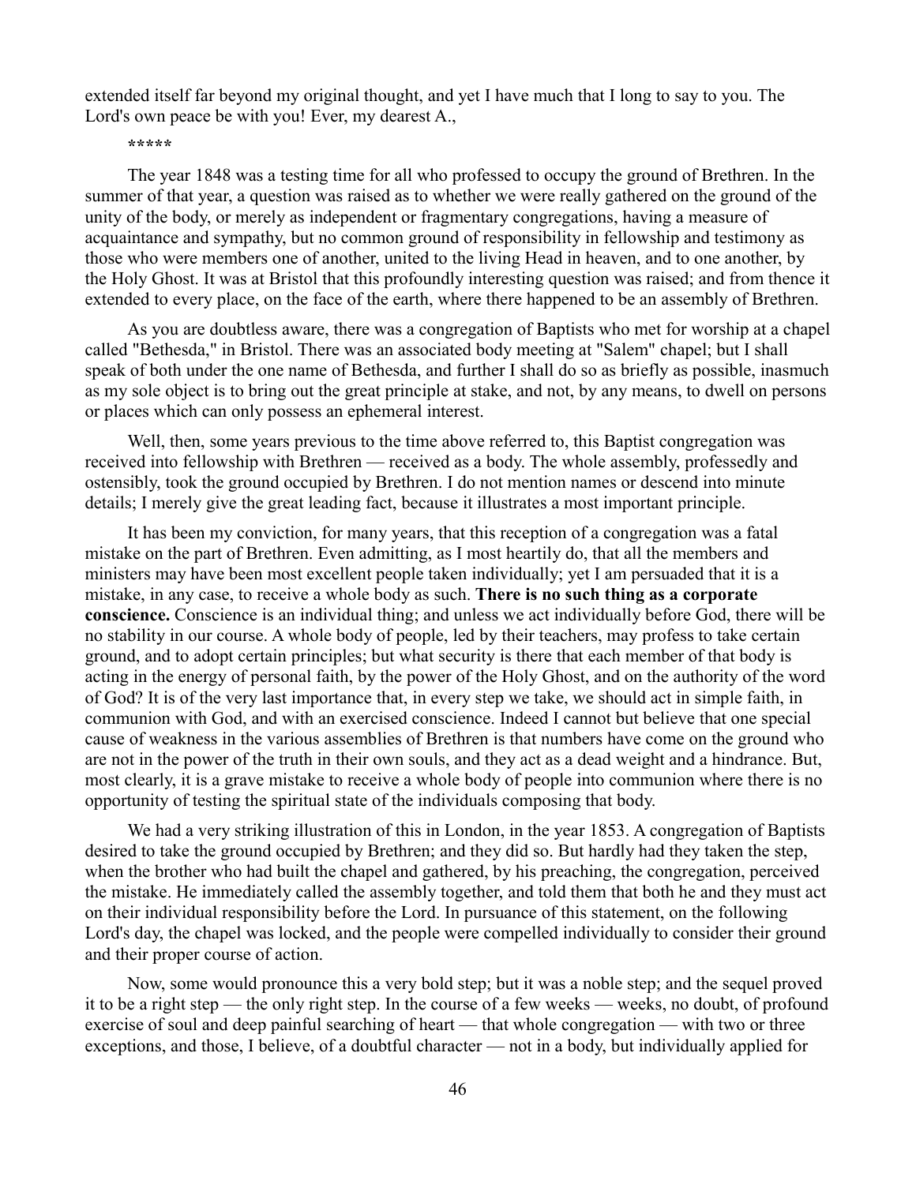extended itself far beyond my original thought, and yet I have much that I long to say to you. The Lord's own peace be with you! Ever, my dearest A.,

\*\*\*\*\*

The year 1848 was a testing time for all who professed to occupy the ground of Brethren. In the summer of that year, a question was raised as to whether we were really gathered on the ground of the unity of the body, or merely as independent or fragmentary congregations, having a measure of acquaintance and sympathy, but no common ground of responsibility in fellowship and testimony as those who were members one of another, united to the living Head in heaven, and to one another, by the Holy Ghost. It was at Bristol that this profoundly interesting question was raised; and from thence it extended to every place, on the face of the earth, where there happened to be an assembly of Brethren.

As you are doubtless aware, there was a congregation of Baptists who met for worship at a chapel called "Bethesda," in Bristol. There was an associated body meeting at "Salem" chapel; but I shall speak of both under the one name of Bethesda, and further I shall do so as briefly as possible, inasmuch as my sole object is to bring out the great principle at stake, and not, by any means, to dwell on persons or places which can only possess an ephemeral interest.

Well, then, some years previous to the time above referred to, this Baptist congregation was received into fellowship with Brethren — received as a body. The whole assembly, professedly and ostensibly, took the ground occupied by Brethren. I do not mention names or descend into minute details; I merely give the great leading fact, because it illustrates a most important principle.

It has been my conviction, for many years, that this reception of a congregation was a fatal mistake on the part of Brethren. Even admitting, as I most heartily do, that all the members and ministers may have been most excellent people taken individually; yet I am persuaded that it is a mistake, in any case, to receive a whole body as such. **There is no such thing as a corporate conscience.** Conscience is an individual thing; and unless we act individually before God, there will be no stability in our course. A whole body of people, led by their teachers, may profess to take certain ground, and to adopt certain principles; but what security is there that each member of that body is acting in the energy of personal faith, by the power of the Holy Ghost, and on the authority of the word of God? It is of the very last importance that, in every step we take, we should act in simple faith, in communion with God, and with an exercised conscience. Indeed I cannot but believe that one special cause of weakness in the various assemblies of Brethren is that numbers have come on the ground who are not in the power of the truth in their own souls, and they act as a dead weight and a hindrance. But, most clearly, it is a grave mistake to receive a whole body of people into communion where there is no opportunity of testing the spiritual state of the individuals composing that body.

We had a very striking illustration of this in London, in the year 1853. A congregation of Baptists desired to take the ground occupied by Brethren; and they did so. But hardly had they taken the step, when the brother who had built the chapel and gathered, by his preaching, the congregation, perceived the mistake. He immediately called the assembly together, and told them that both he and they must act on their individual responsibility before the Lord. In pursuance of this statement, on the following Lord's day, the chapel was locked, and the people were compelled individually to consider their ground and their proper course of action.

Now, some would pronounce this a very bold step; but it was a noble step; and the sequel proved it to be a right step — the only right step. In the course of a few weeks — weeks, no doubt, of profound exercise of soul and deep painful searching of heart — that whole congregation — with two or three exceptions, and those, I believe, of a doubtful character — not in a body, but individually applied for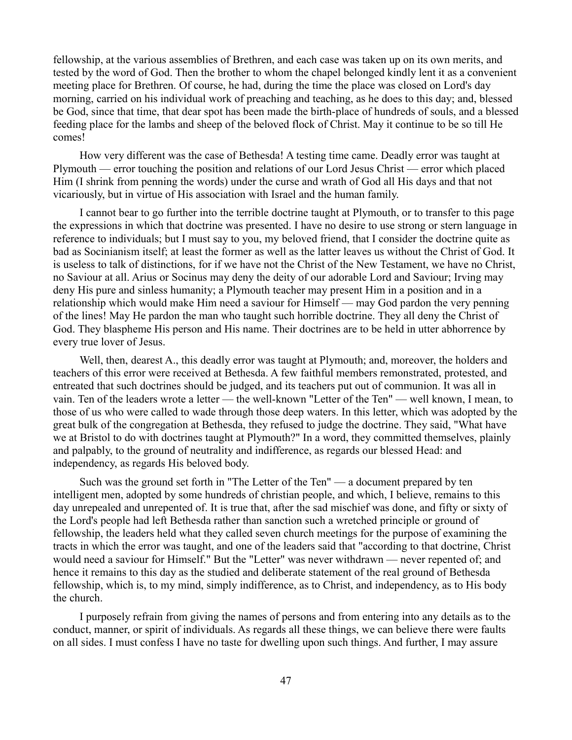fellowship, at the various assemblies of Brethren, and each case was taken up on its own merits, and tested by the word of God. Then the brother to whom the chapel belonged kindly lent it as a convenient meeting place for Brethren. Of course, he had, during the time the place was closed on Lord's day morning, carried on his individual work of preaching and teaching, as he does to this day; and, blessed be God, since that time, that dear spot has been made the birth-place of hundreds of souls, and a blessed feeding place for the lambs and sheep of the beloved flock of Christ. May it continue to be so till He comes!

How very different was the case of Bethesda! A testing time came. Deadly error was taught at Plymouth — error touching the position and relations of our Lord Jesus Christ — error which placed Him (I shrink from penning the words) under the curse and wrath of God all His days and that not vicariously, but in virtue of His association with Israel and the human family.

I cannot bear to go further into the terrible doctrine taught at Plymouth, or to transfer to this page the expressions in which that doctrine was presented. I have no desire to use strong or stern language in reference to individuals; but I must say to you, my beloved friend, that I consider the doctrine quite as bad as Socinianism itself; at least the former as well as the latter leaves us without the Christ of God. It is useless to talk of distinctions, for if we have not the Christ of the New Testament, we have no Christ, no Saviour at all. Arius or Socinus may deny the deity of our adorable Lord and Saviour; Irving may deny His pure and sinless humanity; a Plymouth teacher may present Him in a position and in a relationship which would make Him need a saviour for Himself — may God pardon the very penning of the lines! May He pardon the man who taught such horrible doctrine. They all deny the Christ of God. They blaspheme His person and His name. Their doctrines are to be held in utter abhorrence by every true lover of Jesus.

Well, then, dearest A., this deadly error was taught at Plymouth; and, moreover, the holders and teachers of this error were received at Bethesda. A few faithful members remonstrated, protested, and entreated that such doctrines should be judged, and its teachers put out of communion. It was all in vain. Ten of the leaders wrote a letter — the well-known "Letter of the Ten" — well known, I mean, to those of us who were called to wade through those deep waters. In this letter, which was adopted by the great bulk of the congregation at Bethesda, they refused to judge the doctrine. They said, "What have we at Bristol to do with doctrines taught at Plymouth?" In a word, they committed themselves, plainly and palpably, to the ground of neutrality and indifference, as regards our blessed Head: and independency, as regards His beloved body.

Such was the ground set forth in "The Letter of the Ten" — a document prepared by ten intelligent men, adopted by some hundreds of christian people, and which, I believe, remains to this day unrepealed and unrepented of. It is true that, after the sad mischief was done, and fifty or sixty of the Lord's people had left Bethesda rather than sanction such a wretched principle or ground of fellowship, the leaders held what they called seven church meetings for the purpose of examining the tracts in which the error was taught, and one of the leaders said that "according to that doctrine, Christ would need a saviour for Himself." But the "Letter" was never withdrawn — never repented of; and hence it remains to this day as the studied and deliberate statement of the real ground of Bethesda fellowship, which is, to my mind, simply indifference, as to Christ, and independency, as to His body the church.

I purposely refrain from giving the names of persons and from entering into any details as to the conduct, manner, or spirit of individuals. As regards all these things, we can believe there were faults on all sides. I must confess I have no taste for dwelling upon such things. And further, I may assure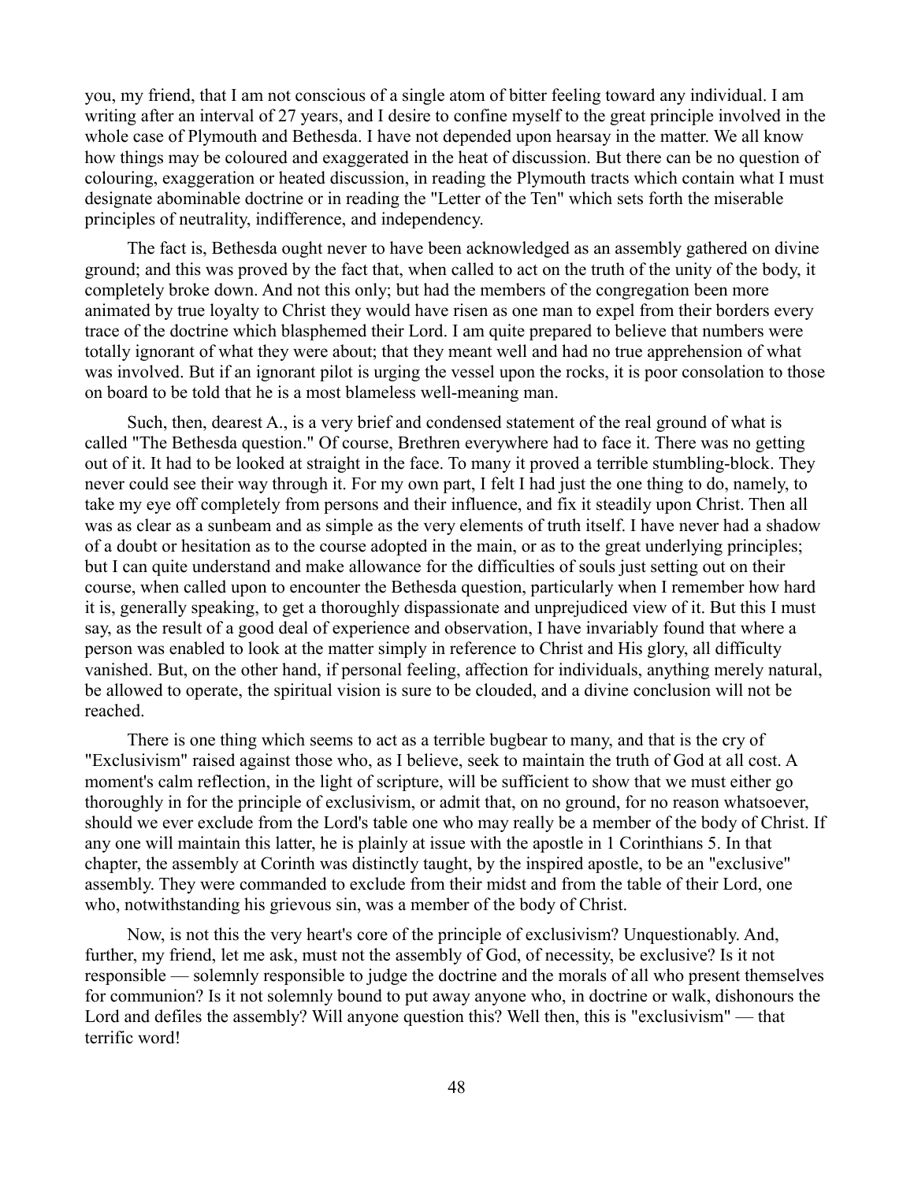you, my friend, that I am not conscious of a single atom of bitter feeling toward any individual. I am writing after an interval of 27 years, and I desire to confine myself to the great principle involved in the whole case of Plymouth and Bethesda. I have not depended upon hearsay in the matter. We all know how things may be coloured and exaggerated in the heat of discussion. But there can be no question of colouring, exaggeration or heated discussion, in reading the Plymouth tracts which contain what I must designate abominable doctrine or in reading the "Letter of the Ten" which sets forth the miserable principles of neutrality, indifference, and independency.

The fact is, Bethesda ought never to have been acknowledged as an assembly gathered on divine ground; and this was proved by the fact that, when called to act on the truth of the unity of the body, it completely broke down. And not this only; but had the members of the congregation been more animated by true loyalty to Christ they would have risen as one man to expel from their borders every trace of the doctrine which blasphemed their Lord. I am quite prepared to believe that numbers were totally ignorant of what they were about; that they meant well and had no true apprehension of what was involved. But if an ignorant pilot is urging the vessel upon the rocks, it is poor consolation to those on board to be told that he is a most blameless well-meaning man.

Such, then, dearest A., is a very brief and condensed statement of the real ground of what is called "The Bethesda question." Of course, Brethren everywhere had to face it. There was no getting out of it. It had to be looked at straight in the face. To many it proved a terrible stumbling-block. They never could see their way through it. For my own part, I felt I had just the one thing to do, namely, to take my eye off completely from persons and their influence, and fix it steadily upon Christ. Then all was as clear as a sunbeam and as simple as the very elements of truth itself. I have never had a shadow of a doubt or hesitation as to the course adopted in the main, or as to the great underlying principles; but I can quite understand and make allowance for the difficulties of souls just setting out on their course, when called upon to encounter the Bethesda question, particularly when I remember how hard it is, generally speaking, to get a thoroughly dispassionate and unprejudiced view of it. But this I must say, as the result of a good deal of experience and observation, I have invariably found that where a person was enabled to look at the matter simply in reference to Christ and His glory, all difficulty vanished. But, on the other hand, if personal feeling, affection for individuals, anything merely natural, be allowed to operate, the spiritual vision is sure to be clouded, and a divine conclusion will not be reached.

There is one thing which seems to act as a terrible bugbear to many, and that is the cry of "Exclusivism" raised against those who, as I believe, seek to maintain the truth of God at all cost. A moment's calm reflection, in the light of scripture, will be sufficient to show that we must either go thoroughly in for the principle of exclusivism, or admit that, on no ground, for no reason whatsoever, should we ever exclude from the Lord's table one who may really be a member of the body of Christ. If any one will maintain this latter, he is plainly at issue with the apostle in 1 Corinthians 5. In that chapter, the assembly at Corinth was distinctly taught, by the inspired apostle, to be an "exclusive" assembly. They were commanded to exclude from their midst and from the table of their Lord, one who, notwithstanding his grievous sin, was a member of the body of Christ.

Now, is not this the very heart's core of the principle of exclusivism? Unquestionably. And, further, my friend, let me ask, must not the assembly of God, of necessity, be exclusive? Is it not responsible — solemnly responsible to judge the doctrine and the morals of all who present themselves for communion? Is it not solemnly bound to put away anyone who, in doctrine or walk, dishonours the Lord and defiles the assembly? Will anyone question this? Well then, this is "exclusivism" — that terrific word!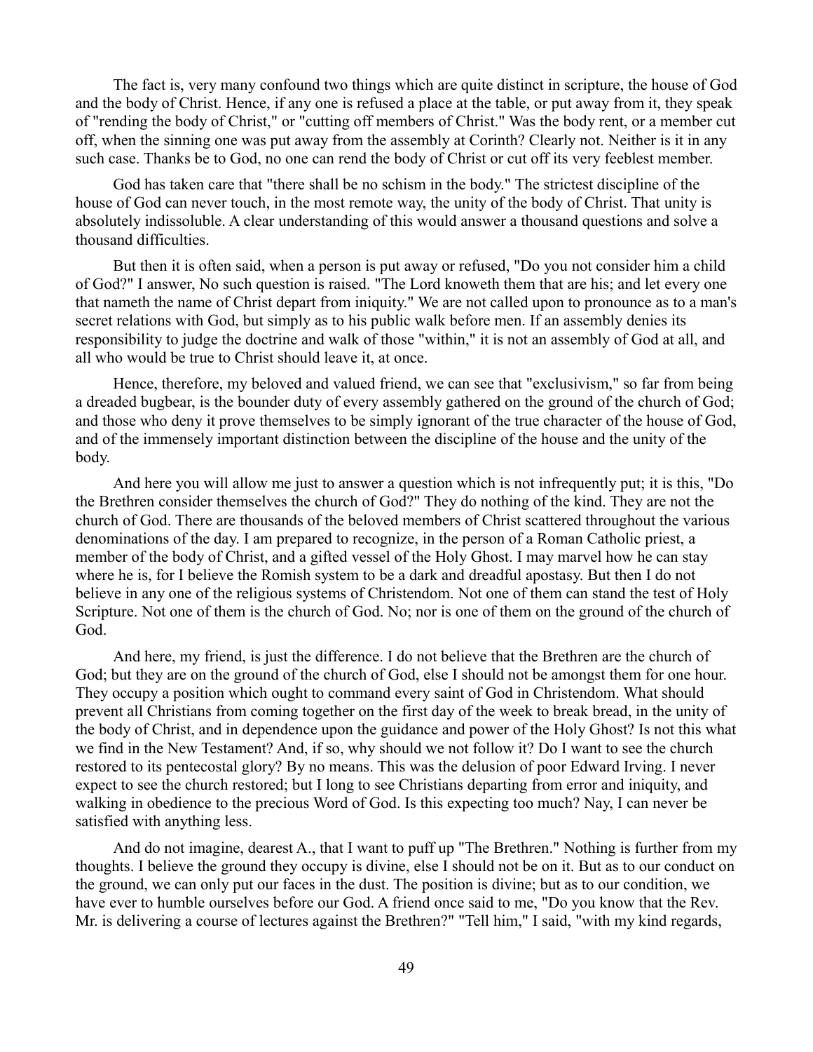The fact is, very many confound two things which are quite distinct in scripture, the house of God and the body of Christ. Hence, if any one is refused a place at the table, or put away from it, they speak of "rending the body of Christ," or "cutting off members of Christ." Was the body rent, or a member cut off, when the sinning one was put away from the assembly at Corinth? Clearly not. Neither is it in any such case. Thanks be to God, no one can rend the body of Christ or cut off its very feeblest member.

God has taken care that "there shall be no schism in the body." The strictest discipline of the house of God can never touch, in the most remote way, the unity of the body of Christ. That unity is absolutely indissoluble. A clear understanding of this would answer a thousand questions and solve a thousand difficulties.

But then it is often said, when a person is put away or refused, "Do you not consider him a child of God?" I answer, No such question is raised. "The Lord knoweth them that are his; and let every one that nameth the name of Christ depart from iniquity." We are not called upon to pronounce as to a man's secret relations with God, but simply as to his public walk before men. If an assembly denies its responsibility to judge the doctrine and walk of those "within," it is not an assembly of God at all, and all who would be true to Christ should leave it, at once.

Hence, therefore, my beloved and valued friend, we can see that "exclusivism," so far from being a dreaded bugbear, is the bounder duty of every assembly gathered on the ground of the church of God; and those who deny it prove themselves to be simply ignorant of the true character of the house of God, and of the immensely important distinction between the discipline of the house and the unity of the body.

And here you will allow me just to answer a question which is not infrequently put; it is this, "Do the Brethren consider themselves the church of God?" They do nothing of the kind. They are not the church of God. There are thousands of the beloved members of Christ scattered throughout the various denominations of the day. I am prepared to recognize, in the person of a Roman Catholic priest, a member of the body of Christ, and a gifted vessel of the Holy Ghost. I may marvel how he can stay where he is, for I believe the Romish system to be a dark and dreadful apostasy. But then I do not believe in any one of the religious systems of Christendom. Not one of them can stand the test of Holy Scripture. Not one of them is the church of God. No; nor is one of them on the ground of the church of God.

And here, my friend, is just the difference. I do not believe that the Brethren are the church of God; but they are on the ground of the church of God, else I should not be amongst them for one hour. They occupy a position which ought to command every saint of God in Christendom. What should prevent all Christians from coming together on the first day of the week to break bread, in the unity of the body of Christ, and in dependence upon the guidance and power of the Holy Ghost? Is not this what we find in the New Testament? And, if so, why should we not follow it? Do I want to see the church restored to its pentecostal glory? By no means. This was the delusion of poor Edward Irving. I never expect to see the church restored; but I long to see Christians departing from error and iniquity, and walking in obedience to the precious Word of God. Is this expecting too much? Nay, I can never be satisfied with anything less.

And do not imagine, dearest A., that I want to puff up "The Brethren." Nothing is further from my thoughts. I believe the ground they occupy is divine, else I should not be on it. But as to our conduct on the ground, we can only put our faces in the dust. The position is divine; but as to our condition, we have ever to humble ourselves before our God. A friend once said to me, "Do you know that the Rev. Mr. is delivering a course of lectures against the Brethren?" "Tell him," I said, "with my kind regards,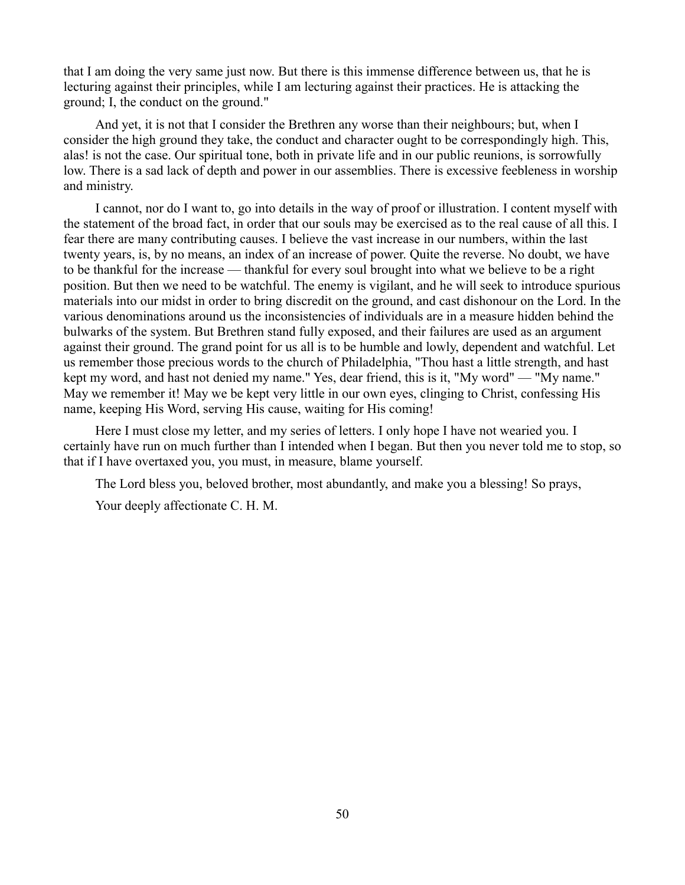that I am doing the very same just now. But there is this immense difference between us, that he is lecturing against their principles, while I am lecturing against their practices. He is attacking the ground; I, the conduct on the ground."

And yet, it is not that I consider the Brethren any worse than their neighbours; but, when I consider the high ground they take, the conduct and character ought to be correspondingly high. This, alas! is not the case. Our spiritual tone, both in private life and in our public reunions, is sorrowfully low. There is a sad lack of depth and power in our assemblies. There is excessive feebleness in worship and ministry.

I cannot, nor do I want to, go into details in the way of proof or illustration. I content myself with the statement of the broad fact, in order that our souls may be exercised as to the real cause of all this. I fear there are many contributing causes. I believe the vast increase in our numbers, within the last twenty years, is, by no means, an index of an increase of power. Quite the reverse. No doubt, we have to be thankful for the increase — thankful for every soul brought into what we believe to be a right position. But then we need to be watchful. The enemy is vigilant, and he will seek to introduce spurious materials into our midst in order to bring discredit on the ground, and cast dishonour on the Lord. In the various denominations around us the inconsistencies of individuals are in a measure hidden behind the bulwarks of the system. But Brethren stand fully exposed, and their failures are used as an argument against their ground. The grand point for us all is to be humble and lowly, dependent and watchful. Let us remember those precious words to the church of Philadelphia, "Thou hast a little strength, and hast kept my word, and hast not denied my name." Yes, dear friend, this is it, "My word" — "My name." May we remember it! May we be kept very little in our own eyes, clinging to Christ, confessing His name, keeping His Word, serving His cause, waiting for His coming!

Here I must close my letter, and my series of letters. I only hope I have not wearied you. I certainly have run on much further than I intended when I began. But then you never told me to stop, so that if I have overtaxed you, you must, in measure, blame yourself.

The Lord bless you, beloved brother, most abundantly, and make you a blessing! So prays,

Your deeply affectionate C. H. M.